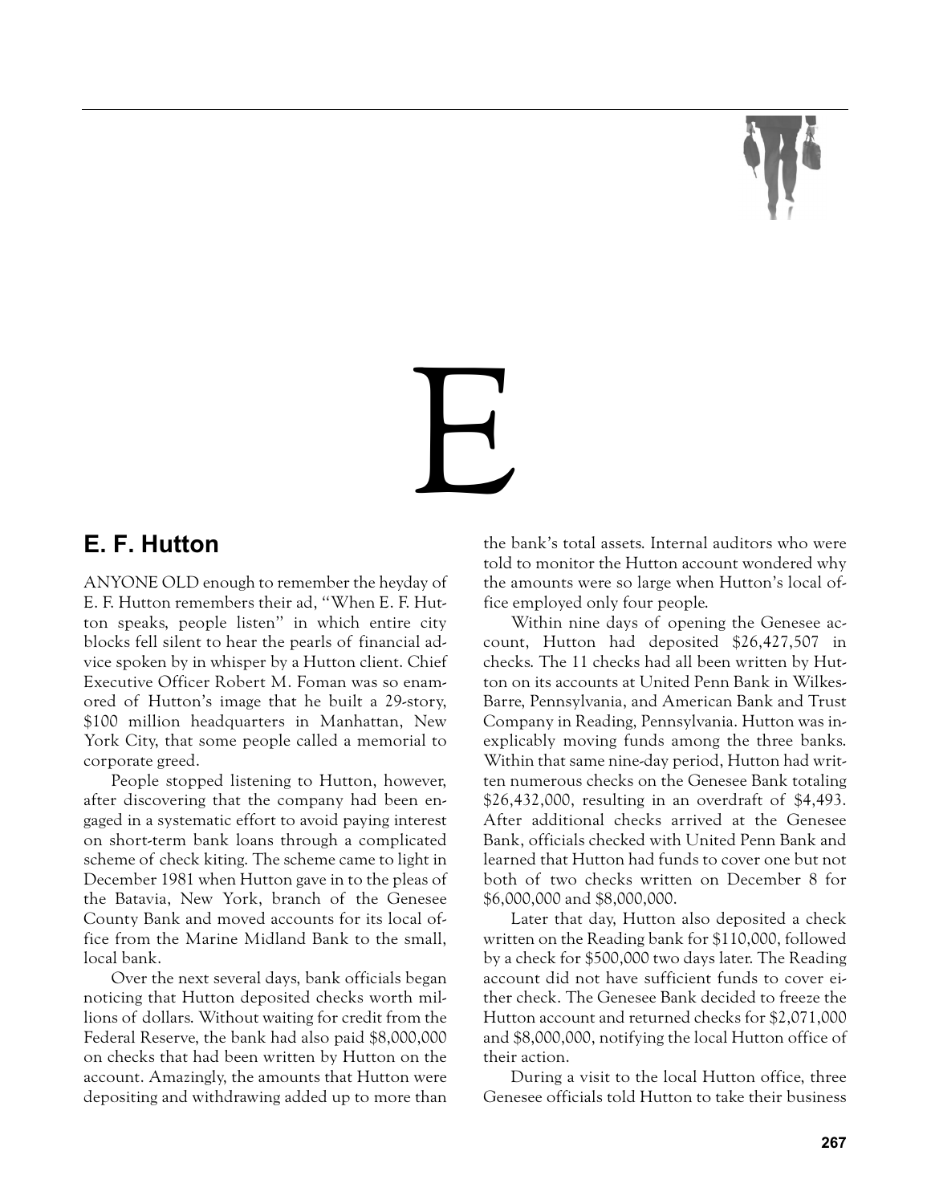# E

## E. F. Hutton

ANYONE OLD enough to remember the heyday of E. F. Hutton remembers their ad, "When E. F. Hutton speaks, people listen" in which entire city blocks fell silent to hear the pearls of financial advice spoken by in whisper by a Hutton client. Chief Executive Officer Robert M. Foman was so enamored of Hutton's image that he built a 29-story, $100 million headquarters in Manhattan, New York City, that some people called a memorial to corporate greed.

People stopped listening to Hutton, however, after discovering that the company had been engaged in a systematic effort to avoid paying interest on short-term bank loans through a complicated scheme of check kiting. The scheme came to light in December 1981 when Hutton gave in to the pleas of the Batavia, New York, branch of the Genesee County Bank and moved accounts for its local office from the Marine Midland Bank to the small, local bank.

Over the next several days, bank officials began noticing that Hutton deposited checks worth millions of dollars. Without waiting for credit from the Federal Reserve, the bank had also paid $8,000,000 on checks that had been written by Hutton on the account. Amazingly, the amounts that Hutton were depositing and withdrawing added up to more than the bank's total assets. Internal auditors who were told to monitor the Hutton account wondered why the amounts were so large when Hutton's local office employed only four people.

Within nine days of opening the Genesee account, Hutton had deposited $26,427,507 in checks. The 11 checks had all been written by Hutton on its accounts at United Penn Bank in Wilkes-Barre, Pennsylvania, and American Bank and Trust Company in Reading, Pennsylvania. Hutton was inexplicably moving funds among the three banks. Within that same nine-day period, Hutton had written numerous checks on the Genesee Bank totaling $26,432,000, resulting in an overdraft of $4,493. After additional checks arrived at the Genesee Bank, officials checked with United Penn Bank and learned that Hutton had funds to cover one but not both of two checks written on December 8 for $6,000,000 and $8,000,000.

Later that day, Hutton also deposited a check written on the Reading bank for $110,000, followed by a check for $500,000 two days later. The Reading account did not have sufficient funds to cover either check. The Genesee Bank decided to freeze the Hutton account and returned checks for $2,071,000 and $8,000,000, notifying the local Hutton office of their action.

During a visit to the local Hutton office, three Genesee officials told Hutton to take their business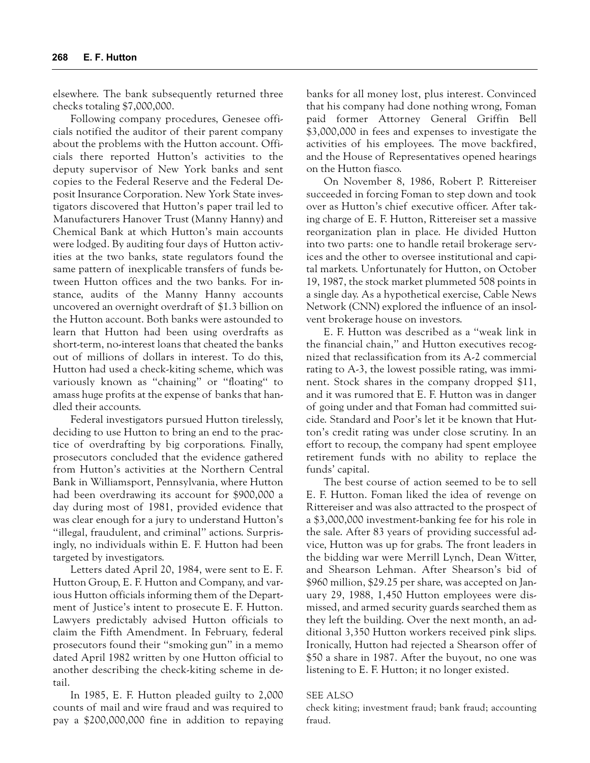elsewhere. The bank subsequently returned three checks totaling $7,000,000.

Following company procedures, Genesee officials notified the auditor of their parent company about the problems with the Hutton account. Officials there reported Hutton's activities to the deputy supervisor of New York banks and sent copies to the Federal Reserve and the Federal Deposit Insurance Corporation. New York State investigators discovered that Hutton's paper trail led to Manufacturers Hanover Trust (Manny Hanny) and Chemical Bank at which Hutton's main accounts were lodged. By auditing four days of Hutton activities at the two banks, state regulators found the same pattern of inexplicable transfers of funds between Hutton offices and the two banks. For instance, audits of the Manny Hanny accounts uncovered an overnight overdraft of $1.3 billion on the Hutton account. Both banks were astounded to learn that Hutton had been using overdrafts as short-term, no-interest loans that cheated the banks out of millions of dollars in interest. To do this, Hutton had used a check-kiting scheme, which was variously known as "chaining" or "floating" to amass huge profits at the expense of banks that handled their accounts.

Federal investigators pursued Hutton tirelessly, deciding to use Hutton to bring an end to the practice of overdrafting by big corporations. Finally, prosecutors concluded that the evidence gathered from Hutton's activities at the Northern Central Bank in Williamsport, Pennsylvania, where Hutton had been overdrawing its account for $900,000 a day during most of 1981, provided evidence that was clear enough for a jury to understand Hutton's "illegal, fraudulent, and criminal" actions. Surprisingly, no individuals within E. F. Hutton had been targeted by investigators.

Letters dated April 20, 1984, were sent to E. F. Hutton Group, E. F. Hutton and Company, and various Hutton officials informing them of the Department of Justice's intent to prosecute E. F. Hutton. Lawyers predictably advised Hutton officials to claim the Fifth Amendment. In February, federal prosecutors found their "smoking gun" in a memo dated April 1982 written by one Hutton official to another describing the check-kiting scheme in detail.

In 1985, E. F. Hutton pleaded guilty to 2,000 counts of mail and wire fraud and was required to pay a $200,000,000 fine in addition to repaying banks for all money lost, plus interest. Convinced that his company had done nothing wrong, Foman paid former Attorney General Griffin Bell $3,000,000 in fees and expenses to investigate the activities of his employees. The move backfired, and the House of Representatives opened hearings on the Hutton fiasco.

On November 8, 1986, Robert P. Rittereiser succeeded in forcing Foman to step down and took over as Hutton's chief executive officer. After taking charge of E. F. Hutton, Rittereiser set a massive reorganization plan in place. He divided Hutton into two parts: one to handle retail brokerage services and the other to oversee institutional and capital markets. Unfortunately for Hutton, on October 19, 1987, the stock market plummeted 508 points in a single day. As a hypothetical exercise, Cable News Network (CNN) explored the influence of an insolvent brokerage house on investors.

E. F. Hutton was described as a "weak link in the financial chain," and Hutton executives recognized that reclassification from its A-2 commercial rating to A-3, the lowest possible rating, was imminent. Stock shares in the company dropped $11, and it was rumored that E. F. Hutton was in danger of going under and that Foman had committed suicide. Standard and Poor's let it be known that Hutton's credit rating was under close scrutiny. In an effort to recoup, the company had spent employee retirement funds with no ability to replace the funds' capital.

The best course of action seemed to be to sell E. F. Hutton. Foman liked the idea of revenge on Rittereiser and was also attracted to the prospect of a $3,000,000 investment-banking fee for his role in the sale. After 83 years of providing successful advice, Hutton was up for grabs. The front leaders in the bidding war were Merrill Lynch, Dean Witter, and Shearson Lehman. After Shearson's bid of $960 million, $29.25 per share, was accepted on January 29, 1988, 1,450 Hutton employees were dismissed, and armed security guards searched them as they left the building. Over the next month, an additional 3,350 Hutton workers received pink slips. Ironically, Hutton had rejected a Shearson offer of $50 a share in 1987. After the buyout, no one was listening to E. F. Hutton; it no longer existed.

SEE ALSO

check kiting; investment fraud; bank fraud; accounting fraud.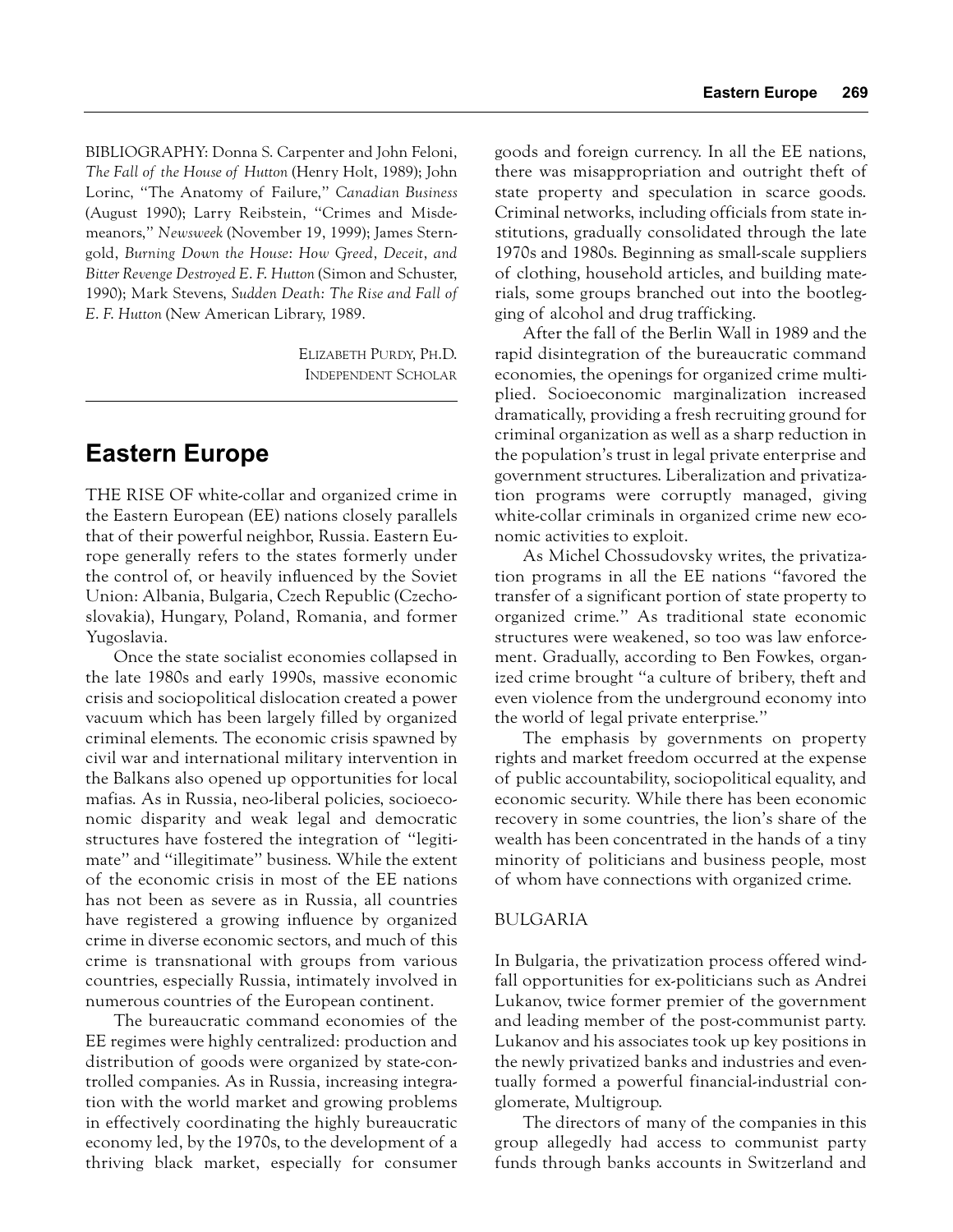BIBLIOGRAPHY: Donna S. Carpenter and John Feloni, *The Fall of the House of Hutton* (Henry Holt, 1989); John Lorinc, "The Anatomy of Failure," *Canadian Business* (August 1990); Larry Reibstein, "Crimes and Misdemeanors," *Newsweek* (November 19, 1999); James Sterngold, *Burning Down the House: How Greed, Deceit, and Bitter Revenge Destroyed E. F. Hutton* (Simon and Schuster, 1990); Mark Stevens, *Sudden Death: The Rise and Fall of E. F. Hutton* (New American Library, 1989.

ELIZABETH PURDY, PH.D.
INDEPENDENT SCHOLAR

# Eastern Europe

THE RISE OF white-collar and organized crime in the Eastern European (EE) nations closely parallels that of their powerful neighbor, Russia. Eastern Europe generally refers to the states formerly under the control of, or heavily influenced by the Soviet Union: Albania, Bulgaria, Czech Republic (Czechoslovakia), Hungary, Poland, Romania, and former Yugoslavia.

Once the state socialist economies collapsed in the late 1980s and early 1990s, massive economic crisis and sociopolitical dislocation created a power vacuum which has been largely filled by organized criminal elements. The economic crisis spawned by civil war and international military intervention in the Balkans also opened up opportunities for local mafias. As in Russia, neo-liberal policies, socioeconomic disparity and weak legal and democratic structures have fostered the integration of "legitimate" and "illegitimate" business. While the extent of the economic crisis in most of the EE nations has not been as severe as in Russia, all countries have registered a growing influence by organized crime in diverse economic sectors, and much of this crime is transnational with groups from various countries, especially Russia, intimately involved in numerous countries of the European continent.

The bureaucratic command economies of the EE regimes were highly centralized: production and distribution of goods were organized by state-controlled companies. As in Russia, increasing integration with the world market and growing problems in effectively coordinating the highly bureaucratic economy led, by the 1970s, to the development of a thriving black market, especially for consumer goods and foreign currency. In all the EE nations, there was misappropriation and outright theft of state property and speculation in scarce goods. Criminal networks, including officials from state institutions, gradually consolidated through the late 1970s and 1980s. Beginning as small-scale suppliers of clothing, household articles, and building materials, some groups branched out into the bootlegging of alcohol and drug trafficking.

After the fall of the Berlin Wall in 1989 and the rapid disintegration of the bureaucratic command economies, the openings for organized crime multiplied. Socioeconomic marginalization increased dramatically, providing a fresh recruiting ground for criminal organization as well as a sharp reduction in the population's trust in legal private enterprise and government structures. Liberalization and privatization programs were corruptly managed, giving white-collar criminals in organized crime new economic activities to exploit.

As Michel Chossudovsky writes, the privatization programs in all the EE nations "favored the transfer of a significant portion of state property to organized crime." As traditional state economic structures were weakened, so too was law enforcement. Gradually, according to Ben Fowkes, organized crime brought "a culture of bribery, theft and even violence from the underground economy into the world of legal private enterprise."

The emphasis by governments on property rights and market freedom occurred at the expense of public accountability, sociopolitical equality, and economic security. While there has been economic recovery in some countries, the lion's share of the wealth has been concentrated in the hands of a tiny minority of politicians and business people, most of whom have connections with organized crime.

## BULGARIA

In Bulgaria, the privatization process offered windfall opportunities for ex-politicians such as Andrei Lukanov, twice former premier of the government and leading member of the post-communist party. Lukanov and his associates took up key positions in the newly privatized banks and industries and eventually formed a powerful financial-industrial conglomerate, Multigroup.

The directors of many of the companies in this group allegedly had access to communist party funds through banks accounts in Switzerland and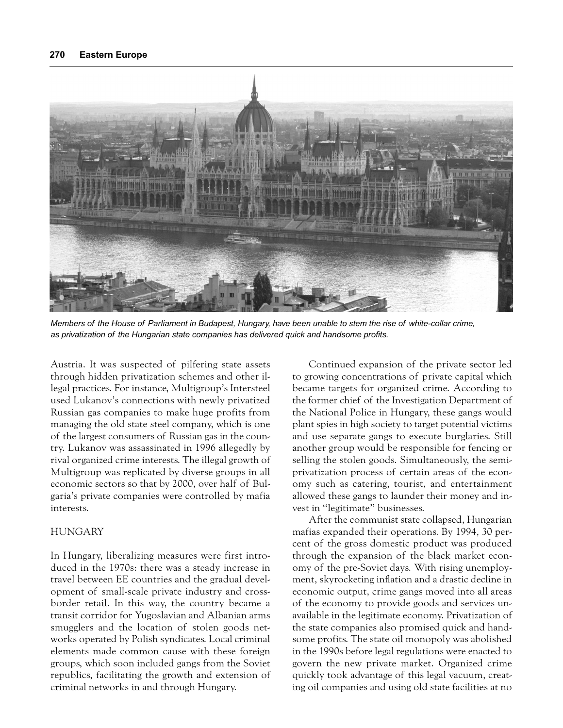*Members of the House of Parliament in Budapest, Hungary, have been unable to stem the rise of white-collar crime, as privatization of the Hungarian state companies has delivered quick and handsome profits.*

Austria. It was suspected of pilfering state assets through hidden privatization schemes and other illegal practices. For instance, Multigroup's Intersteel used Lukanov's connections with newly privatized Russian gas companies to make huge profits from managing the old state steel company, which is one of the largest consumers of Russian gas in the country. Lukanov was assassinated in 1996 allegedly by rival organized crime interests. The illegal growth of Multigroup was replicated by diverse groups in all economic sectors so that by 2000, over half of Bulgaria's private companies were controlled by mafia interests.

## HUNGARY

In Hungary, liberalizing measures were first introduced in the 1970s: there was a steady increase in travel between EE countries and the gradual development of small-scale private industry and cross-border retail. In this way, the country became a transit corridor for Yugoslavian and Albanian arms smugglers and the location of stolen goods networks operated by Polish syndicates. Local criminal elements made common cause with these foreign groups, which soon included gangs from the Soviet republics, facilitating the growth and extension of criminal networks in and through Hungary.

Continued expansion of the private sector led to growing concentrations of private capital which became targets for organized crime. According to the former chief of the Investigation Department of the National Police in Hungary, these gangs would plant spies in high society to target potential victims and use separate gangs to execute burglaries. Still another group would be responsible for fencing or selling the stolen goods. Simultaneously, the semi-privatization process of certain areas of the economy such as catering, tourist, and entertainment allowed these gangs to launder their money and invest in "legitimate" businesses.

After the communist state collapsed, Hungarian mafias expanded their operations. By 1994, 30 percent of the gross domestic product was produced through the expansion of the black market economy of the pre-Soviet days. With rising unemployment, skyrocketing inflation and a drastic decline in economic output, crime gangs moved into all areas of the economy to provide goods and services unavailable in the legitimate economy. Privatization of the state companies also promised quick and handsome profits. The state oil monopoly was abolished in the 1990s before legal regulations were enacted to govern the new private market. Organized crime quickly took advantage of this legal vacuum, creating oil companies and using old state facilities at no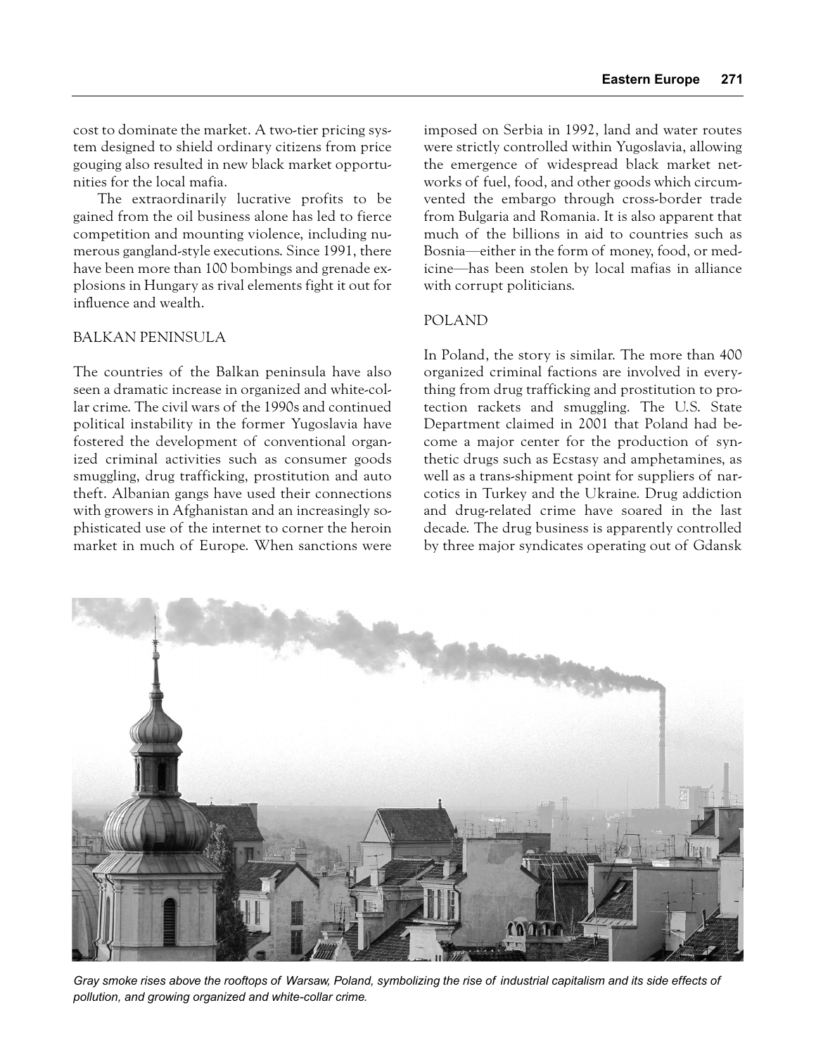cost to dominate the market. A two-tier pricing system designed to shield ordinary citizens from price gouging also resulted in new black market opportunities for the local mafia.

The extraordinarily lucrative profits to be gained from the oil business alone has led to fierce competition and mounting violence, including numerous gangland-style executions. Since 1991, there have been more than 100 bombings and grenade explosions in Hungary as rival elements fight it out for influence and wealth.

## BALKAN PENINSULA

The countries of the Balkan peninsula have also seen a dramatic increase in organized and white-collar crime. The civil wars of the 1990s and continued political instability in the former Yugoslavia have fostered the development of conventional organized criminal activities such as consumer goods smuggling, drug trafficking, prostitution and auto theft. Albanian gangs have used their connections with growers in Afghanistan and an increasingly sophisticated use of the internet to corner the heroin market in much of Europe. When sanctions were imposed on Serbia in 1992, land and water routes were strictly controlled within Yugoslavia, allowing the emergence of widespread black market networks of fuel, food, and other goods which circumvented the embargo through cross-border trade from Bulgaria and Romania. It is also apparent that much of the billions in aid to countries such as Bosnia—either in the form of money, food, or medicine—has been stolen by local mafias in alliance with corrupt politicians.

## POLAND

In Poland, the story is similar. The more than 400 organized criminal factions are involved in everything from drug trafficking and prostitution to protection rackets and smuggling. The U.S. State Department claimed in 2001 that Poland had become a major center for the production of synthetic drugs such as Ecstasy and amphetamines, as well as a trans-shipment point for suppliers of narcotics in Turkey and the Ukraine. Drug addiction and drug-related crime have soared in the last decade. The drug business is apparently controlled by three major syndicates operating out of Gdansk

*Gray smoke rises above the rooftops of Warsaw, Poland, symbolizing the rise of industrial capitalism and its side effects of pollution, and growing organized and white-collar crime.*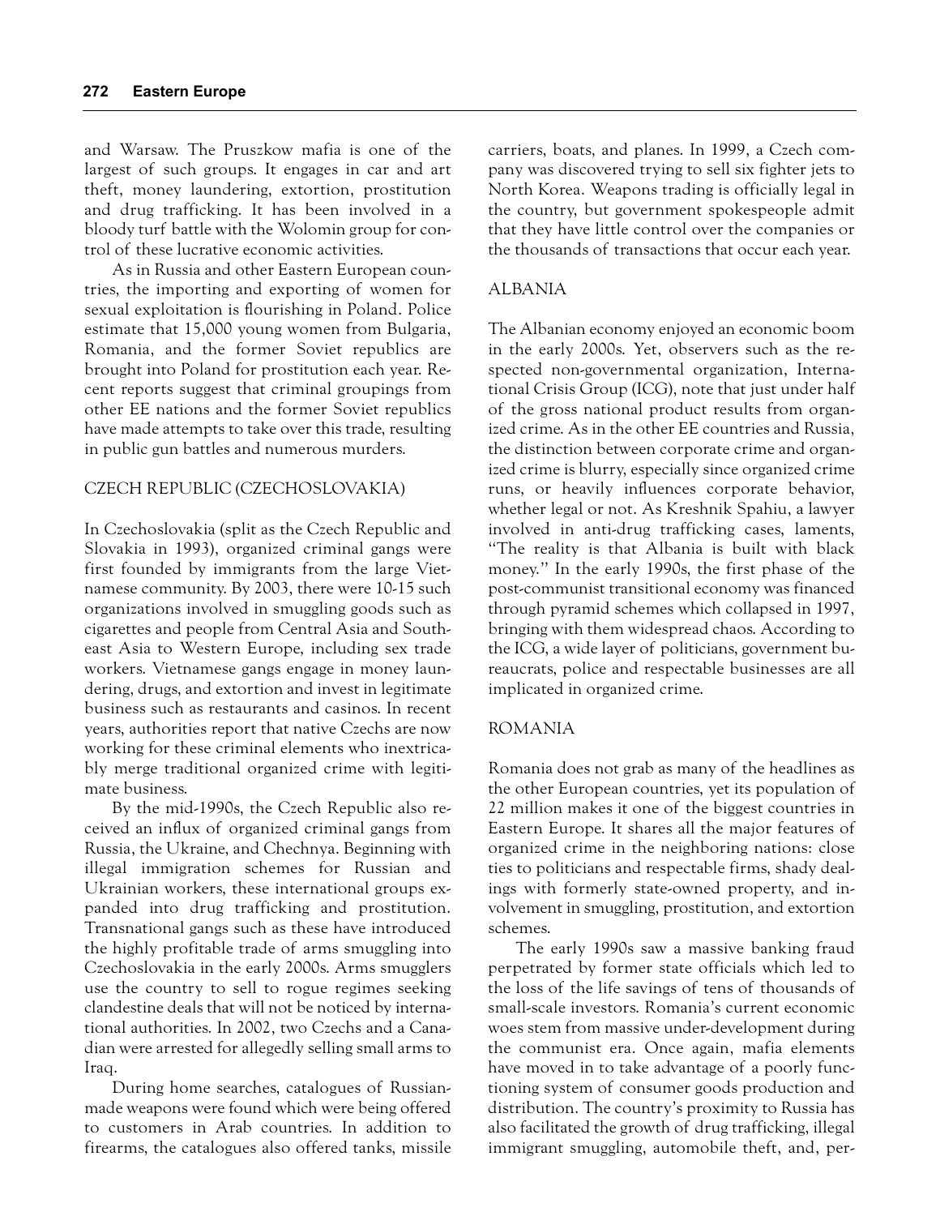and Warsaw. The Pruszkow mafia is one of the largest of such groups. It engages in car and art theft, money laundering, extortion, prostitution and drug trafficking. It has been involved in a bloody turf battle with the Wolomin group for control of these lucrative economic activities.

As in Russia and other Eastern European countries, the importing and exporting of women for sexual exploitation is flourishing in Poland. Police estimate that 15,000 young women from Bulgaria, Romania, and the former Soviet republics are brought into Poland for prostitution each year. Recent reports suggest that criminal groupings from other EE nations and the former Soviet republics have made attempts to take over this trade, resulting in public gun battles and numerous murders.

## CZECH REPUBLIC (CZECHOSLOVAKIA)

In Czechoslovakia (split as the Czech Republic and Slovakia in 1993), organized criminal gangs were first founded by immigrants from the large Vietnamese community. By 2003, there were 10-15 such organizations involved in smuggling goods such as cigarettes and people from Central Asia and Southeast Asia to Western Europe, including sex trade workers. Vietnamese gangs engage in money laundering, drugs, and extortion and invest in legitimate business such as restaurants and casinos. In recent years, authorities report that native Czechs are now working for these criminal elements who inextricably merge traditional organized crime with legitimate business.

By the mid-1990s, the Czech Republic also received an influx of organized criminal gangs from Russia, the Ukraine, and Chechnya. Beginning with illegal immigration schemes for Russian and Ukrainian workers, these international groups expanded into drug trafficking and prostitution. Transnational gangs such as these have introduced the highly profitable trade of arms smuggling into Czechoslovakia in the early 2000s. Arms smugglers use the country to sell to rogue regimes seeking clandestine deals that will not be noticed by international authorities. In 2002, two Czechs and a Canadian were arrested for allegedly selling small arms to Iraq.

During home searches, catalogues of Russian-made weapons were found which were being offered to customers in Arab countries. In addition to firearms, the catalogues also offered tanks, missile carriers, boats, and planes. In 1999, a Czech company was discovered trying to sell six fighter jets to North Korea. Weapons trading is officially legal in the country, but government spokespeople admit that they have little control over the companies or the thousands of transactions that occur each year.

## ALBANIA

The Albanian economy enjoyed an economic boom in the early 2000s. Yet, observers such as the respected non-governmental organization, International Crisis Group (ICG), note that just under half of the gross national product results from organized crime. As in the other EE countries and Russia, the distinction between corporate crime and organized crime is blurry, especially since organized crime runs, or heavily influences corporate behavior, whether legal or not. As Kreshnik Spahiu, a lawyer involved in anti-drug trafficking cases, laments, "The reality is that Albania is built with black money." In the early 1990s, the first phase of the post-communist transitional economy was financed through pyramid schemes which collapsed in 1997, bringing with them widespread chaos. According to the ICG, a wide layer of politicians, government bureaucrats, police and respectable businesses are all implicated in organized crime.

## ROMANIA

Romania does not grab as many of the headlines as the other European countries, yet its population of 22 million makes it one of the biggest countries in Eastern Europe. It shares all the major features of organized crime in the neighboring nations: close ties to politicians and respectable firms, shady dealings with formerly state-owned property, and involvement in smuggling, prostitution, and extortion schemes.

The early 1990s saw a massive banking fraud perpetrated by former state officials which led to the loss of the life savings of tens of thousands of small-scale investors. Romania's current economic woes stem from massive under-development during the communist era. Once again, mafia elements have moved in to take advantage of a poorly functioning system of consumer goods production and distribution. The country's proximity to Russia has also facilitated the growth of drug trafficking, illegal immigrant smuggling, automobile theft, and, per-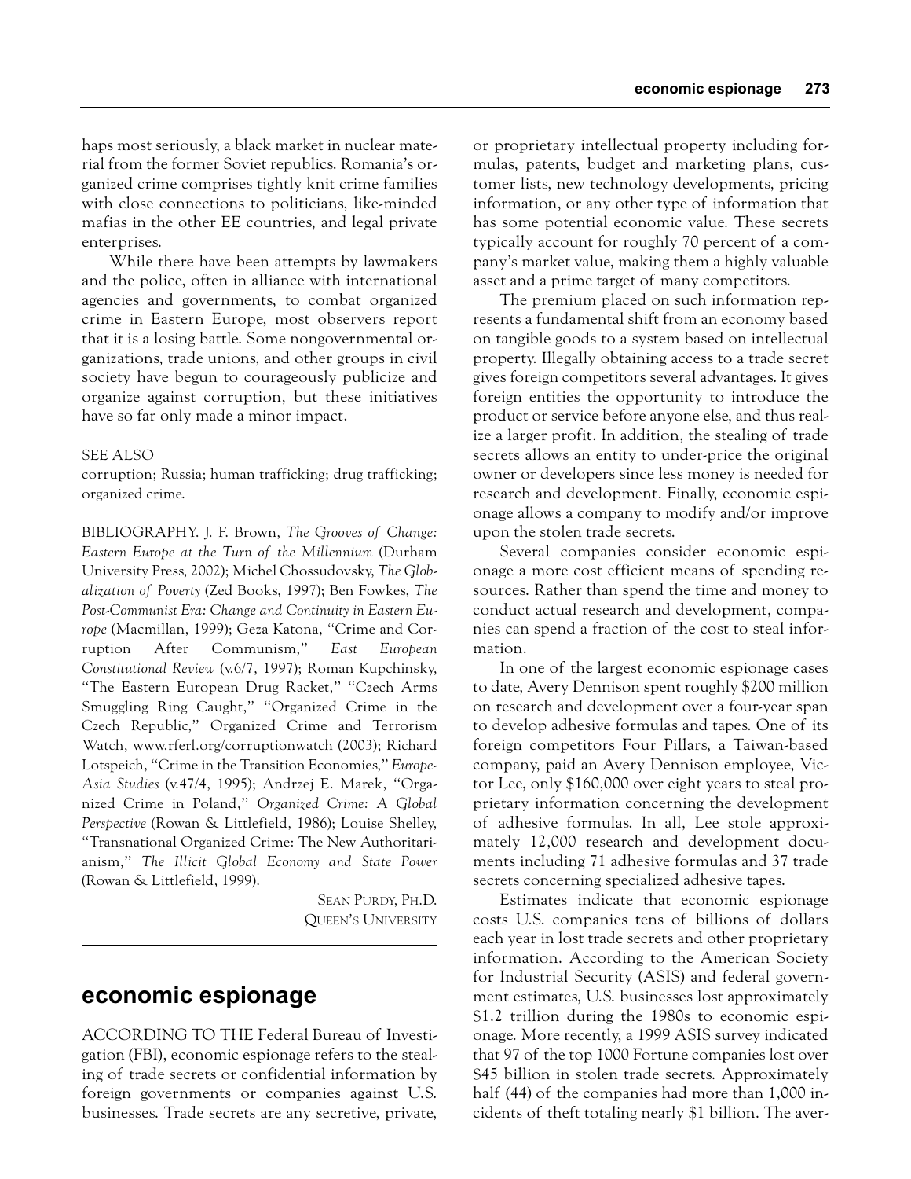haps most seriously, a black market in nuclear material from the former Soviet republics. Romania's organized crime comprises tightly knit crime families with close connections to politicians, like-minded mafias in the other EE countries, and legal private enterprises.

While there have been attempts by lawmakers and the police, often in alliance with international agencies and governments, to combat organized crime in Eastern Europe, most observers report that it is a losing battle. Some nongovernmental organizations, trade unions, and other groups in civil society have begun to courageously publicize and organize against corruption, but these initiatives have so far only made a minor impact.

SEE ALSO

corruption; Russia; human trafficking; drug trafficking; organized crime.

BIBLIOGRAPHY. J. F. Brown, *The Grooves of Change: Eastern Europe at the Turn of the Millennium* (Durham University Press, 2002); Michel Chossudovsky, *The Globalization of Poverty* (Zed Books, 1997); Ben Fowkes, *The Post-Communist Era: Change and Continuity in Eastern Europe* (Macmillan, 1999); Geza Katona, "Crime and Corruption After Communism," *East European Constitutional Review* (v.6/7, 1997); Roman Kupchinsky, "The Eastern European Drug Racket," "Czech Arms Smuggling Ring Caught," "Organized Crime in the Czech Republic," Organized Crime and Terrorism Watch, www.rferl.org/corruptionwatch (2003); Richard Lotspeich, "Crime in the Transition Economies," *Europe-Asia Studies* (v.47/4, 1995); Andrzej E. Marek, "Organized Crime in Poland," *Organized Crime: A Global Perspective* (Rowan & Littlefield, 1986); Louise Shelley, "Transnational Organized Crime: The New Authoritarianism," *The Illicit Global Economy and State Power* (Rowan & Littlefield, 1999).

Sean Purdy, Ph.D.
Queen's University

## economic espionage

ACCORDING TO THE Federal Bureau of Investigation (FBI), economic espionage refers to the stealing of trade secrets or confidential information by foreign governments or companies against U.S. businesses. Trade secrets are any secretive, private, or proprietary intellectual property including formulas, patents, budget and marketing plans, customer lists, new technology developments, pricing information, or any other type of information that has some potential economic value. These secrets typically account for roughly 70 percent of a company's market value, making them a highly valuable asset and a prime target of many competitors.

The premium placed on such information represents a fundamental shift from an economy based on tangible goods to a system based on intellectual property. Illegally obtaining access to a trade secret gives foreign competitors several advantages. It gives foreign entities the opportunity to introduce the product or service before anyone else, and thus realize a larger profit. In addition, the stealing of trade secrets allows an entity to under-price the original owner or developers since less money is needed for research and development. Finally, economic espionage allows a company to modify and/or improve upon the stolen trade secrets.

Several companies consider economic espionage a more cost efficient means of spending resources. Rather than spend the time and money to conduct actual research and development, companies can spend a fraction of the cost to steal information.

In one of the largest economic espionage cases to date, Avery Dennison spent roughly $200 million on research and development over a four-year span to develop adhesive formulas and tapes. One of its foreign competitors Four Pillars, a Taiwan-based company, paid an Avery Dennison employee, Victor Lee, only $160,000 over eight years to steal proprietary information concerning the development of adhesive formulas. In all, Lee stole approximately 12,000 research and development documents including 71 adhesive formulas and 37 trade secrets concerning specialized adhesive tapes.

Estimates indicate that economic espionage costs U.S. companies tens of billions of dollars each year in lost trade secrets and other proprietary information. According to the American Society for Industrial Security (ASIS) and federal government estimates, U.S. businesses lost approximately $1.2 trillion during the 1980s to economic espionage. More recently, a 1999 ASIS survey indicated that 97 of the top 1000 Fortune companies lost over $45 billion in stolen trade secrets. Approximately half (44) of the companies had more than 1,000 incidents of theft totaling nearly $1 billion. The aver-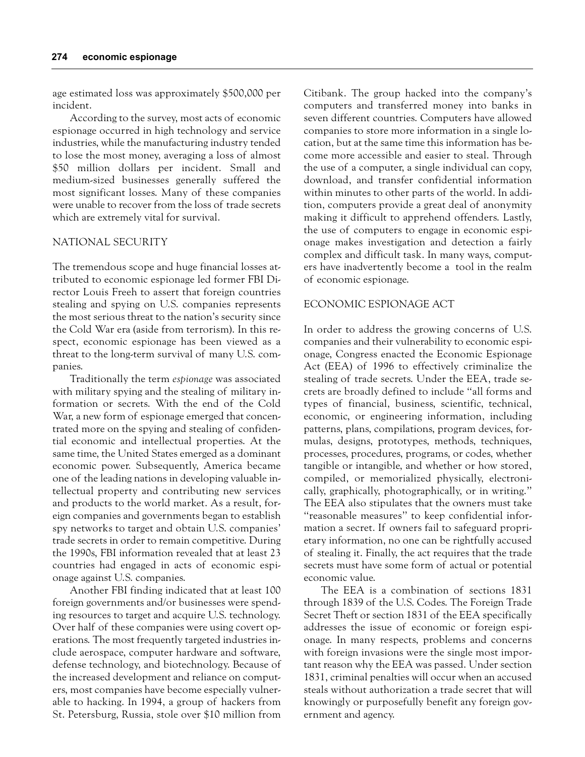age estimated loss was approximately $500,000 per incident.

According to the survey, most acts of economic espionage occurred in high technology and service industries, while the manufacturing industry tended to lose the most money, averaging a loss of almost $50 million dollars per incident. Small and medium-sized businesses generally suffered the most significant losses. Many of these companies were unable to recover from the loss of trade secrets which are extremely vital for survival.

## NATIONAL SECURITY

The tremendous scope and huge financial losses attributed to economic espionage led former FBI Director Louis Freeh to assert that foreign countries stealing and spying on U.S. companies represents the most serious threat to the nation's security since the Cold War era (aside from terrorism). In this respect, economic espionage has been viewed as a threat to the long-term survival of many U.S. companies.

Traditionally the term *espionage* was associated with military spying and the stealing of military information or secrets. With the end of the Cold War, a new form of espionage emerged that concentrated more on the spying and stealing of confidential economic and intellectual properties. At the same time, the United States emerged as a dominant economic power. Subsequently, America became one of the leading nations in developing valuable intellectual property and contributing new services and products to the world market. As a result, foreign companies and governments began to establish spy networks to target and obtain U.S. companies' trade secrets in order to remain competitive. During the 1990s, FBI information revealed that at least 23 countries had engaged in acts of economic espionage against U.S. companies.

Another FBI finding indicated that at least 100 foreign governments and/or businesses were spending resources to target and acquire U.S. technology. Over half of these companies were using covert operations. The most frequently targeted industries include aerospace, computer hardware and software, defense technology, and biotechnology. Because of the increased development and reliance on computers, most companies have become especially vulnerable to hacking. In 1994, a group of hackers from St. Petersburg, Russia, stole over $10 million from Citibank. The group hacked into the company's computers and transferred money into banks in seven different countries. Computers have allowed companies to store more information in a single location, but at the same time this information has become more accessible and easier to steal. Through the use of a computer, a single individual can copy, download, and transfer confidential information within minutes to other parts of the world. In addition, computers provide a great deal of anonymity making it difficult to apprehend offenders. Lastly, the use of computers to engage in economic espionage makes investigation and detection a fairly complex and difficult task. In many ways, computers have inadvertently become a tool in the realm of economic espionage.

## ECONOMIC ESPIONAGE ACT

In order to address the growing concerns of U.S. companies and their vulnerability to economic espionage, Congress enacted the Economic Espionage Act (EEA) of 1996 to effectively criminalize the stealing of trade secrets. Under the EEA, trade secrets are broadly defined to include "all forms and types of financial, business, scientific, technical, economic, or engineering information, including patterns, plans, compilations, program devices, formulas, designs, prototypes, methods, techniques, processes, procedures, programs, or codes, whether tangible or intangible, and whether or how stored, compiled, or memorialized physically, electronically, graphically, photographically, or in writing." The EEA also stipulates that the owners must take "reasonable measures" to keep confidential information a secret. If owners fail to safeguard proprietary information, no one can be rightfully accused of stealing it. Finally, the act requires that the trade secrets must have some form of actual or potential economic value.

The EEA is a combination of sections 1831 through 1839 of the U.S. Codes. The Foreign Trade Secret Theft or section 1831 of the EEA specifically addresses the issue of economic or foreign espionage. In many respects, problems and concerns with foreign invasions were the single most important reason why the EEA was passed. Under section 1831, criminal penalties will occur when an accused steals without authorization a trade secret that will knowingly or purposefully benefit any foreign government and agency.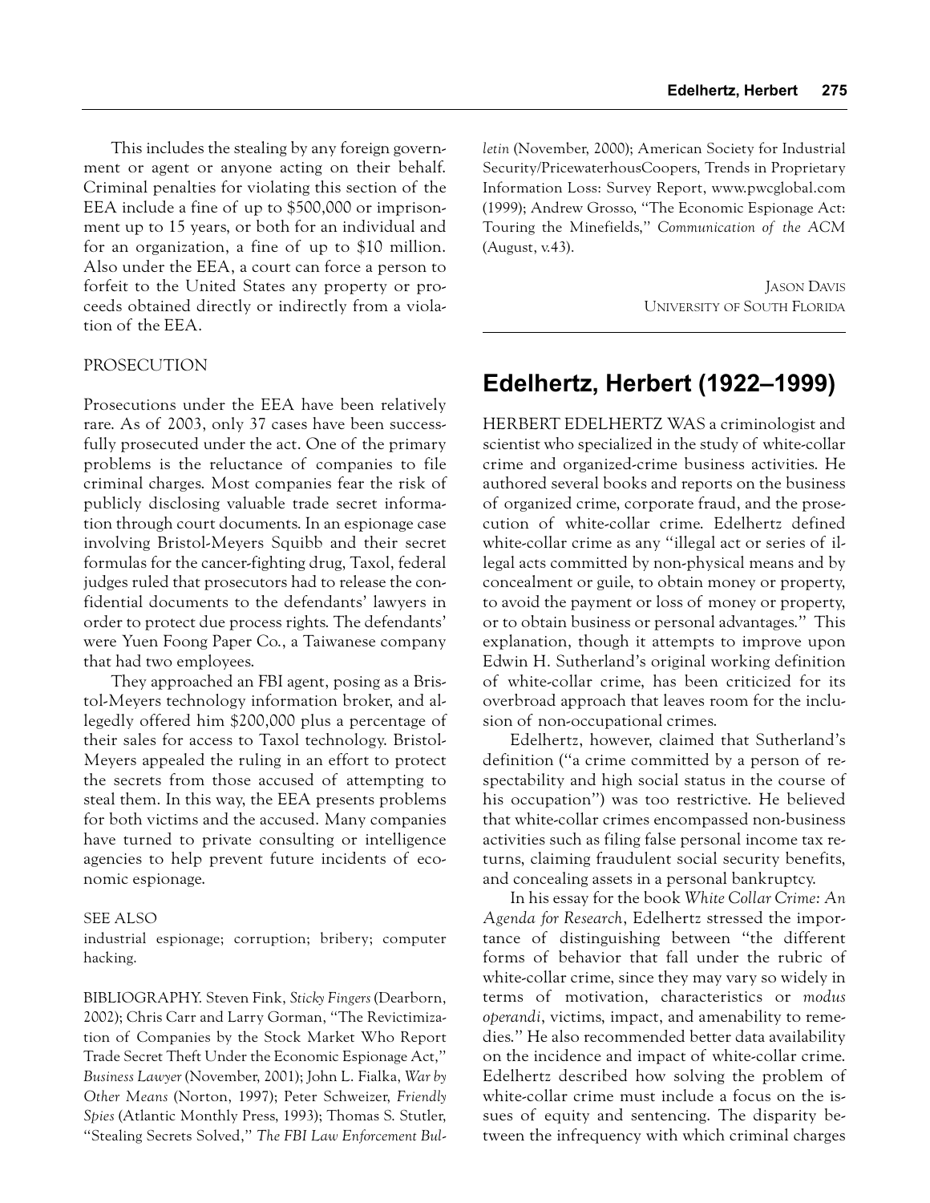This includes the stealing by any foreign government or agent or anyone acting on their behalf. Criminal penalties for violating this section of the EEA include a fine of up to $500,000 or imprisonment up to 15 years, or both for an individual and for an organization, a fine of up to $10 million. Also under the EEA, a court can force a person to forfeit to the United States any property or proceeds obtained directly or indirectly from a violation of the EEA.

PROSECUTION

Prosecutions under the EEA have been relatively rare. As of 2003, only 37 cases have been successfully prosecuted under the act. One of the primary problems is the reluctance of companies to file criminal charges. Most companies fear the risk of publicly disclosing valuable trade secret information through court documents. In an espionage case involving Bristol-Meyers Squibb and their secret formulas for the cancer-fighting drug, Taxol, federal judges ruled that prosecutors had to release the confidential documents to the defendants' lawyers in order to protect due process rights. The defendants' were Yuen Foong Paper Co., a Taiwanese company that had two employees.

They approached an FBI agent, posing as a Bristol-Meyers technology information broker, and allegedly offered him $200,000 plus a percentage of their sales for access to Taxol technology. Bristol-Meyers appealed the ruling in an effort to protect the secrets from those accused of attempting to steal them. In this way, the EEA presents problems for both victims and the accused. Many companies have turned to private consulting or intelligence agencies to help prevent future incidents of economic espionage.

SEE ALSO
industrial espionage; corruption; bribery; computer hacking.

BIBLIOGRAPHY. Steven Fink, *Sticky Fingers* (Dearborn, 2002); Chris Carr and Larry Gorman, "The Revictimization of Companies by the Stock Market Who Report Trade Secret Theft Under the Economic Espionage Act," *Business Lawyer* (November, 2001); John L. Fialka, *War by Other Means* (Norton, 1997); Peter Schweizer, *Friendly Spies* (Atlantic Monthly Press, 1993); Thomas S. Stutler, "Stealing Secrets Solved," *The FBI Law Enforcement Bulletin* (November, 2000); American Society for Industrial Security/PricewaterhousCoopers, Trends in Proprietary Information Loss: Survey Report, www.pwcglobal.com (1999); Andrew Grosso, "The Economic Espionage Act: Touring the Minefields," *Communication of the ACM* (August, v.43).

JASON DAVIS
UNIVERSITY OF SOUTH FLORIDA

# Edelhertz, Herbert (1922–1999)

HERBERT EDELHERTZ WAS a criminologist and scientist who specialized in the study of white-collar crime and organized-crime business activities. He authored several books and reports on the business of organized crime, corporate fraud, and the prosecution of white-collar crime. Edelhertz defined white-collar crime as any "illegal act or series of illegal acts committed by non-physical means and by concealment or guile, to obtain money or property, to avoid the payment or loss of money or property, or to obtain business or personal advantages." This explanation, though it attempts to improve upon Edwin H. Sutherland's original working definition of white-collar crime, has been criticized for its overbroad approach that leaves room for the inclusion of non-occupational crimes.

Edelhertz, however, claimed that Sutherland's definition ("a crime committed by a person of respectability and high social status in the course of his occupation") was too restrictive. He believed that white-collar crimes encompassed non-business activities such as filing false personal income tax returns, claiming fraudulent social security benefits, and concealing assets in a personal bankruptcy.

In his essay for the book *White Collar Crime: An Agenda for Research*, Edelhertz stressed the importance of distinguishing between "the different forms of behavior that fall under the rubric of white-collar crime, since they may vary so widely in terms of motivation, characteristics or *modus operandi*, victims, impact, and amenability to remedies." He also recommended better data availability on the incidence and impact of white-collar crime. Edelhertz described how solving the problem of white-collar crime must include a focus on the issues of equity and sentencing. The disparity between the infrequency with which criminal charges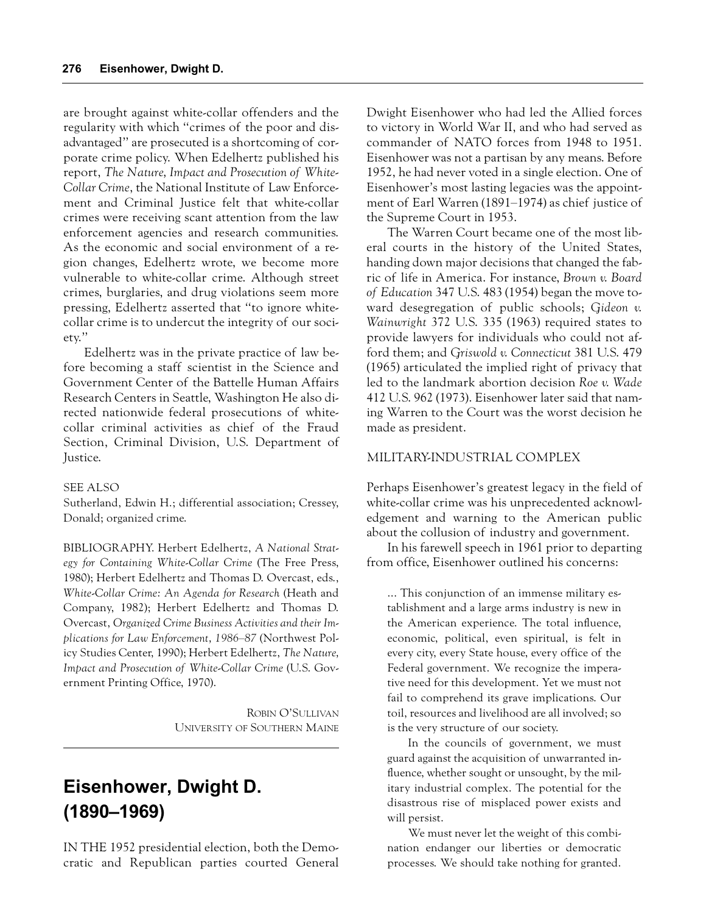are brought against white-collar offenders and the regularity with which "crimes of the poor and disadvantaged" are prosecuted is a shortcoming of corporate crime policy. When Edelhertz published his report, *The Nature, Impact and Prosecution of White-Collar Crime*, the National Institute of Law Enforcement and Criminal Justice felt that white-collar crimes were receiving scant attention from the law enforcement agencies and research communities. As the economic and social environment of a region changes, Edelhertz wrote, we become more vulnerable to white-collar crime. Although street crimes, burglaries, and drug violations seem more pressing, Edelhertz asserted that "to ignore white-collar crime is to undercut the integrity of our society."

Edelhertz was in the private practice of law before becoming a staff scientist in the Science and Government Center of the Battelle Human Affairs Research Centers in Seattle, Washington He also directed nationwide federal prosecutions of white-collar criminal activities as chief of the Fraud Section, Criminal Division, U.S. Department of Justice.

SEE ALSO
Sutherland, Edwin H.; differential association; Cressey, Donald; organized crime.

BIBLIOGRAPHY. Herbert Edelhertz, *A National Strategy for Containing White-Collar Crime* (The Free Press, 1980); Herbert Edelhertz and Thomas D. Overcast, eds., *White-Collar Crime: An Agenda for Research* (Heath and Company, 1982); Herbert Edelhertz and Thomas D. Overcast, *Organized Crime Business Activities and their Implications for Law Enforcement, 1986–87* (Northwest Policy Studies Center, 1990); Herbert Edelhertz, *The Nature, Impact and Prosecution of White-Collar Crime* (U.S. Government Printing Office, 1970).

ROBIN O'SULLIVAN
UNIVERSITY OF SOUTHERN MAINE

# Eisenhower, Dwight D. (1890–1969)

IN THE 1952 presidential election, both the Democratic and Republican parties courted General Dwight Eisenhower who had led the Allied forces to victory in World War II, and who had served as commander of NATO forces from 1948 to 1951. Eisenhower was not a partisan by any means. Before 1952, he had never voted in a single election. One of Eisenhower's most lasting legacies was the appointment of Earl Warren (1891–1974) as chief justice of the Supreme Court in 1953.

The Warren Court became one of the most liberal courts in the history of the United States, handing down major decisions that changed the fabric of life in America. For instance, *Brown v. Board of Education* 347 U.S. 483 (1954) began the move toward desegregation of public schools; *Gideon v. Wainwright* 372 U.S. 335 (1963) required states to provide lawyers for individuals who could not afford them; and *Griswold v. Connecticut* 381 U.S. 479 (1965) articulated the implied right of privacy that led to the landmark abortion decision *Roe v. Wade* 412 U.S. 962 (1973). Eisenhower later said that naming Warren to the Court was the worst decision he made as president.

## MILITARY-INDUSTRIAL COMPLEX

Perhaps Eisenhower's greatest legacy in the field of white-collar crime was his unprecedented acknowledgement and warning to the American public about the collusion of industry and government.

In his farewell speech in 1961 prior to departing from office, Eisenhower outlined his concerns:

> … This conjunction of an immense military establishment and a large arms industry is new in the American experience. The total influence, economic, political, even spiritual, is felt in every city, every State house, every office of the Federal government. We recognize the imperative need for this development. Yet we must not fail to comprehend its grave implications. Our toil, resources and livelihood are all involved; so is the very structure of our society.
>
> In the councils of government, we must guard against the acquisition of unwarranted influence, whether sought or unsought, by the military industrial complex. The potential for the disastrous rise of misplaced power exists and will persist.
>
> We must never let the weight of this combination endanger our liberties or democratic processes. We should take nothing for granted.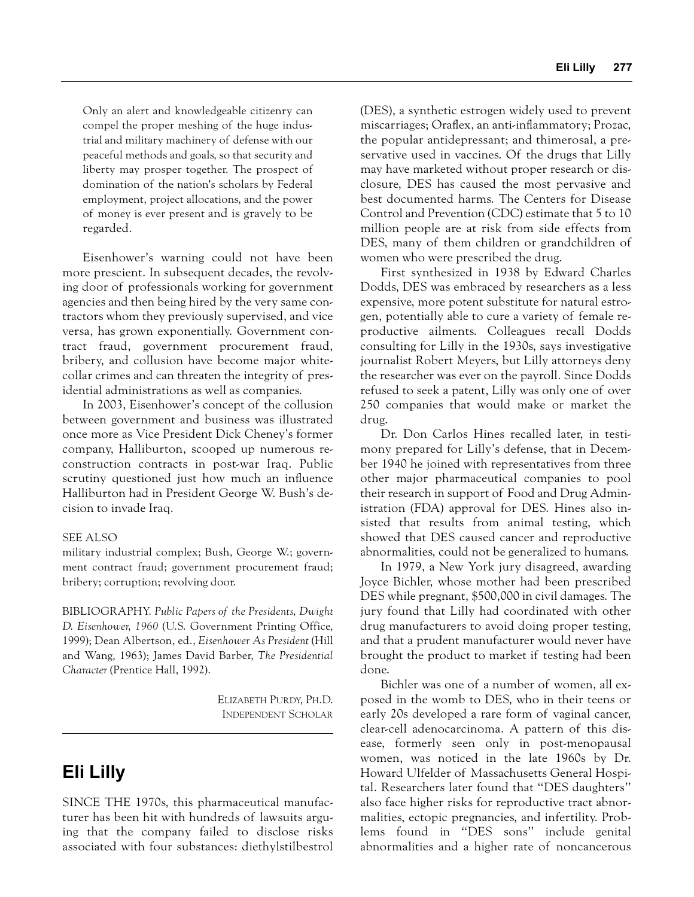> Only an alert and knowledgeable citizenry can compel the proper meshing of the huge industrial and military machinery of defense with our peaceful methods and goals, so that security and liberty may prosper together. The prospect of domination of the nation's scholars by Federal employment, project allocations, and the power of money is ever present and is gravely to be regarded.

Eisenhower's warning could not have been more prescient. In subsequent decades, the revolving door of professionals working for government agencies and then being hired by the very same contractors whom they previously supervised, and vice versa, has grown exponentially. Government contract fraud, government procurement fraud, bribery, and collusion have become major white-collar crimes and can threaten the integrity of presidential administrations as well as companies.

In 2003, Eisenhower's concept of the collusion between government and business was illustrated once more as Vice President Dick Cheney's former company, Halliburton, scooped up numerous reconstruction contracts in post-war Iraq. Public scrutiny questioned just how much an influence Halliburton had in President George W. Bush's decision to invade Iraq.

SEE ALSO

military industrial complex; Bush, George W.; government contract fraud; government procurement fraud; bribery; corruption; revolving door.

BIBLIOGRAPHY. *Public Papers of the Presidents, Dwight D. Eisenhower, 1960* (U.S. Government Printing Office, 1999); Dean Albertson, ed., *Eisenhower As President* (Hill and Wang, 1963); James David Barber, *The Presidential Character* (Prentice Hall, 1992).

ELIZABETH PURDY, PH.D.
INDEPENDENT SCHOLAR

## Eli Lilly

SINCE THE 1970s, this pharmaceutical manufacturer has been hit with hundreds of lawsuits arguing that the company failed to disclose risks associated with four substances: diethylstilbestrol (DES), a synthetic estrogen widely used to prevent miscarriages; Oraflex, an anti-inflammatory; Prozac, the popular antidepressant; and thimerosal, a preservative used in vaccines. Of the drugs that Lilly may have marketed without proper research or disclosure, DES has caused the most pervasive and best documented harms. The Centers for Disease Control and Prevention (CDC) estimate that 5 to 10 million people are at risk from side effects from DES, many of them children or grandchildren of women who were prescribed the drug.

First synthesized in 1938 by Edward Charles Dodds, DES was embraced by researchers as a less expensive, more potent substitute for natural estrogen, potentially able to cure a variety of female reproductive ailments. Colleagues recall Dodds consulting for Lilly in the 1930s, says investigative journalist Robert Meyers, but Lilly attorneys deny the researcher was ever on the payroll. Since Dodds refused to seek a patent, Lilly was only one of over 250 companies that would make or market the drug.

Dr. Don Carlos Hines recalled later, in testimony prepared for Lilly's defense, that in December 1940 he joined with representatives from three other major pharmaceutical companies to pool their research in support of Food and Drug Administration (FDA) approval for DES. Hines also insisted that results from animal testing, which showed that DES caused cancer and reproductive abnormalities, could not be generalized to humans.

In 1979, a New York jury disagreed, awarding Joyce Bichler, whose mother had been prescribed DES while pregnant, $500,000 in civil damages. The jury found that Lilly had coordinated with other drug manufacturers to avoid doing proper testing, and that a prudent manufacturer would never have brought the product to market if testing had been done.

Bichler was one of a number of women, all exposed in the womb to DES, who in their teens or early 20s developed a rare form of vaginal cancer, clear-cell adenocarcinoma. A pattern of this disease, formerly seen only in post-menopausal women, was noticed in the late 1960s by Dr. Howard Ulfelder of Massachusetts General Hospital. Researchers later found that "DES daughters" also face higher risks for reproductive tract abnormalities, ectopic pregnancies, and infertility. Problems found in "DES sons" include genital abnormalities and a higher rate of noncancerous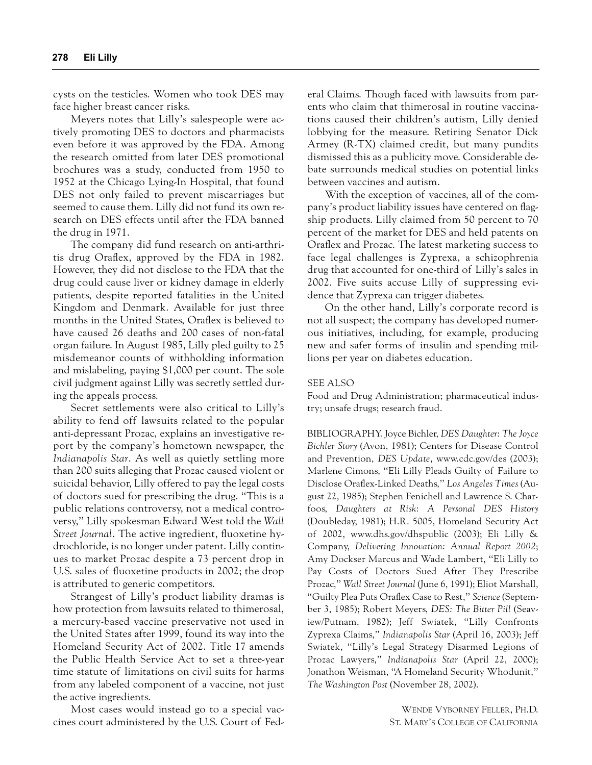cysts on the testicles. Women who took DES may face higher breast cancer risks.

Meyers notes that Lilly's salespeople were actively promoting DES to doctors and pharmacists even before it was approved by the FDA. Among the research omitted from later DES promotional brochures was a study, conducted from 1950 to 1952 at the Chicago Lying-In Hospital, that found DES not only failed to prevent miscarriages but seemed to cause them. Lilly did not fund its own research on DES effects until after the FDA banned the drug in 1971.

The company did fund research on anti-arthritis drug Oraflex, approved by the FDA in 1982. However, they did not disclose to the FDA that the drug could cause liver or kidney damage in elderly patients, despite reported fatalities in the United Kingdom and Denmark. Available for just three months in the United States, Oraflex is believed to have caused 26 deaths and 200 cases of non-fatal organ failure. In August 1985, Lilly pled guilty to 25 misdemeanor counts of withholding information and mislabeling, paying $1,000 per count. The sole civil judgment against Lilly was secretly settled during the appeals process.

Secret settlements were also critical to Lilly's ability to fend off lawsuits related to the popular anti-depressant Prozac, explains an investigative report by the company's hometown newspaper, the *Indianapolis Star*. As well as quietly settling more than 200 suits alleging that Prozac caused violent or suicidal behavior, Lilly offered to pay the legal costs of doctors sued for prescribing the drug. "This is a public relations controversy, not a medical controversy," Lilly spokesman Edward West told the *Wall Street Journal*. The active ingredient, fluoxetine hydrochloride, is no longer under patent. Lilly continues to market Prozac despite a 73 percent drop in U.S. sales of fluoxetine products in 2002; the drop is attributed to generic competitors.

Strangest of Lilly's product liability dramas is how protection from lawsuits related to thimerosal, a mercury-based vaccine preservative not used in the United States after 1999, found its way into the Homeland Security Act of 2002. Title 17 amends the Public Health Service Act to set a three-year time statute of limitations on civil suits for harms from any labeled component of a vaccine, not just the active ingredients.

Most cases would instead go to a special vaccines court administered by the U.S. Court of Federal Claims. Though faced with lawsuits from parents who claim that thimerosal in routine vaccinations caused their children's autism, Lilly denied lobbying for the measure. Retiring Senator Dick Armey (R-TX) claimed credit, but many pundits dismissed this as a publicity move. Considerable debate surrounds medical studies on potential links between vaccines and autism.

With the exception of vaccines, all of the company's product liability issues have centered on flagship products. Lilly claimed from 50 percent to 70 percent of the market for DES and held patents on Oraflex and Prozac. The latest marketing success to face legal challenges is Zyprexa, a schizophrenia drug that accounted for one-third of Lilly's sales in 2002. Five suits accuse Lilly of suppressing evidence that Zyprexa can trigger diabetes.

On the other hand, Lilly's corporate record is not all suspect; the company has developed numerous initiatives, including, for example, producing new and safer forms of insulin and spending millions per year on diabetes education.

SEE ALSO

Food and Drug Administration; pharmaceutical industry; unsafe drugs; research fraud.

BIBLIOGRAPHY. Joyce Bichler, *DES Daughter: The Joyce Bichler Story* (Avon, 1981); Centers for Disease Control and Prevention, *DES Update*, www.cdc.gov/des (2003); Marlene Cimons, "Eli Lilly Pleads Guilty of Failure to Disclose Oraflex-Linked Deaths," *Los Angeles Times* (August 22, 1985); Stephen Fenichell and Lawrence S. Charfoos, *Daughters at Risk: A Personal DES History* (Doubleday, 1981); H.R. 5005, Homeland Security Act of 2002, www.dhs.gov/dhspublic (2003); Eli Lilly & Company, *Delivering Innovation: Annual Report 2002*; Amy Dockser Marcus and Wade Lambert, "Eli Lilly to Pay Costs of Doctors Sued After They Prescribe Prozac," *Wall Street Journal* (June 6, 1991); Eliot Marshall, "Guilty Plea Puts Oraflex Case to Rest," *Science* (September 3, 1985); Robert Meyers, *DES: The Bitter Pill* (Seaview/Putnam, 1982); Jeff Swiatek, "Lilly Confronts Zyprexa Claims," *Indianapolis Star* (April 16, 2003); Jeff Swiatek, "Lilly's Legal Strategy Disarmed Legions of Prozac Lawyers," *Indianapolis Star* (April 22, 2000); Jonathon Weisman, "A Homeland Security Whodunit," *The Washington Post* (November 28, 2002).

WENDE VYBORNEY FELLER, PH.D.
ST. MARY'S COLLEGE OF CALIFORNIA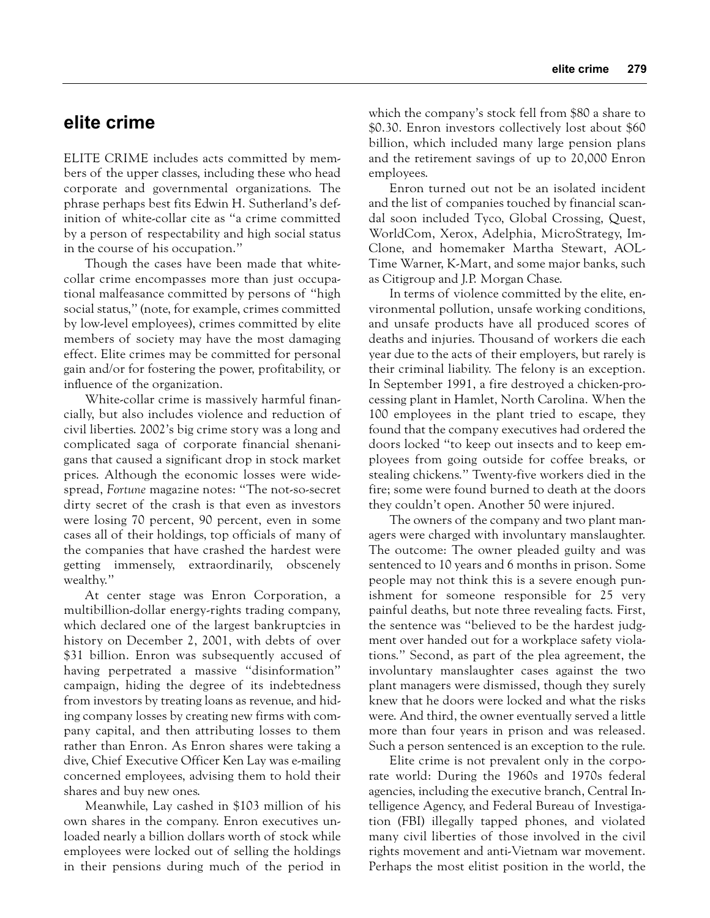# elite crime

ELITE CRIME includes acts committed by members of the upper classes, including these who head corporate and governmental organizations. The phrase perhaps best fits Edwin H. Sutherland's definition of white-collar cite as "a crime committed by a person of respectability and high social status in the course of his occupation."

Though the cases have been made that white-collar crime encompasses more than just occupational malfeasance committed by persons of "high social status," (note, for example, crimes committed by low-level employees), crimes committed by elite members of society may have the most damaging effect. Elite crimes may be committed for personal gain and/or for fostering the power, profitability, or influence of the organization.

White-collar crime is massively harmful financially, but also includes violence and reduction of civil liberties. 2002's big crime story was a long and complicated saga of corporate financial shenanigans that caused a significant drop in stock market prices. Although the economic losses were widespread, *Fortune* magazine notes: "The not-so-secret dirty secret of the crash is that even as investors were losing 70 percent, 90 percent, even in some cases all of their holdings, top officials of many of the companies that have crashed the hardest were getting immensely, extraordinarily, obscenely wealthy."

At center stage was Enron Corporation, a multibillion-dollar energy-rights trading company, which declared one of the largest bankruptcies in history on December 2, 2001, with debts of over $31 billion. Enron was subsequently accused of having perpetrated a massive "disinformation" campaign, hiding the degree of its indebtedness from investors by treating loans as revenue, and hiding company losses by creating new firms with company capital, and then attributing losses to them rather than Enron. As Enron shares were taking a dive, Chief Executive Officer Ken Lay was e-mailing concerned employees, advising them to hold their shares and buy new ones.

Meanwhile, Lay cashed in $103 million of his own shares in the company. Enron executives unloaded nearly a billion dollars worth of stock while employees were locked out of selling the holdings in their pensions during much of the period in which the company's stock fell from $80 a share to $0.30. Enron investors collectively lost about $60 billion, which included many large pension plans and the retirement savings of up to 20,000 Enron employees.

Enron turned out not be an isolated incident and the list of companies touched by financial scandal soon included Tyco, Global Crossing, Quest, WorldCom, Xerox, Adelphia, MicroStrategy, ImClone, and homemaker Martha Stewart, AOL-Time Warner, K-Mart, and some major banks, such as Citigroup and J.P. Morgan Chase.

In terms of violence committed by the elite, environmental pollution, unsafe working conditions, and unsafe products have all produced scores of deaths and injuries. Thousand of workers die each year due to the acts of their employers, but rarely is their criminal liability. The felony is an exception. In September 1991, a fire destroyed a chicken-processing plant in Hamlet, North Carolina. When the 100 employees in the plant tried to escape, they found that the company executives had ordered the doors locked "to keep out insects and to keep employees from going outside for coffee breaks, or stealing chickens." Twenty-five workers died in the fire; some were found burned to death at the doors they couldn't open. Another 50 were injured.

The owners of the company and two plant managers were charged with involuntary manslaughter. The outcome: The owner pleaded guilty and was sentenced to 10 years and 6 months in prison. Some people may not think this is a severe enough punishment for someone responsible for 25 very painful deaths, but note three revealing facts. First, the sentence was "believed to be the hardest judgment over handed out for a workplace safety violations." Second, as part of the plea agreement, the involuntary manslaughter cases against the two plant managers were dismissed, though they surely knew that he doors were locked and what the risks were. And third, the owner eventually served a little more than four years in prison and was released. Such a person sentenced is an exception to the rule.

Elite crime is not prevalent only in the corporate world: During the 1960s and 1970s federal agencies, including the executive branch, Central Intelligence Agency, and Federal Bureau of Investigation (FBI) illegally tapped phones, and violated many civil liberties of those involved in the civil rights movement and anti-Vietnam war movement. Perhaps the most elitist position in the world, the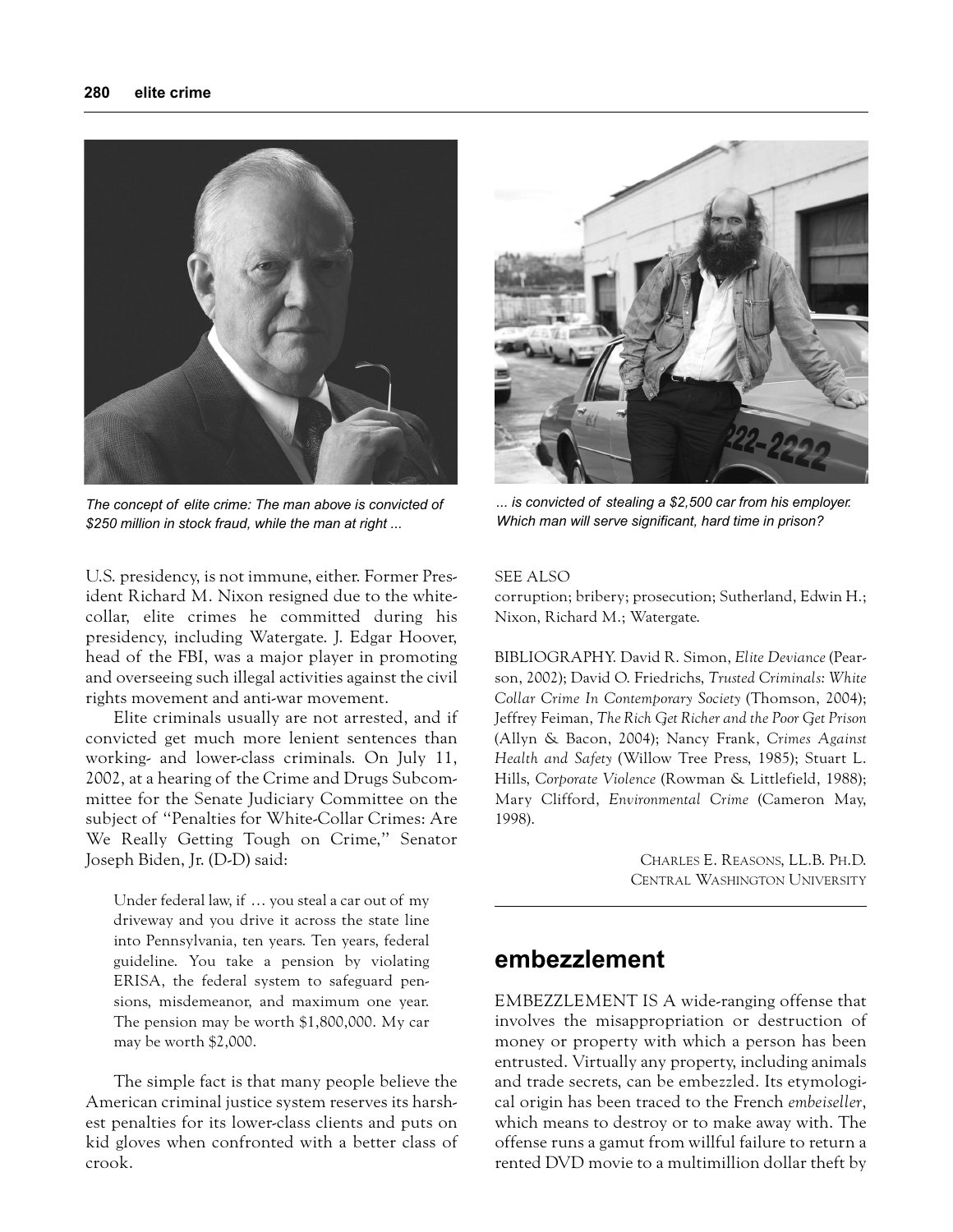The concept of elite crime: The man above is convicted of $250 million in stock fraud, while the man at right ...

... is convicted of stealing a $2,500 car from his employer. Which man will serve significant, hard time in prison?

U.S. presidency, is not immune, either. Former President Richard M. Nixon resigned due to the white-collar, elite crimes he committed during his presidency, including Watergate. J. Edgar Hoover, head of the FBI, was a major player in promoting and overseeing such illegal activities against the civil rights movement and anti-war movement.

Elite criminals usually are not arrested, and if convicted get much more lenient sentences than working- and lower-class criminals. On July 11, 2002, at a hearing of the Crime and Drugs Subcommittee for the Senate Judiciary Committee on the subject of "Penalties for White-Collar Crimes: Are We Really Getting Tough on Crime," Senator Joseph Biden, Jr. (D-D) said:

> Under federal law, if … you steal a car out of my driveway and you drive it across the state line into Pennsylvania, ten years. Ten years, federal guideline. You take a pension by violating ERISA, the federal system to safeguard pensions, misdemeanor, and maximum one year. The pension may be worth $1,800,000. My car may be worth $2,000.

The simple fact is that many people believe the American criminal justice system reserves its harshest penalties for its lower-class clients and puts on kid gloves when confronted with a better class of crook.

SEE ALSO
corruption; bribery; prosecution; Sutherland, Edwin H.; Nixon, Richard M.; Watergate.

BIBLIOGRAPHY. David R. Simon, *Elite Deviance* (Pearson, 2002); David O. Friedrichs, *Trusted Criminals: White Collar Crime In Contemporary Society* (Thomson, 2004); Jeffrey Feiman, *The Rich Get Richer and the Poor Get Prison* (Allyn & Bacon, 2004); Nancy Frank, *Crimes Against Health and Safety* (Willow Tree Press, 1985); Stuart L. Hills, *Corporate Violence* (Rowman & Littlefield, 1988); Mary Clifford, *Environmental Crime* (Cameron May, 1998).

Charles E. Reasons, LL.B. Ph.D.
Central Washington University

## embezzlement

EMBEZZLEMENT IS A wide-ranging offense that involves the misappropriation or destruction of money or property with which a person has been entrusted. Virtually any property, including animals and trade secrets, can be embezzled. Its etymological origin has been traced to the French *embeiseller*, which means to destroy or to make away with. The offense runs a gamut from willful failure to return a rented DVD movie to a multimillion dollar theft by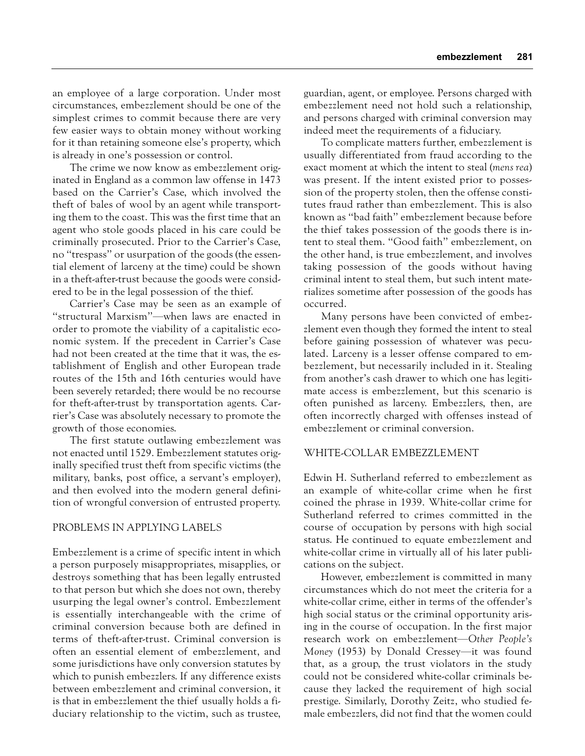an employee of a large corporation. Under most circumstances, embezzlement should be one of the simplest crimes to commit because there are very few easier ways to obtain money without working for it than retaining someone else's property, which is already in one's possession or control.

The crime we now know as embezzlement originated in England as a common law offense in 1473 based on the Carrier's Case, which involved the theft of bales of wool by an agent while transporting them to the coast. This was the first time that an agent who stole goods placed in his care could be criminally prosecuted. Prior to the Carrier's Case, no "trespass" or usurpation of the goods (the essential element of larceny at the time) could be shown in a theft-after-trust because the goods were considered to be in the legal possession of the thief.

Carrier's Case may be seen as an example of "structural Marxism"—when laws are enacted in order to promote the viability of a capitalistic economic system. If the precedent in Carrier's Case had not been created at the time that it was, the establishment of English and other European trade routes of the 15th and 16th centuries would have been severely retarded; there would be no recourse for theft-after-trust by transportation agents. Carrier's Case was absolutely necessary to promote the growth of those economies.

The first statute outlawing embezzlement was not enacted until 1529. Embezzlement statutes originally specified trust theft from specific victims (the military, banks, post office, a servant's employer), and then evolved into the modern general definition of wrongful conversion of entrusted property.

## PROBLEMS IN APPLYING LABELS

Embezzlement is a crime of specific intent in which a person purposely misappropriates, misapplies, or destroys something that has been legally entrusted to that person but which she does not own, thereby usurping the legal owner's control. Embezzlement is essentially interchangeable with the crime of criminal conversion because both are defined in terms of theft-after-trust. Criminal conversion is often an essential element of embezzlement, and some jurisdictions have only conversion statutes by which to punish embezzlers. If any difference exists between embezzlement and criminal conversion, it is that in embezzlement the thief usually holds a fiduciary relationship to the victim, such as trustee, guardian, agent, or employee. Persons charged with embezzlement need not hold such a relationship, and persons charged with criminal conversion may indeed meet the requirements of a fiduciary.

To complicate matters further, embezzlement is usually differentiated from fraud according to the exact moment at which the intent to steal (*mens rea*) was present. If the intent existed prior to possession of the property stolen, then the offense constitutes fraud rather than embezzlement. This is also known as "bad faith" embezzlement because before the thief takes possession of the goods there is intent to steal them. "Good faith" embezzlement, on the other hand, is true embezzlement, and involves taking possession of the goods without having criminal intent to steal them, but such intent materializes sometime after possession of the goods has occurred.

Many persons have been convicted of embezzlement even though they formed the intent to steal before gaining possession of whatever was peculated. Larceny is a lesser offense compared to embezzlement, but necessarily included in it. Stealing from another's cash drawer to which one has legitimate access is embezzlement, but this scenario is often punished as larceny. Embezzlers, then, are often incorrectly charged with offenses instead of embezzlement or criminal conversion.

## WHITE-COLLAR EMBEZZLEMENT

Edwin H. Sutherland referred to embezzlement as an example of white-collar crime when he first coined the phrase in 1939. White-collar crime for Sutherland referred to crimes committed in the course of occupation by persons with high social status. He continued to equate embezzlement and white-collar crime in virtually all of his later publications on the subject.

However, embezzlement is committed in many circumstances which do not meet the criteria for a white-collar crime, either in terms of the offender's high social status or the criminal opportunity arising in the course of occupation. In the first major research work on embezzlement—*Other People's Money* (1953) by Donald Cressey—it was found that, as a group, the trust violators in the study could not be considered white-collar criminals because they lacked the requirement of high social prestige. Similarly, Dorothy Zeitz, who studied female embezzlers, did not find that the women could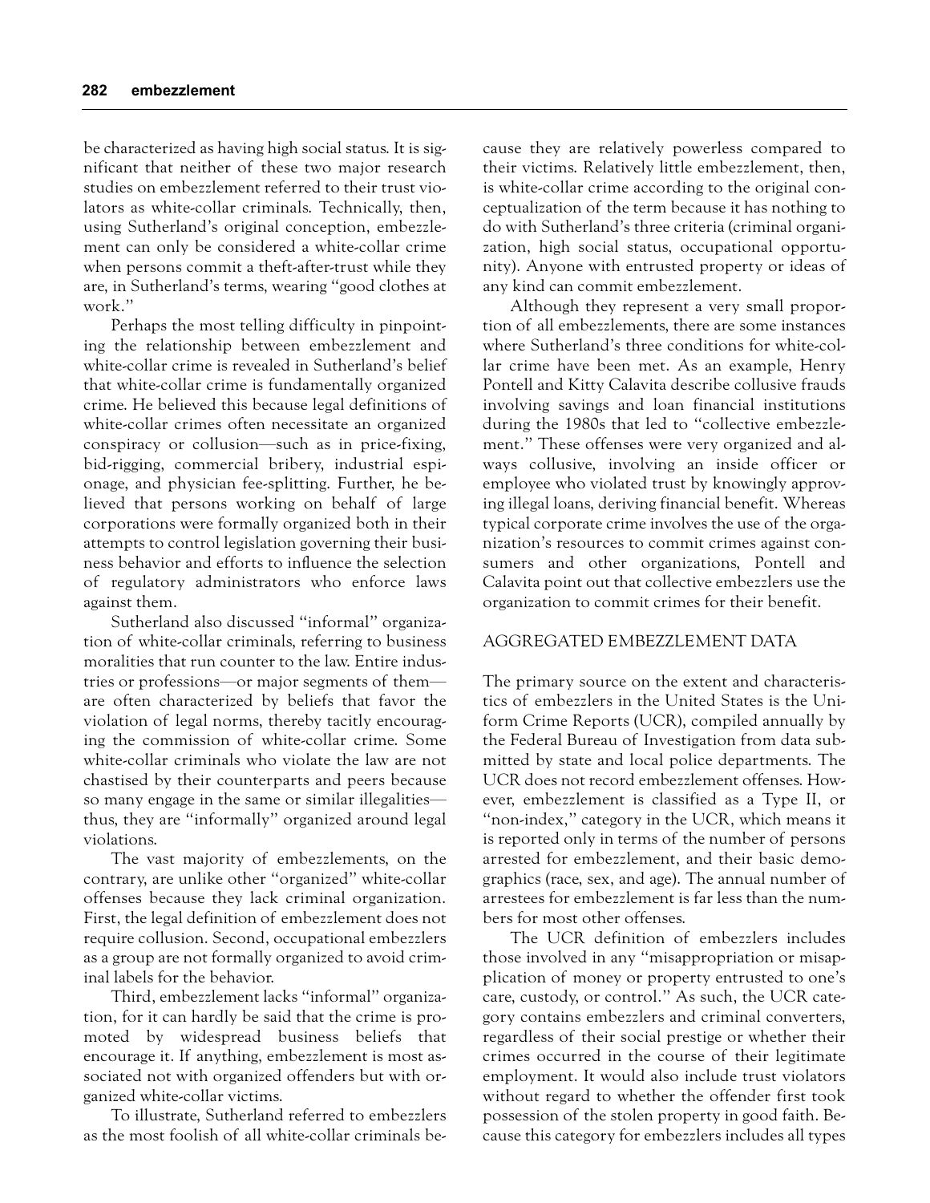be characterized as having high social status. It is significant that neither of these two major research studies on embezzlement referred to their trust violators as white-collar criminals. Technically, then, using Sutherland's original conception, embezzlement can only be considered a white-collar crime when persons commit a theft-after-trust while they are, in Sutherland's terms, wearing "good clothes at work."

Perhaps the most telling difficulty in pinpointing the relationship between embezzlement and white-collar crime is revealed in Sutherland's belief that white-collar crime is fundamentally organized crime. He believed this because legal definitions of white-collar crimes often necessitate an organized conspiracy or collusion—such as in price-fixing, bid-rigging, commercial bribery, industrial espionage, and physician fee-splitting. Further, he believed that persons working on behalf of large corporations were formally organized both in their attempts to control legislation governing their business behavior and efforts to influence the selection of regulatory administrators who enforce laws against them.

Sutherland also discussed "informal" organization of white-collar criminals, referring to business moralities that run counter to the law. Entire industries or professions—or major segments of them—are often characterized by beliefs that favor the violation of legal norms, thereby tacitly encouraging the commission of white-collar crime. Some white-collar criminals who violate the law are not chastised by their counterparts and peers because so many engage in the same or similar illegalities—thus, they are "informally" organized around legal violations.

The vast majority of embezzlements, on the contrary, are unlike other "organized" white-collar offenses because they lack criminal organization. First, the legal definition of embezzlement does not require collusion. Second, occupational embezzlers as a group are not formally organized to avoid criminal labels for the behavior.

Third, embezzlement lacks "informal" organization, for it can hardly be said that the crime is promoted by widespread business beliefs that encourage it. If anything, embezzlement is most associated not with organized offenders but with organized white-collar victims.

To illustrate, Sutherland referred to embezzlers as the most foolish of all white-collar criminals because they are relatively powerless compared to their victims. Relatively little embezzlement, then, is white-collar crime according to the original conceptualization of the term because it has nothing to do with Sutherland's three criteria (criminal organization, high social status, occupational opportunity). Anyone with entrusted property or ideas of any kind can commit embezzlement.

Although they represent a very small proportion of all embezzlements, there are some instances where Sutherland's three conditions for white-collar crime have been met. As an example, Henry Pontell and Kitty Calavita describe collusive frauds involving savings and loan financial institutions during the 1980s that led to "collective embezzlement." These offenses were very organized and always collusive, involving an inside officer or employee who violated trust by knowingly approving illegal loans, deriving financial benefit. Whereas typical corporate crime involves the use of the organization's resources to commit crimes against consumers and other organizations, Pontell and Calavita point out that collective embezzlers use the organization to commit crimes for their benefit.

## AGGREGATED EMBEZZLEMENT DATA

The primary source on the extent and characteristics of embezzlers in the United States is the Uniform Crime Reports (UCR), compiled annually by the Federal Bureau of Investigation from data submitted by state and local police departments. The UCR does not record embezzlement offenses. However, embezzlement is classified as a Type II, or "non-index," category in the UCR, which means it is reported only in terms of the number of persons arrested for embezzlement, and their basic demographics (race, sex, and age). The annual number of arrestees for embezzlement is far less than the numbers for most other offenses.

The UCR definition of embezzlers includes those involved in any "misappropriation or misapplication of money or property entrusted to one's care, custody, or control." As such, the UCR category contains embezzlers and criminal converters, regardless of their social prestige or whether their crimes occurred in the course of their legitimate employment. It would also include trust violators without regard to whether the offender first took possession of the stolen property in good faith. Because this category for embezzlers includes all types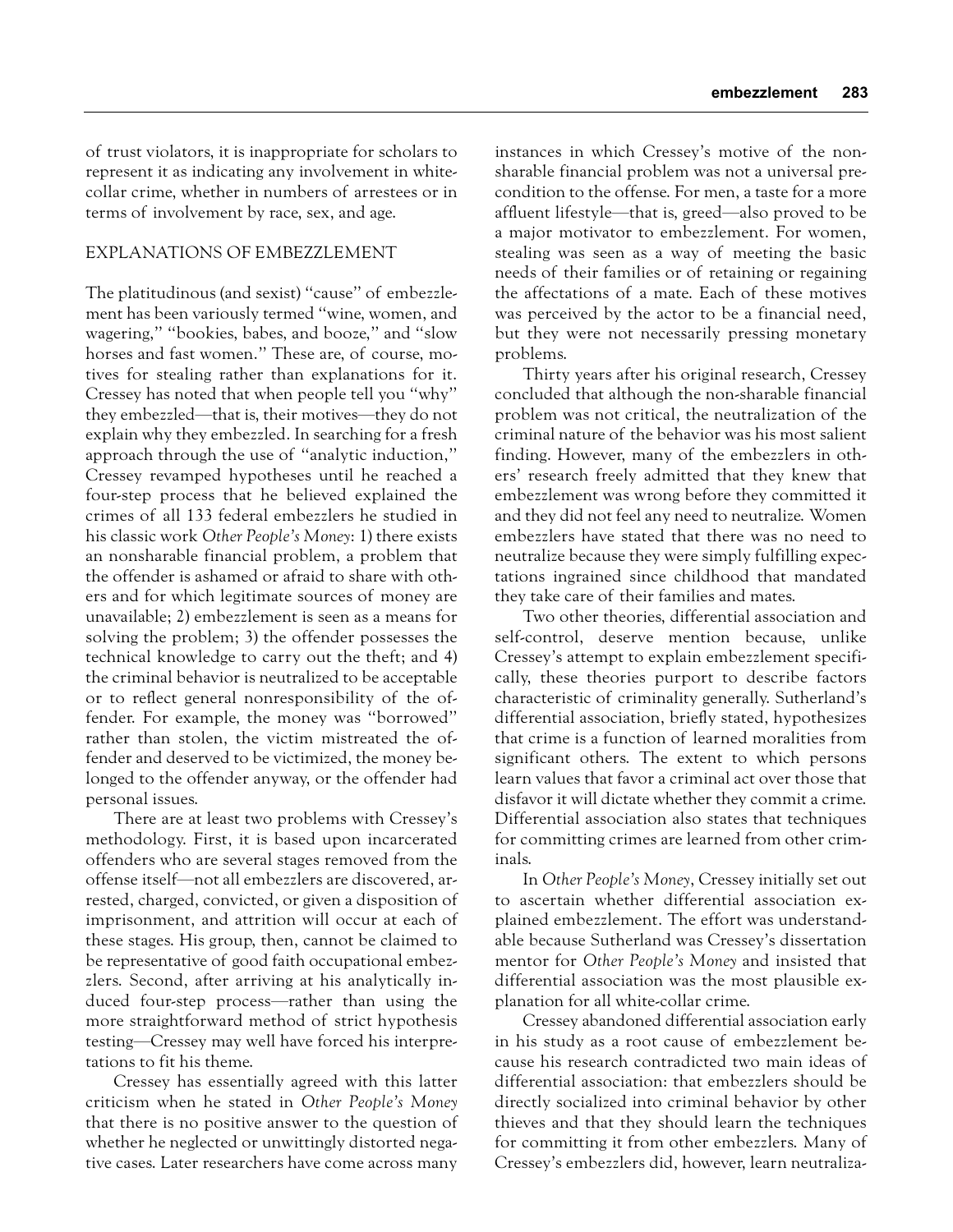of trust violators, it is inappropriate for scholars to represent it as indicating any involvement in white-collar crime, whether in numbers of arrestees or in terms of involvement by race, sex, and age.

## EXPLANATIONS OF EMBEZZLEMENT

The platitudinous (and sexist) "cause" of embezzlement has been variously termed "wine, women, and wagering," "bookies, babes, and booze," and "slow horses and fast women." These are, of course, motives for stealing rather than explanations for it. Cressey has noted that when people tell you "why" they embezzled—that is, their motives—they do not explain why they embezzled. In searching for a fresh approach through the use of "analytic induction," Cressey revamped hypotheses until he reached a four-step process that he believed explained the crimes of all 133 federal embezzlers he studied in his classic work *Other People's Money*: 1) there exists an nonsharable financial problem, a problem that the offender is ashamed or afraid to share with others and for which legitimate sources of money are unavailable; 2) embezzlement is seen as a means for solving the problem; 3) the offender possesses the technical knowledge to carry out the theft; and 4) the criminal behavior is neutralized to be acceptable or to reflect general nonresponsibility of the offender. For example, the money was "borrowed" rather than stolen, the victim mistreated the offender and deserved to be victimized, the money belonged to the offender anyway, or the offender had personal issues.

There are at least two problems with Cressey's methodology. First, it is based upon incarcerated offenders who are several stages removed from the offense itself—not all embezzlers are discovered, arrested, charged, convicted, or given a disposition of imprisonment, and attrition will occur at each of these stages. His group, then, cannot be claimed to be representative of good faith occupational embezzlers. Second, after arriving at his analytically induced four-step process—rather than using the more straightforward method of strict hypothesis testing—Cressey may well have forced his interpretations to fit his theme.

Cressey has essentially agreed with this latter criticism when he stated in *Other People's Money* that there is no positive answer to the question of whether he neglected or unwittingly distorted negative cases. Later researchers have come across many instances in which Cressey's motive of the non-sharable financial problem was not a universal precondition to the offense. For men, a taste for a more affluent lifestyle—that is, greed—also proved to be a major motivator to embezzlement. For women, stealing was seen as a way of meeting the basic needs of their families or of retaining or regaining the affectations of a mate. Each of these motives was perceived by the actor to be a financial need, but they were not necessarily pressing monetary problems.

Thirty years after his original research, Cressey concluded that although the non-sharable financial problem was not critical, the neutralization of the criminal nature of the behavior was his most salient finding. However, many of the embezzlers in others' research freely admitted that they knew that embezzlement was wrong before they committed it and they did not feel any need to neutralize. Women embezzlers have stated that there was no need to neutralize because they were simply fulfilling expectations ingrained since childhood that mandated they take care of their families and mates.

Two other theories, differential association and self-control, deserve mention because, unlike Cressey's attempt to explain embezzlement specifically, these theories purport to describe factors characteristic of criminality generally. Sutherland's differential association, briefly stated, hypothesizes that crime is a function of learned moralities from significant others. The extent to which persons learn values that favor a criminal act over those that disfavor it will dictate whether they commit a crime. Differential association also states that techniques for committing crimes are learned from other criminals.

In *Other People's Money*, Cressey initially set out to ascertain whether differential association explained embezzlement. The effort was understandable because Sutherland was Cressey's dissertation mentor for *Other People's Money* and insisted that differential association was the most plausible explanation for all white-collar crime.

Cressey abandoned differential association early in his study as a root cause of embezzlement because his research contradicted two main ideas of differential association: that embezzlers should be directly socialized into criminal behavior by other thieves and that they should learn the techniques for committing it from other embezzlers. Many of Cressey's embezzlers did, however, learn neutraliza-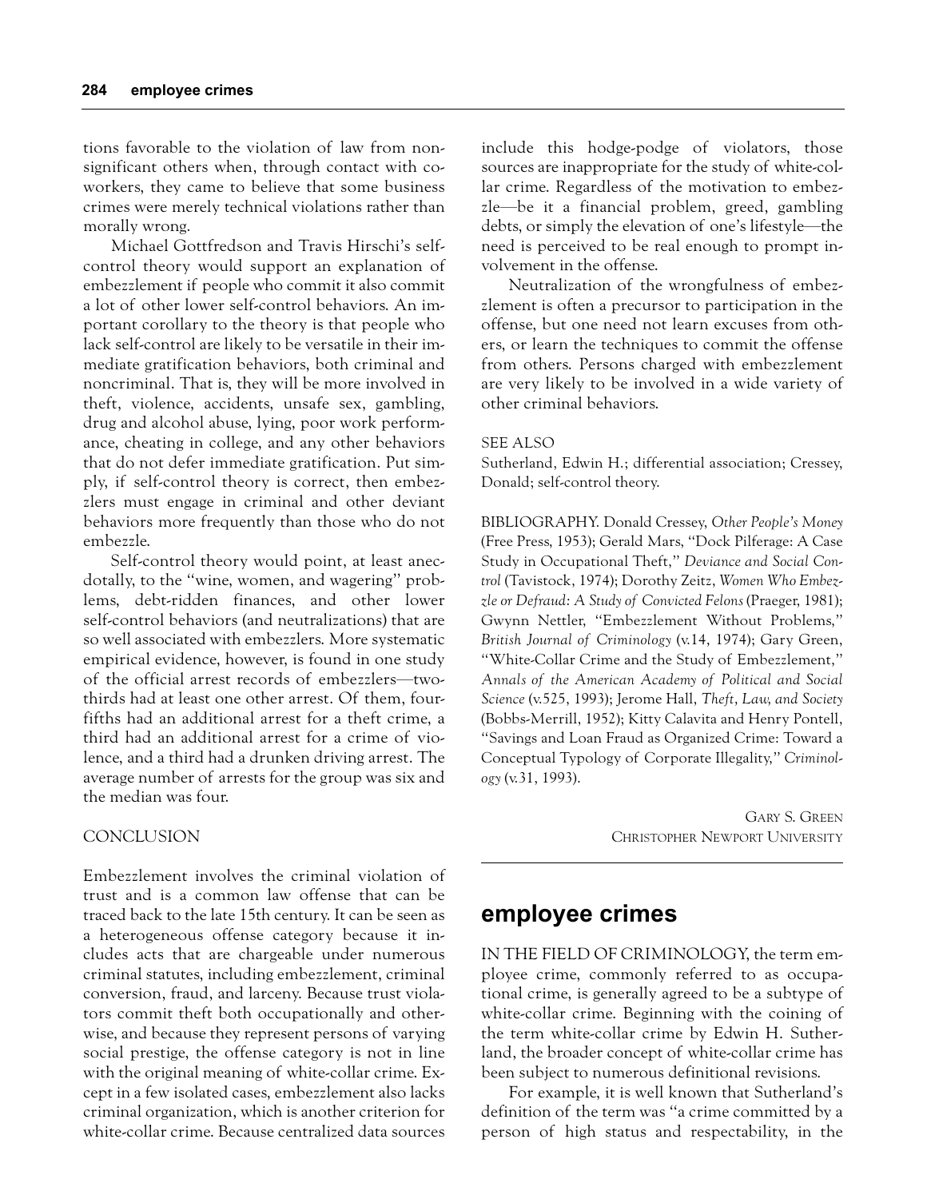tions favorable to the violation of law from nonsignificant others when, through contact with coworkers, they came to believe that some business crimes were merely technical violations rather than morally wrong.

Michael Gottfredson and Travis Hirschi's self-control theory would support an explanation of embezzlement if people who commit it also commit a lot of other lower self-control behaviors. An important corollary to the theory is that people who lack self-control are likely to be versatile in their immediate gratification behaviors, both criminal and noncriminal. That is, they will be more involved in theft, violence, accidents, unsafe sex, gambling, drug and alcohol abuse, lying, poor work performance, cheating in college, and any other behaviors that do not defer immediate gratification. Put simply, if self-control theory is correct, then embezzlers must engage in criminal and other deviant behaviors more frequently than those who do not embezzle.

Self-control theory would point, at least anecdotally, to the "wine, women, and wagering" problems, debt-ridden finances, and other lower self-control behaviors (and neutralizations) that are so well associated with embezzlers. More systematic empirical evidence, however, is found in one study of the official arrest records of embezzlers—two-thirds had at least one other arrest. Of them, four-fifths had an additional arrest for a theft crime, a third had an additional arrest for a crime of violence, and a third had a drunken driving arrest. The average number of arrests for the group was six and the median was four.

## CONCLUSION

Embezzlement involves the criminal violation of trust and is a common law offense that can be traced back to the late 15th century. It can be seen as a heterogeneous offense category because it includes acts that are chargeable under numerous criminal statutes, including embezzlement, criminal conversion, fraud, and larceny. Because trust violators commit theft both occupationally and otherwise, and because they represent persons of varying social prestige, the offense category is not in line with the original meaning of white-collar crime. Except in a few isolated cases, embezzlement also lacks criminal organization, which is another criterion for white-collar crime. Because centralized data sources include this hodge-podge of violators, those sources are inappropriate for the study of white-collar crime. Regardless of the motivation to embezzle—be it a financial problem, greed, gambling debts, or simply the elevation of one's lifestyle—the need is perceived to be real enough to prompt involvement in the offense.

Neutralization of the wrongfulness of embezzlement is often a precursor to participation in the offense, but one need not learn excuses from others, or learn the techniques to commit the offense from others. Persons charged with embezzlement are very likely to be involved in a wide variety of other criminal behaviors.

SEE ALSO

Sutherland, Edwin H.; differential association; Cressey, Donald; self-control theory.

BIBLIOGRAPHY. Donald Cressey, *Other People's Money* (Free Press, 1953); Gerald Mars, "Dock Pilferage: A Case Study in Occupational Theft," *Deviance and Social Control* (Tavistock, 1974); Dorothy Zeitz, *Women Who Embezzle or Defraud: A Study of Convicted Felons* (Praeger, 1981); Gwynn Nettler, "Embezzlement Without Problems," *British Journal of Criminology* (v.14, 1974); Gary Green, "White-Collar Crime and the Study of Embezzlement," *Annals of the American Academy of Political and Social Science* (v.525, 1993); Jerome Hall, *Theft, Law, and Society* (Bobbs-Merrill, 1952); Kitty Calavita and Henry Pontell, "Savings and Loan Fraud as Organized Crime: Toward a Conceptual Typology of Corporate Illegality," *Criminology* (v.31, 1993).

GARY S. GREEN
CHRISTOPHER NEWPORT UNIVERSITY

# employee crimes

IN THE FIELD OF CRIMINOLOGY, the term employee crime, commonly referred to as occupational crime, is generally agreed to be a subtype of white-collar crime. Beginning with the coining of the term white-collar crime by Edwin H. Sutherland, the broader concept of white-collar crime has been subject to numerous definitional revisions.

For example, it is well known that Sutherland's definition of the term was "a crime committed by a person of high status and respectability, in the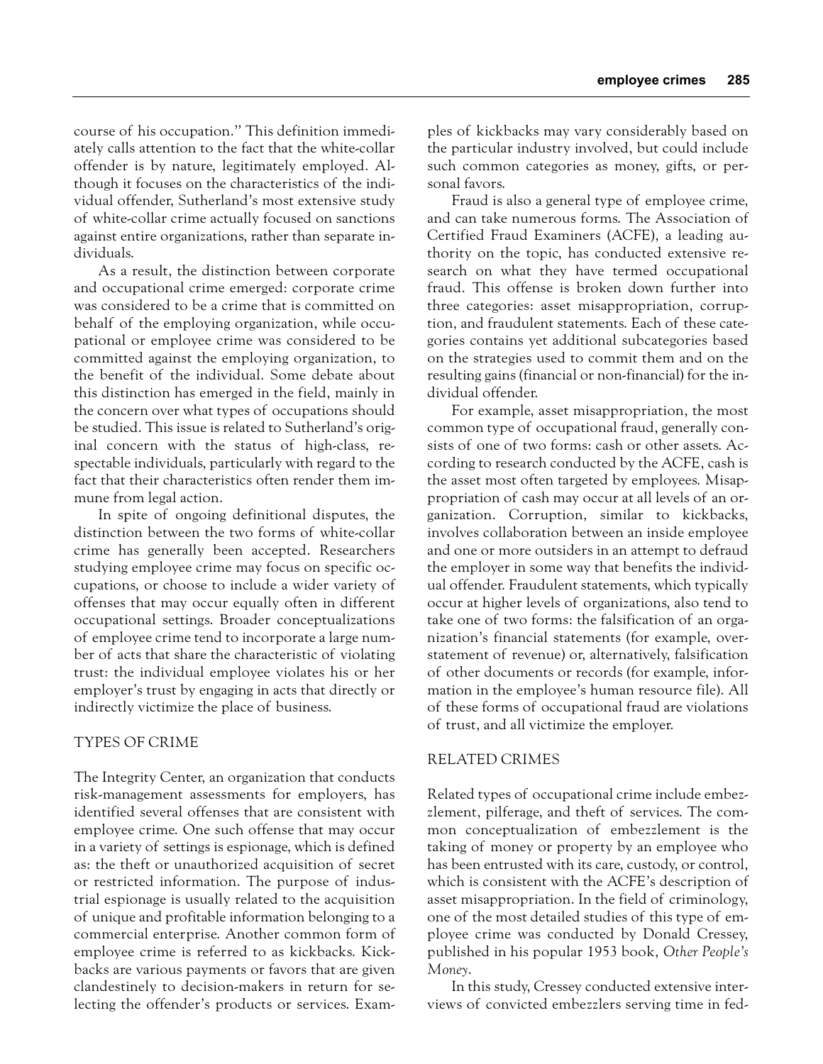course of his occupation." This definition immediately calls attention to the fact that the white-collar offender is by nature, legitimately employed. Although it focuses on the characteristics of the individual offender, Sutherland's most extensive study of white-collar crime actually focused on sanctions against entire organizations, rather than separate individuals.

As a result, the distinction between corporate and occupational crime emerged: corporate crime was considered to be a crime that is committed on behalf of the employing organization, while occupational or employee crime was considered to be committed against the employing organization, to the benefit of the individual. Some debate about this distinction has emerged in the field, mainly in the concern over what types of occupations should be studied. This issue is related to Sutherland's original concern with the status of high-class, respectable individuals, particularly with regard to the fact that their characteristics often render them immune from legal action.

In spite of ongoing definitional disputes, the distinction between the two forms of white-collar crime has generally been accepted. Researchers studying employee crime may focus on specific occupations, or choose to include a wider variety of offenses that may occur equally often in different occupational settings. Broader conceptualizations of employee crime tend to incorporate a large number of acts that share the characteristic of violating trust: the individual employee violates his or her employer's trust by engaging in acts that directly or indirectly victimize the place of business.

## TYPES OF CRIME

The Integrity Center, an organization that conducts risk-management assessments for employers, has identified several offenses that are consistent with employee crime. One such offense that may occur in a variety of settings is espionage, which is defined as: the theft or unauthorized acquisition of secret or restricted information. The purpose of industrial espionage is usually related to the acquisition of unique and profitable information belonging to a commercial enterprise. Another common form of employee crime is referred to as kickbacks. Kickbacks are various payments or favors that are given clandestinely to decision-makers in return for selecting the offender's products or services. Examples of kickbacks may vary considerably based on the particular industry involved, but could include such common categories as money, gifts, or personal favors.

Fraud is also a general type of employee crime, and can take numerous forms. The Association of Certified Fraud Examiners (ACFE), a leading authority on the topic, has conducted extensive research on what they have termed occupational fraud. This offense is broken down further into three categories: asset misappropriation, corruption, and fraudulent statements. Each of these categories contains yet additional subcategories based on the strategies used to commit them and on the resulting gains (financial or non-financial) for the individual offender.

For example, asset misappropriation, the most common type of occupational fraud, generally consists of one of two forms: cash or other assets. According to research conducted by the ACFE, cash is the asset most often targeted by employees. Misappropriation of cash may occur at all levels of an organization. Corruption, similar to kickbacks, involves collaboration between an inside employee and one or more outsiders in an attempt to defraud the employer in some way that benefits the individual offender. Fraudulent statements, which typically occur at higher levels of organizations, also tend to take one of two forms: the falsification of an organization's financial statements (for example, overstatement of revenue) or, alternatively, falsification of other documents or records (for example, information in the employee's human resource file). All of these forms of occupational fraud are violations of trust, and all victimize the employer.

## RELATED CRIMES

Related types of occupational crime include embezzlement, pilferage, and theft of services. The common conceptualization of embezzlement is the taking of money or property by an employee who has been entrusted with its care, custody, or control, which is consistent with the ACFE's description of asset misappropriation. In the field of criminology, one of the most detailed studies of this type of employee crime was conducted by Donald Cressey, published in his popular 1953 book, *Other People's Money*.

In this study, Cressey conducted extensive interviews of convicted embezzlers serving time in fed-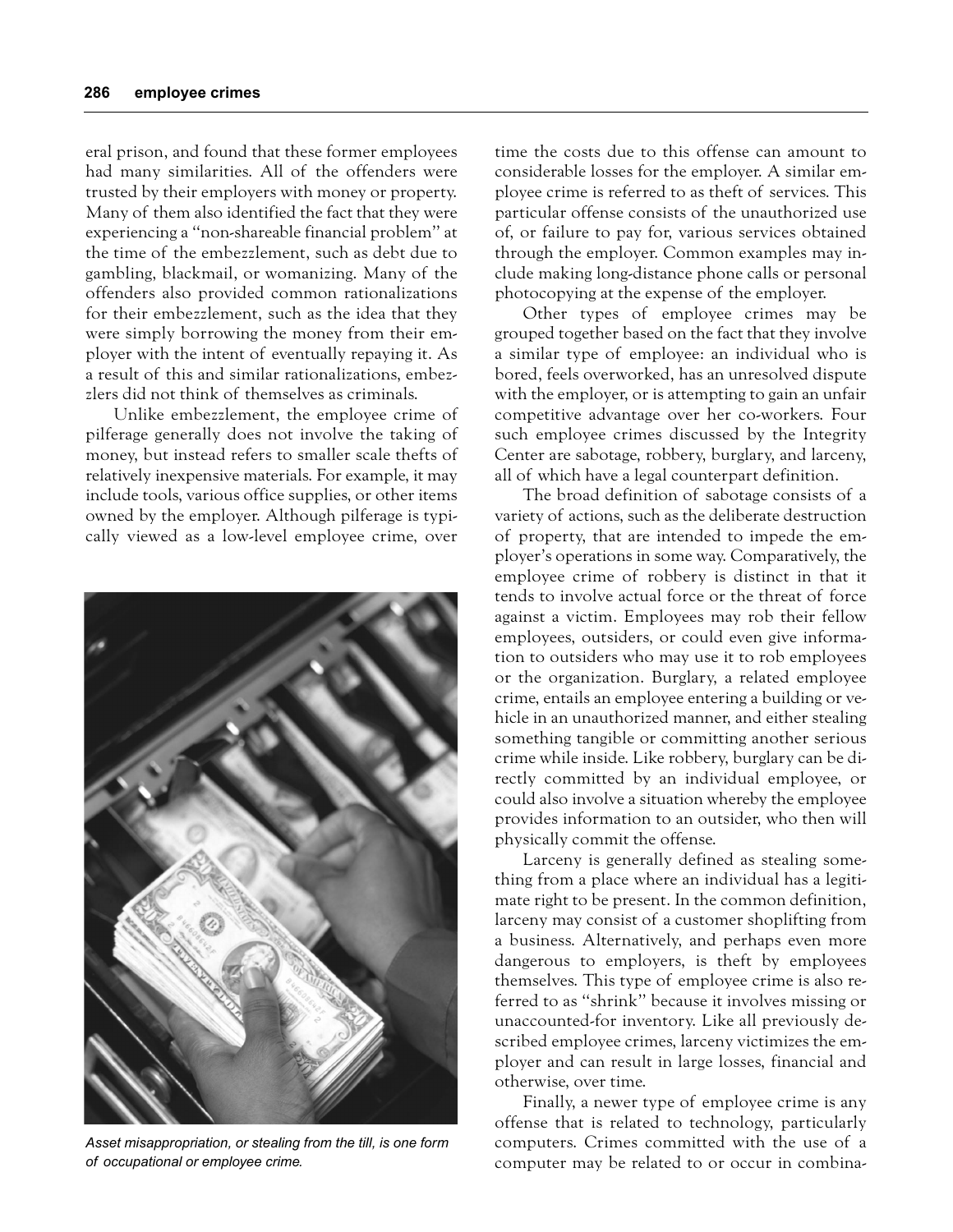eral prison, and found that these former employees had many similarities. All of the offenders were trusted by their employers with money or property. Many of them also identified the fact that they were experiencing a "non-shareable financial problem" at the time of the embezzlement, such as debt due to gambling, blackmail, or womanizing. Many of the offenders also provided common rationalizations for their embezzlement, such as the idea that they were simply borrowing the money from their employer with the intent of eventually repaying it. As a result of this and similar rationalizations, embezzlers did not think of themselves as criminals.

Unlike embezzlement, the employee crime of pilferage generally does not involve the taking of money, but instead refers to smaller scale thefts of relatively inexpensive materials. For example, it may include tools, various office supplies, or other items owned by the employer. Although pilferage is typically viewed as a low-level employee crime, over time the costs due to this offense can amount to considerable losses for the employer. A similar employee crime is referred to as theft of services. This particular offense consists of the unauthorized use of, or failure to pay for, various services obtained through the employer. Common examples may include making long-distance phone calls or personal photocopying at the expense of the employer.

*Asset misappropriation, or stealing from the till, is one form of occupational or employee crime.*

Other types of employee crimes may be grouped together based on the fact that they involve a similar type of employee: an individual who is bored, feels overworked, has an unresolved dispute with the employer, or is attempting to gain an unfair competitive advantage over her co-workers. Four such employee crimes discussed by the Integrity Center are sabotage, robbery, burglary, and larceny, all of which have a legal counterpart definition.

The broad definition of sabotage consists of a variety of actions, such as the deliberate destruction of property, that are intended to impede the employer's operations in some way. Comparatively, the employee crime of robbery is distinct in that it tends to involve actual force or the threat of force against a victim. Employees may rob their fellow employees, outsiders, or could even give information to outsiders who may use it to rob employees or the organization. Burglary, a related employee crime, entails an employee entering a building or vehicle in an unauthorized manner, and either stealing something tangible or committing another serious crime while inside. Like robbery, burglary can be directly committed by an individual employee, or could also involve a situation whereby the employee provides information to an outsider, who then will physically commit the offense.

Larceny is generally defined as stealing something from a place where an individual has a legitimate right to be present. In the common definition, larceny may consist of a customer shoplifting from a business. Alternatively, and perhaps even more dangerous to employers, is theft by employees themselves. This type of employee crime is also referred to as "shrink" because it involves missing or unaccounted-for inventory. Like all previously described employee crimes, larceny victimizes the employer and can result in large losses, financial and otherwise, over time.

Finally, a newer type of employee crime is any offense that is related to technology, particularly computers. Crimes committed with the use of a computer may be related to or occur in combina-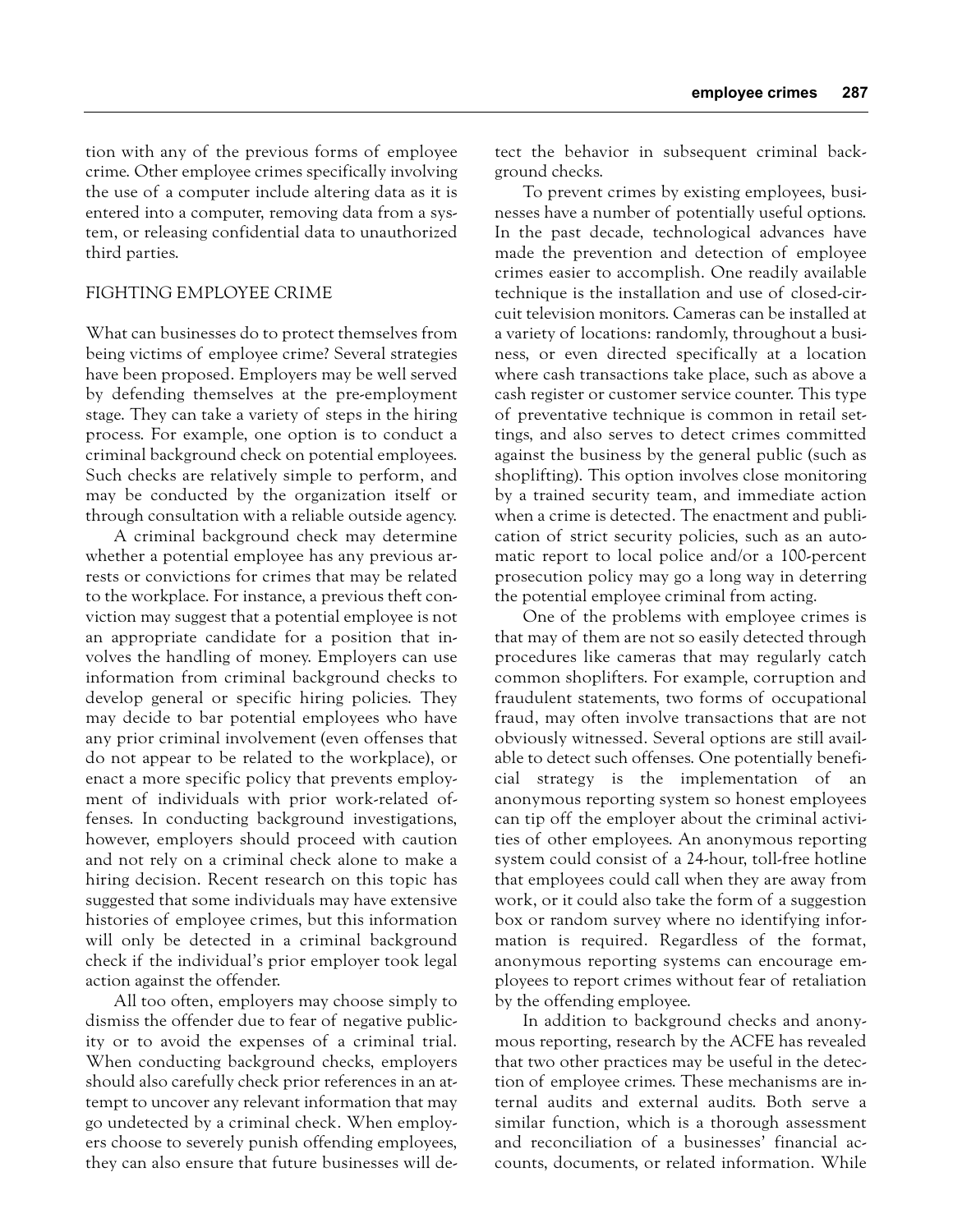tion with any of the previous forms of employee crime. Other employee crimes specifically involving the use of a computer include altering data as it is entered into a computer, removing data from a system, or releasing confidential data to unauthorized third parties.

## FIGHTING EMPLOYEE CRIME

What can businesses do to protect themselves from being victims of employee crime? Several strategies have been proposed. Employers may be well served by defending themselves at the pre-employment stage. They can take a variety of steps in the hiring process. For example, one option is to conduct a criminal background check on potential employees. Such checks are relatively simple to perform, and may be conducted by the organization itself or through consultation with a reliable outside agency.

A criminal background check may determine whether a potential employee has any previous arrests or convictions for crimes that may be related to the workplace. For instance, a previous theft conviction may suggest that a potential employee is not an appropriate candidate for a position that involves the handling of money. Employers can use information from criminal background checks to develop general or specific hiring policies. They may decide to bar potential employees who have any prior criminal involvement (even offenses that do not appear to be related to the workplace), or enact a more specific policy that prevents employment of individuals with prior work-related offenses. In conducting background investigations, however, employers should proceed with caution and not rely on a criminal check alone to make a hiring decision. Recent research on this topic has suggested that some individuals may have extensive histories of employee crimes, but this information will only be detected in a criminal background check if the individual's prior employer took legal action against the offender.

All too often, employers may choose simply to dismiss the offender due to fear of negative publicity or to avoid the expenses of a criminal trial. When conducting background checks, employers should also carefully check prior references in an attempt to uncover any relevant information that may go undetected by a criminal check. When employers choose to severely punish offending employees, they can also ensure that future businesses will detect the behavior in subsequent criminal background checks.

To prevent crimes by existing employees, businesses have a number of potentially useful options. In the past decade, technological advances have made the prevention and detection of employee crimes easier to accomplish. One readily available technique is the installation and use of closed-circuit television monitors. Cameras can be installed at a variety of locations: randomly, throughout a business, or even directed specifically at a location where cash transactions take place, such as above a cash register or customer service counter. This type of preventative technique is common in retail settings, and also serves to detect crimes committed against the business by the general public (such as shoplifting). This option involves close monitoring by a trained security team, and immediate action when a crime is detected. The enactment and publication of strict security policies, such as an automatic report to local police and/or a 100-percent prosecution policy may go a long way in deterring the potential employee criminal from acting.

One of the problems with employee crimes is that may of them are not so easily detected through procedures like cameras that may regularly catch common shoplifters. For example, corruption and fraudulent statements, two forms of occupational fraud, may often involve transactions that are not obviously witnessed. Several options are still available to detect such offenses. One potentially beneficial strategy is the implementation of an anonymous reporting system so honest employees can tip off the employer about the criminal activities of other employees. An anonymous reporting system could consist of a 24-hour, toll-free hotline that employees could call when they are away from work, or it could also take the form of a suggestion box or random survey where no identifying information is required. Regardless of the format, anonymous reporting systems can encourage employees to report crimes without fear of retaliation by the offending employee.

In addition to background checks and anonymous reporting, research by the ACFE has revealed that two other practices may be useful in the detection of employee crimes. These mechanisms are internal audits and external audits. Both serve a similar function, which is a thorough assessment and reconciliation of a businesses' financial accounts, documents, or related information. While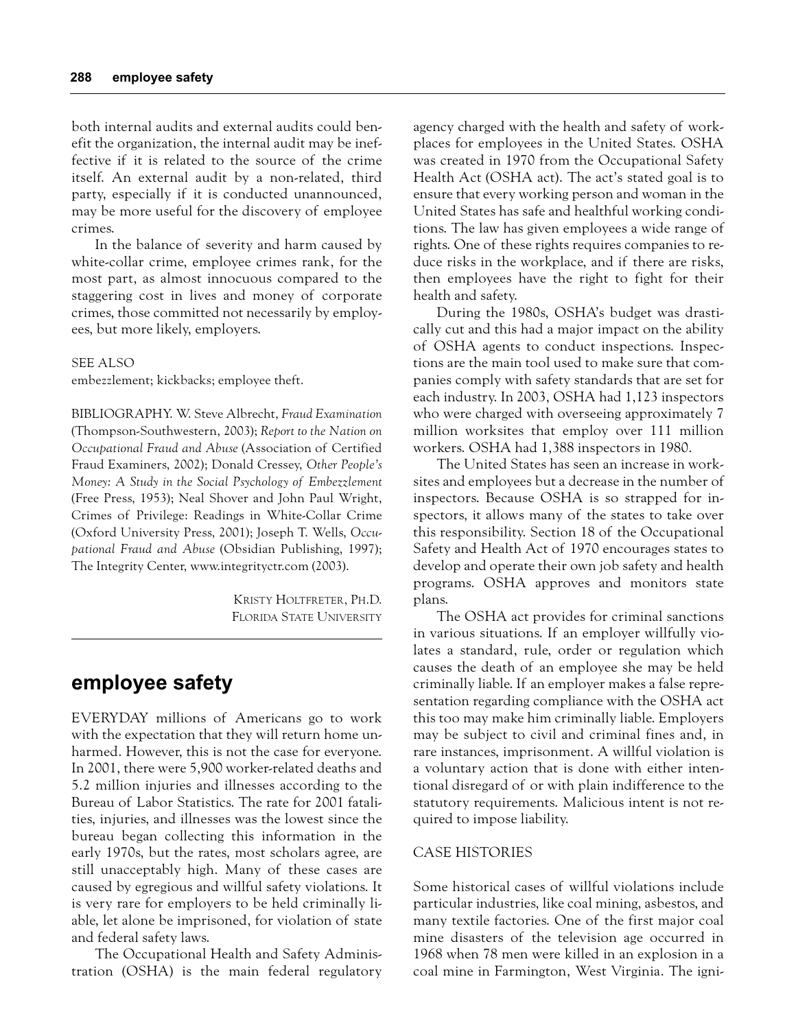both internal audits and external audits could benefit the organization, the internal audit may be ineffective if it is related to the source of the crime itself. An external audit by a non-related, third party, especially if it is conducted unannounced, may be more useful for the discovery of employee crimes.

In the balance of severity and harm caused by white-collar crime, employee crimes rank, for the most part, as almost innocuous compared to the staggering cost in lives and money of corporate crimes, those committed not necessarily by employees, but more likely, employers.

SEE ALSO
embezzlement; kickbacks; employee theft.

BIBLIOGRAPHY. W. Steve Albrecht, *Fraud Examination* (Thompson-Southwestern, 2003); *Report to the Nation on Occupational Fraud and Abuse* (Association of Certified Fraud Examiners, 2002); Donald Cressey, *Other People's Money: A Study in the Social Psychology of Embezzlement* (Free Press, 1953); Neal Shover and John Paul Wright, Crimes of Privilege: Readings in White-Collar Crime (Oxford University Press, 2001); Joseph T. Wells, *Occupational Fraud and Abuse* (Obsidian Publishing, 1997); The Integrity Center, www.integrityctr.com (2003).

KRISTY HOLTFRETER, PH.D.
FLORIDA STATE UNIVERSITY

## employee safety

EVERYDAY millions of Americans go to work with the expectation that they will return home unharmed. However, this is not the case for everyone. In 2001, there were 5,900 worker-related deaths and 5.2 million injuries and illnesses according to the Bureau of Labor Statistics. The rate for 2001 fatalities, injuries, and illnesses was the lowest since the bureau began collecting this information in the early 1970s, but the rates, most scholars agree, are still unacceptably high. Many of these cases are caused by egregious and willful safety violations. It is very rare for employers to be held criminally liable, let alone be imprisoned, for violation of state and federal safety laws.

The Occupational Health and Safety Administration (OSHA) is the main federal regulatory agency charged with the health and safety of workplaces for employees in the United States. OSHA was created in 1970 from the Occupational Safety Health Act (OSHA act). The act's stated goal is to ensure that every working person and woman in the United States has safe and healthful working conditions. The law has given employees a wide range of rights. One of these rights requires companies to reduce risks in the workplace, and if there are risks, then employees have the right to fight for their health and safety.

During the 1980s, OSHA's budget was drastically cut and this had a major impact on the ability of OSHA agents to conduct inspections. Inspections are the main tool used to make sure that companies comply with safety standards that are set for each industry. In 2003, OSHA had 1,123 inspectors who were charged with overseeing approximately 7 million worksites that employ over 111 million workers. OSHA had 1,388 inspectors in 1980.

The United States has seen an increase in worksites and employees but a decrease in the number of inspectors. Because OSHA is so strapped for inspectors, it allows many of the states to take over this responsibility. Section 18 of the Occupational Safety and Health Act of 1970 encourages states to develop and operate their own job safety and health programs. OSHA approves and monitors state plans.

The OSHA act provides for criminal sanctions in various situations. If an employer willfully violates a standard, rule, order or regulation which causes the death of an employee she may be held criminally liable. If an employer makes a false representation regarding compliance with the OSHA act this too may make him criminally liable. Employers may be subject to civil and criminal fines and, in rare instances, imprisonment. A willful violation is a voluntary action that is done with either intentional disregard of or with plain indifference to the statutory requirements. Malicious intent is not required to impose liability.

### CASE HISTORIES

Some historical cases of willful violations include particular industries, like coal mining, asbestos, and many textile factories. One of the first major coal mine disasters of the television age occurred in 1968 when 78 men were killed in an explosion in a coal mine in Farmington, West Virginia. The igni-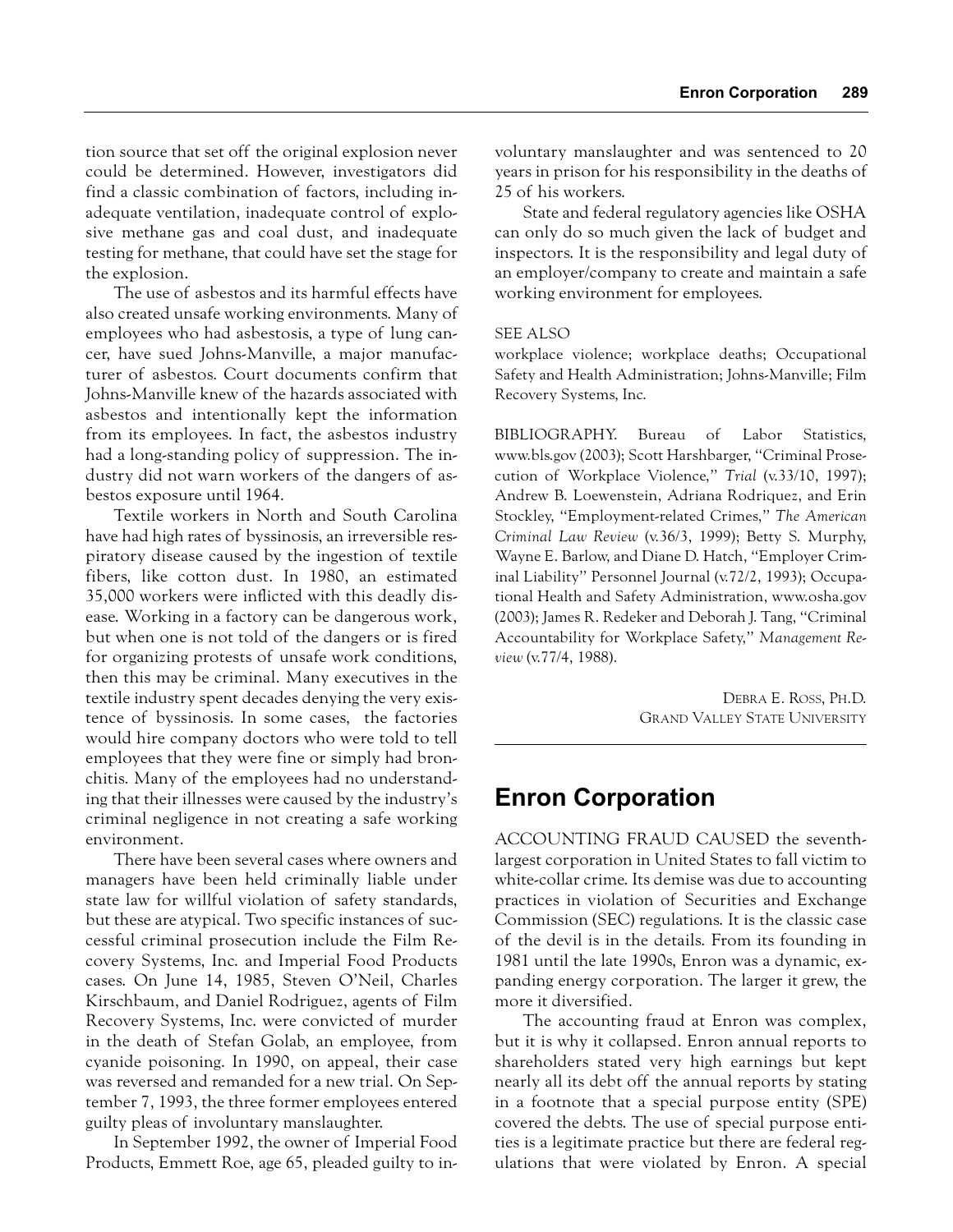tion source that set off the original explosion never could be determined. However, investigators did find a classic combination of factors, including inadequate ventilation, inadequate control of explosive methane gas and coal dust, and inadequate testing for methane, that could have set the stage for the explosion.

The use of asbestos and its harmful effects have also created unsafe working environments. Many of employees who had asbestosis, a type of lung cancer, have sued Johns-Manville, a major manufacturer of asbestos. Court documents confirm that Johns-Manville knew of the hazards associated with asbestos and intentionally kept the information from its employees. In fact, the asbestos industry had a long-standing policy of suppression. The industry did not warn workers of the dangers of asbestos exposure until 1964.

Textile workers in North and South Carolina have had high rates of byssinosis, an irreversible respiratory disease caused by the ingestion of textile fibers, like cotton dust. In 1980, an estimated 35,000 workers were inflicted with this deadly disease. Working in a factory can be dangerous work, but when one is not told of the dangers or is fired for organizing protests of unsafe work conditions, then this may be criminal. Many executives in the textile industry spent decades denying the very existence of byssinosis. In some cases, the factories would hire company doctors who were told to tell employees that they were fine or simply had bronchitis. Many of the employees had no understanding that their illnesses were caused by the industry's criminal negligence in not creating a safe working environment.

There have been several cases where owners and managers have been held criminally liable under state law for willful violation of safety standards, but these are atypical. Two specific instances of successful criminal prosecution include the Film Recovery Systems, Inc. and Imperial Food Products cases. On June 14, 1985, Steven O'Neil, Charles Kirschbaum, and Daniel Rodriguez, agents of Film Recovery Systems, Inc. were convicted of murder in the death of Stefan Golab, an employee, from cyanide poisoning. In 1990, on appeal, their case was reversed and remanded for a new trial. On September 7, 1993, the three former employees entered guilty pleas of involuntary manslaughter.

In September 1992, the owner of Imperial Food Products, Emmett Roe, age 65, pleaded guilty to involuntary manslaughter and was sentenced to 20 years in prison for his responsibility in the deaths of 25 of his workers.

State and federal regulatory agencies like OSHA can only do so much given the lack of budget and inspectors. It is the responsibility and legal duty of an employer/company to create and maintain a safe working environment for employees.

SEE ALSO

workplace violence; workplace deaths; Occupational Safety and Health Administration; Johns-Manville; Film Recovery Systems, Inc.

BIBLIOGRAPHY. Bureau of Labor Statistics, www.bls.gov (2003); Scott Harshbarger, "Criminal Prosecution of Workplace Violence," *Trial* (v.33/10, 1997); Andrew B. Loewenstein, Adriana Rodriquez, and Erin Stockley, "Employment-related Crimes," *The American Criminal Law Review* (v.36/3, 1999); Betty S. Murphy, Wayne E. Barlow, and Diane D. Hatch, "Employer Criminal Liability" Personnel Journal (v.72/2, 1993); Occupational Health and Safety Administration, www.osha.gov (2003); James R. Redeker and Deborah J. Tang, "Criminal Accountability for Workplace Safety," *Management Review* (v.77/4, 1988).

DEBRA E. ROSS, PH.D.
GRAND VALLEY STATE UNIVERSITY

## Enron Corporation

ACCOUNTING FRAUD CAUSED the seventh-largest corporation in United States to fall victim to white-collar crime. Its demise was due to accounting practices in violation of Securities and Exchange Commission (SEC) regulations. It is the classic case of the devil is in the details. From its founding in 1981 until the late 1990s, Enron was a dynamic, expanding energy corporation. The larger it grew, the more it diversified.

The accounting fraud at Enron was complex, but it is why it collapsed. Enron annual reports to shareholders stated very high earnings but kept nearly all its debt off the annual reports by stating in a footnote that a special purpose entity (SPE) covered the debts. The use of special purpose entities is a legitimate practice but there are federal regulations that were violated by Enron. A special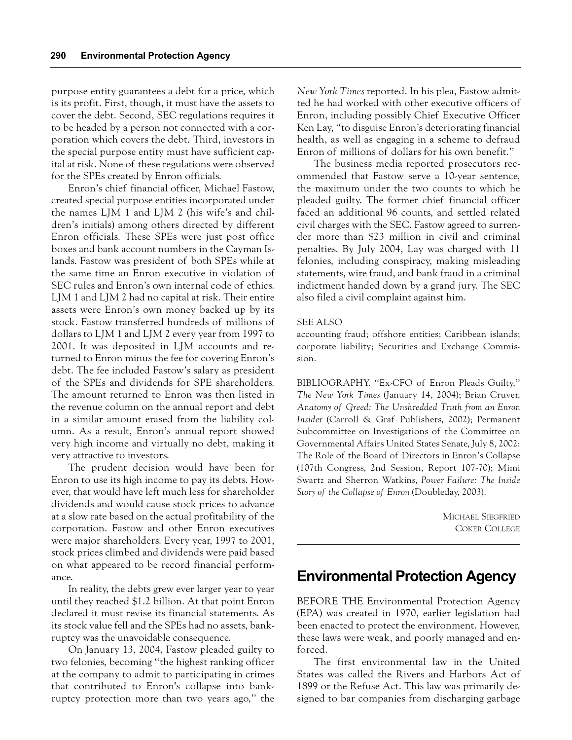purpose entity guarantees a debt for a price, which is its profit. First, though, it must have the assets to cover the debt. Second, SEC regulations requires it to be headed by a person not connected with a corporation which covers the debt. Third, investors in the special purpose entity must have sufficient capital at risk. None of these regulations were observed for the SPEs created by Enron officials.

Enron's chief financial officer, Michael Fastow, created special purpose entities incorporated under the names LJM 1 and LJM 2 (his wife's and children's initials) among others directed by different Enron officials. These SPEs were just post office boxes and bank account numbers in the Cayman Islands. Fastow was president of both SPEs while at the same time an Enron executive in violation of SEC rules and Enron's own internal code of ethics. LJM 1 and LJM 2 had no capital at risk. Their entire assets were Enron's own money backed up by its stock. Fastow transferred hundreds of millions of dollars to LJM 1 and LJM 2 every year from 1997 to 2001. It was deposited in LJM accounts and returned to Enron minus the fee for covering Enron's debt. The fee included Fastow's salary as president of the SPEs and dividends for SPE shareholders. The amount returned to Enron was then listed in the revenue column on the annual report and debt in a similar amount erased from the liability column. As a result, Enron's annual report showed very high income and virtually no debt, making it very attractive to investors.

The prudent decision would have been for Enron to use its high income to pay its debts. However, that would have left much less for shareholder dividends and would cause stock prices to advance at a slow rate based on the actual profitability of the corporation. Fastow and other Enron executives were major shareholders. Every year, 1997 to 2001, stock prices climbed and dividends were paid based on what appeared to be record financial performance.

In reality, the debts grew ever larger year to year until they reached $1.2 billion. At that point Enron declared it must revise its financial statements. As its stock value fell and the SPEs had no assets, bankruptcy was the unavoidable consequence.

On January 13, 2004, Fastow pleaded guilty to two felonies, becoming "the highest ranking officer at the company to admit to participating in crimes that contributed to Enron's collapse into bankruptcy protection more than two years ago," the *New York Times* reported. In his plea, Fastow admitted he had worked with other executive officers of Enron, including possibly Chief Executive Officer Ken Lay, "to disguise Enron's deteriorating financial health, as well as engaging in a scheme to defraud Enron of millions of dollars for his own benefit."

The business media reported prosecutors recommended that Fastow serve a 10-year sentence, the maximum under the two counts to which he pleaded guilty. The former chief financial officer faced an additional 96 counts, and settled related civil charges with the SEC. Fastow agreed to surrender more than $23 million in civil and criminal penalties. By July 2004, Lay was charged with 11 felonies, including conspiracy, making misleading statements, wire fraud, and bank fraud in a criminal indictment handed down by a grand jury. The SEC also filed a civil complaint against him.

SEE ALSO

accounting fraud; offshore entities; Caribbean islands; corporate liability; Securities and Exchange Commission.

BIBLIOGRAPHY. "Ex-CFO of Enron Pleads Guilty," *The New York Times* (January 14, 2004); Brian Cruver, *Anatomy of Greed: The Unshredded Truth from an Enron Insider* (Carroll & Graf Publishers, 2002); Permanent Subcommittee on Investigations of the Committee on Governmental Affairs United States Senate, July 8, 2002: The Role of the Board of Directors in Enron's Collapse (107th Congress, 2nd Session, Report 107-70); Mimi Swartz and Sherron Watkins, *Power Failure: The Inside Story of the Collapse of Enron* (Doubleday, 2003).

MICHAEL SIEGFRIED
COKER COLLEGE

## Environmental Protection Agency

BEFORE THE Environmental Protection Agency (EPA) was created in 1970, earlier legislation had been enacted to protect the environment. However, these laws were weak, and poorly managed and enforced.

The first environmental law in the United States was called the Rivers and Harbors Act of 1899 or the Refuse Act. This law was primarily designed to bar companies from discharging garbage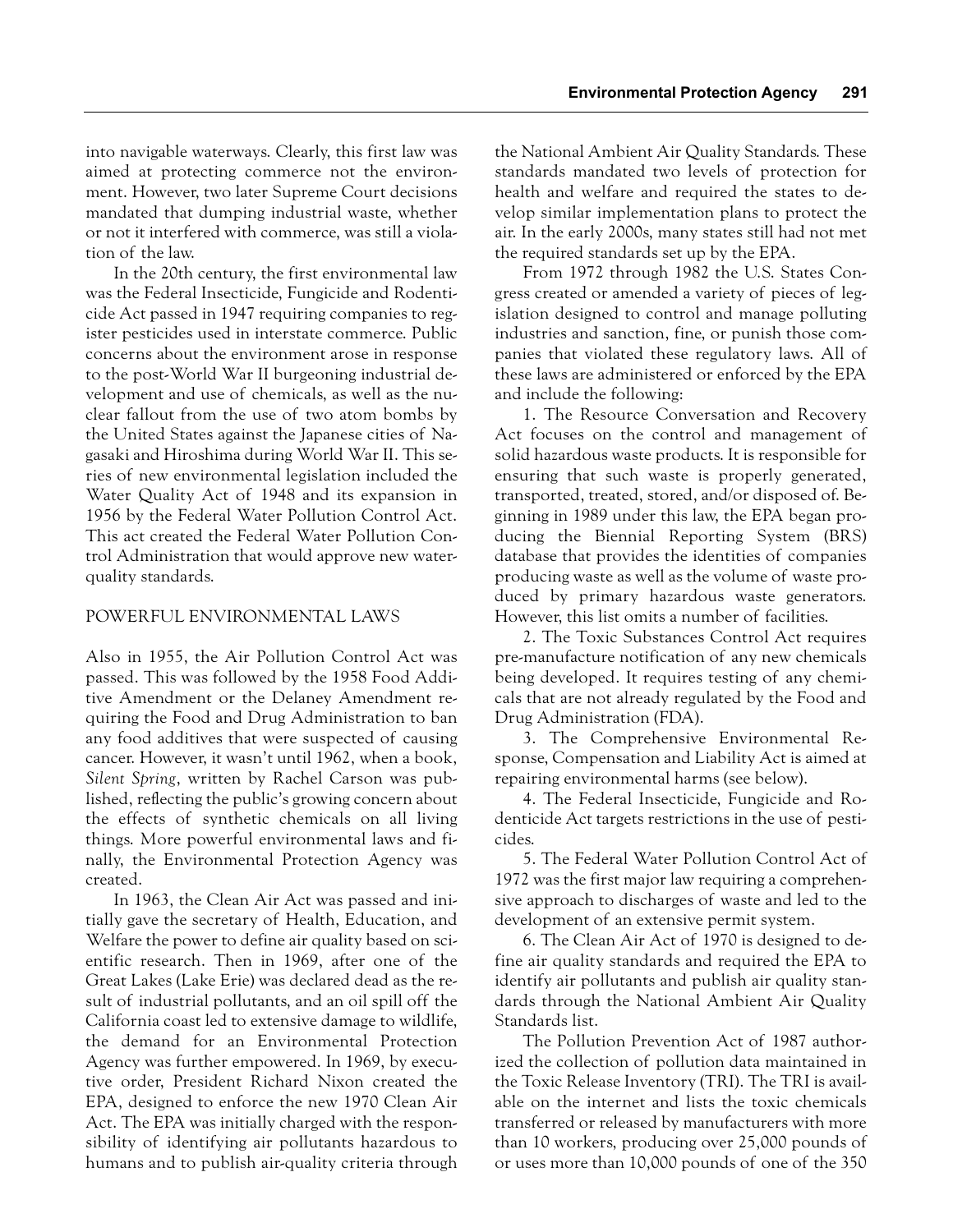into navigable waterways. Clearly, this first law was aimed at protecting commerce not the environment. However, two later Supreme Court decisions mandated that dumping industrial waste, whether or not it interfered with commerce, was still a violation of the law.

In the 20th century, the first environmental law was the Federal Insecticide, Fungicide and Rodenticide Act passed in 1947 requiring companies to register pesticides used in interstate commerce. Public concerns about the environment arose in response to the post-World War II burgeoning industrial development and use of chemicals, as well as the nuclear fallout from the use of two atom bombs by the United States against the Japanese cities of Nagasaki and Hiroshima during World War II. This series of new environmental legislation included the Water Quality Act of 1948 and its expansion in 1956 by the Federal Water Pollution Control Act. This act created the Federal Water Pollution Control Administration that would approve new water-quality standards.

## POWERFUL ENVIRONMENTAL LAWS

Also in 1955, the Air Pollution Control Act was passed. This was followed by the 1958 Food Additive Amendment or the Delaney Amendment requiring the Food and Drug Administration to ban any food additives that were suspected of causing cancer. However, it wasn't until 1962, when a book, *Silent Spring*, written by Rachel Carson was published, reflecting the public's growing concern about the effects of synthetic chemicals on all living things. More powerful environmental laws and finally, the Environmental Protection Agency was created.

In 1963, the Clean Air Act was passed and initially gave the secretary of Health, Education, and Welfare the power to define air quality based on scientific research. Then in 1969, after one of the Great Lakes (Lake Erie) was declared dead as the result of industrial pollutants, and an oil spill off the California coast led to extensive damage to wildlife, the demand for an Environmental Protection Agency was further empowered. In 1969, by executive order, President Richard Nixon created the EPA, designed to enforce the new 1970 Clean Air Act. The EPA was initially charged with the responsibility of identifying air pollutants hazardous to humans and to publish air-quality criteria through the National Ambient Air Quality Standards. These standards mandated two levels of protection for health and welfare and required the states to develop similar implementation plans to protect the air. In the early 2000s, many states still had not met the required standards set up by the EPA.

From 1972 through 1982 the U.S. States Congress created or amended a variety of pieces of legislation designed to control and manage polluting industries and sanction, fine, or punish those companies that violated these regulatory laws. All of these laws are administered or enforced by the EPA and include the following:

1. The Resource Conversation and Recovery Act focuses on the control and management of solid hazardous waste products. It is responsible for ensuring that such waste is properly generated, transported, treated, stored, and/or disposed of. Beginning in 1989 under this law, the EPA began producing the Biennial Reporting System (BRS) database that provides the identities of companies producing waste as well as the volume of waste produced by primary hazardous waste generators. However, this list omits a number of facilities.

2. The Toxic Substances Control Act requires pre-manufacture notification of any new chemicals being developed. It requires testing of any chemicals that are not already regulated by the Food and Drug Administration (FDA).

3. The Comprehensive Environmental Response, Compensation and Liability Act is aimed at repairing environmental harms (see below).

4. The Federal Insecticide, Fungicide and Rodenticide Act targets restrictions in the use of pesticides.

5. The Federal Water Pollution Control Act of 1972 was the first major law requiring a comprehensive approach to discharges of waste and led to the development of an extensive permit system.

6. The Clean Air Act of 1970 is designed to define air quality standards and required the EPA to identify air pollutants and publish air quality standards through the National Ambient Air Quality Standards list.

The Pollution Prevention Act of 1987 authorized the collection of pollution data maintained in the Toxic Release Inventory (TRI). The TRI is available on the internet and lists the toxic chemicals transferred or released by manufacturers with more than 10 workers, producing over 25,000 pounds of or uses more than 10,000 pounds of one of the 350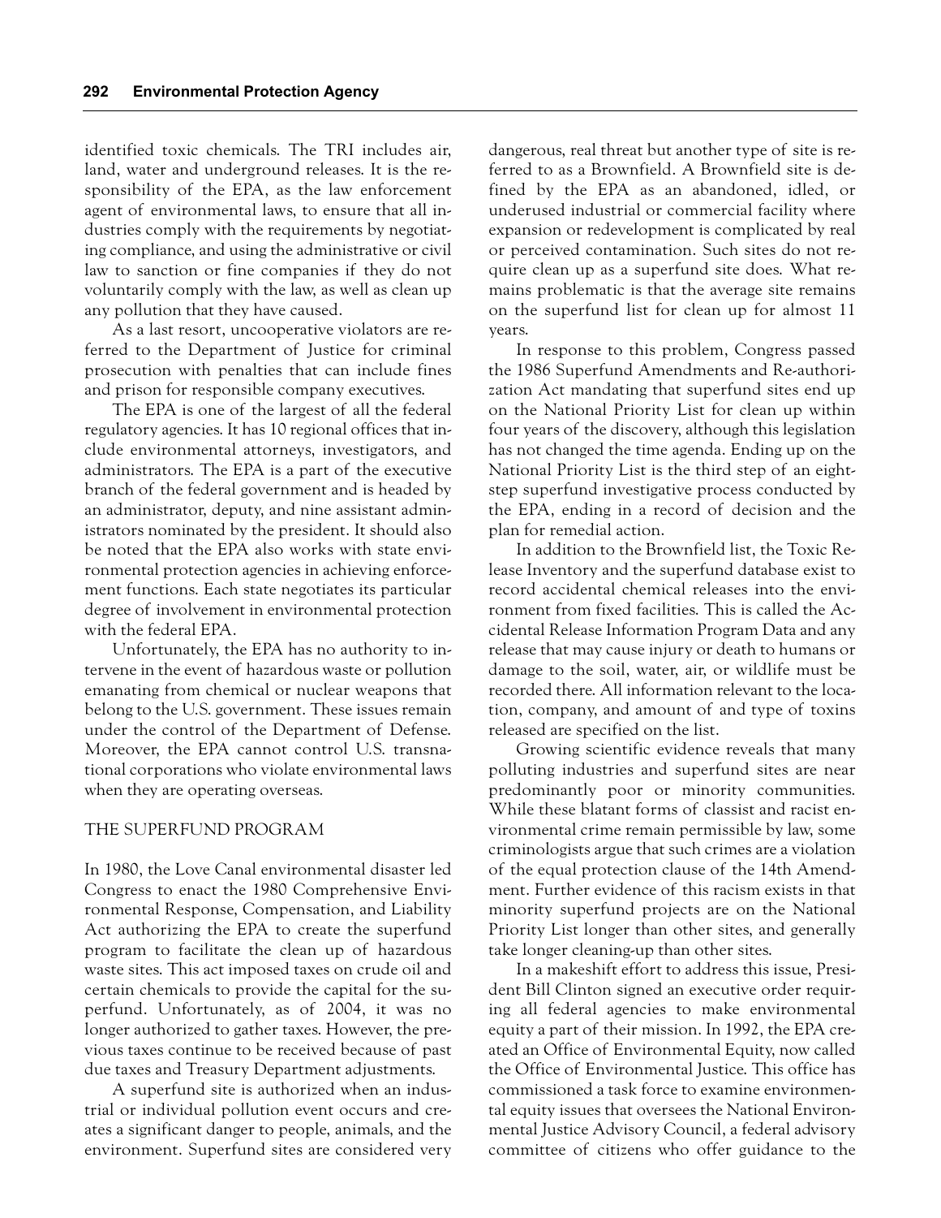identified toxic chemicals. The TRI includes air, land, water and underground releases. It is the responsibility of the EPA, as the law enforcement agent of environmental laws, to ensure that all industries comply with the requirements by negotiating compliance, and using the administrative or civil law to sanction or fine companies if they do not voluntarily comply with the law, as well as clean up any pollution that they have caused.

As a last resort, uncooperative violators are referred to the Department of Justice for criminal prosecution with penalties that can include fines and prison for responsible company executives.

The EPA is one of the largest of all the federal regulatory agencies. It has 10 regional offices that include environmental attorneys, investigators, and administrators. The EPA is a part of the executive branch of the federal government and is headed by an administrator, deputy, and nine assistant administrators nominated by the president. It should also be noted that the EPA also works with state environmental protection agencies in achieving enforcement functions. Each state negotiates its particular degree of involvement in environmental protection with the federal EPA.

Unfortunately, the EPA has no authority to intervene in the event of hazardous waste or pollution emanating from chemical or nuclear weapons that belong to the U.S. government. These issues remain under the control of the Department of Defense. Moreover, the EPA cannot control U.S. transnational corporations who violate environmental laws when they are operating overseas.

## THE SUPERFUND PROGRAM

In 1980, the Love Canal environmental disaster led Congress to enact the 1980 Comprehensive Environmental Response, Compensation, and Liability Act authorizing the EPA to create the superfund program to facilitate the clean up of hazardous waste sites. This act imposed taxes on crude oil and certain chemicals to provide the capital for the superfund. Unfortunately, as of 2004, it was no longer authorized to gather taxes. However, the previous taxes continue to be received because of past due taxes and Treasury Department adjustments.

A superfund site is authorized when an industrial or individual pollution event occurs and creates a significant danger to people, animals, and the environment. Superfund sites are considered very dangerous, real threat but another type of site is referred to as a Brownfield. A Brownfield site is defined by the EPA as an abandoned, idled, or underused industrial or commercial facility where expansion or redevelopment is complicated by real or perceived contamination. Such sites do not require clean up as a superfund site does. What remains problematic is that the average site remains on the superfund list for clean up for almost 11 years.

In response to this problem, Congress passed the 1986 Superfund Amendments and Re-authorization Act mandating that superfund sites end up on the National Priority List for clean up within four years of the discovery, although this legislation has not changed the time agenda. Ending up on the National Priority List is the third step of an eight-step superfund investigative process conducted by the EPA, ending in a record of decision and the plan for remedial action.

In addition to the Brownfield list, the Toxic Release Inventory and the superfund database exist to record accidental chemical releases into the environment from fixed facilities. This is called the Accidental Release Information Program Data and any release that may cause injury or death to humans or damage to the soil, water, air, or wildlife must be recorded there. All information relevant to the location, company, and amount of and type of toxins released are specified on the list.

Growing scientific evidence reveals that many polluting industries and superfund sites are near predominantly poor or minority communities. While these blatant forms of classist and racist environmental crime remain permissible by law, some criminologists argue that such crimes are a violation of the equal protection clause of the 14th Amendment. Further evidence of this racism exists in that minority superfund projects are on the National Priority List longer than other sites, and generally take longer cleaning-up than other sites.

In a makeshift effort to address this issue, President Bill Clinton signed an executive order requiring all federal agencies to make environmental equity a part of their mission. In 1992, the EPA created an Office of Environmental Equity, now called the Office of Environmental Justice. This office has commissioned a task force to examine environmental equity issues that oversees the National Environmental Justice Advisory Council, a federal advisory committee of citizens who offer guidance to the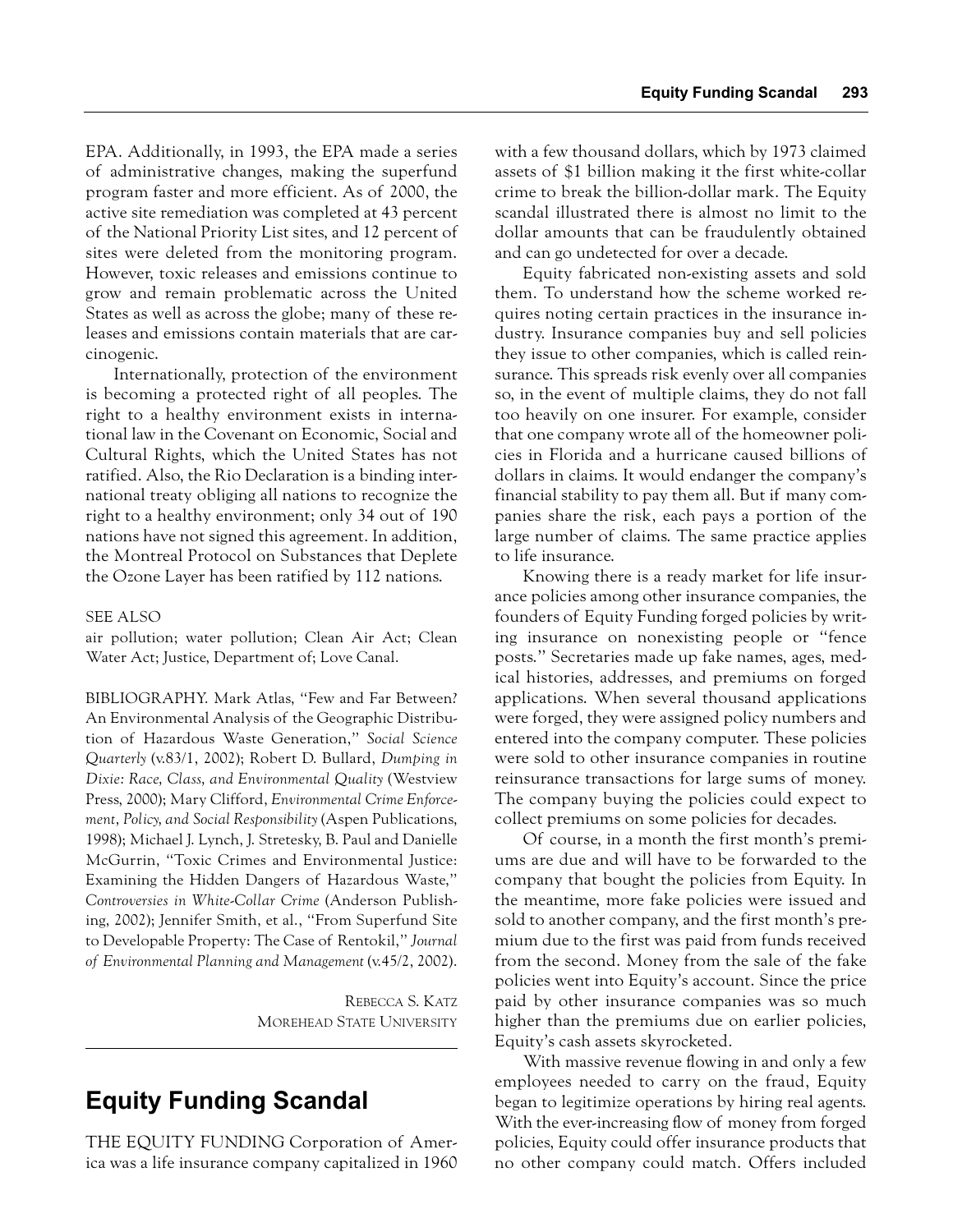EPA. Additionally, in 1993, the EPA made a series of administrative changes, making the superfund program faster and more efficient. As of 2000, the active site remediation was completed at 43 percent of the National Priority List sites, and 12 percent of sites were deleted from the monitoring program. However, toxic releases and emissions continue to grow and remain problematic across the United States as well as across the globe; many of these releases and emissions contain materials that are carcinogenic.

Internationally, protection of the environment is becoming a protected right of all peoples. The right to a healthy environment exists in international law in the Covenant on Economic, Social and Cultural Rights, which the United States has not ratified. Also, the Rio Declaration is a binding international treaty obliging all nations to recognize the right to a healthy environment; only 34 out of 190 nations have not signed this agreement. In addition, the Montreal Protocol on Substances that Deplete the Ozone Layer has been ratified by 112 nations.

SEE ALSO
air pollution; water pollution; Clean Air Act; Clean Water Act; Justice, Department of; Love Canal.

BIBLIOGRAPHY. Mark Atlas, "Few and Far Between? An Environmental Analysis of the Geographic Distribution of Hazardous Waste Generation," *Social Science Quarterly* (v.83/1, 2002); Robert D. Bullard, *Dumping in Dixie: Race, Class, and Environmental Quality* (Westview Press, 2000); Mary Clifford, *Environmental Crime Enforcement, Policy, and Social Responsibility* (Aspen Publications, 1998); Michael J. Lynch, J. Stretesky, B. Paul and Danielle McGurrin, "Toxic Crimes and Environmental Justice: Examining the Hidden Dangers of Hazardous Waste," *Controversies in White-Collar Crime* (Anderson Publishing, 2002); Jennifer Smith, et al., "From Superfund Site to Developable Property: The Case of Rentokil," *Journal of Environmental Planning and Management* (v.45/2, 2002).

Rebecca S. Katz
Morehead State University

# Equity Funding Scandal

THE EQUITY FUNDING Corporation of America was a life insurance company capitalized in 1960 with a few thousand dollars, which by 1973 claimed assets of $1 billion making it the first white-collar crime to break the billion-dollar mark. The Equity scandal illustrated there is almost no limit to the dollar amounts that can be fraudulently obtained and can go undetected for over a decade.

Equity fabricated non-existing assets and sold them. To understand how the scheme worked requires noting certain practices in the insurance industry. Insurance companies buy and sell policies they issue to other companies, which is called reinsurance. This spreads risk evenly over all companies so, in the event of multiple claims, they do not fall too heavily on one insurer. For example, consider that one company wrote all of the homeowner policies in Florida and a hurricane caused billions of dollars in claims. It would endanger the company's financial stability to pay them all. But if many companies share the risk, each pays a portion of the large number of claims. The same practice applies to life insurance.

Knowing there is a ready market for life insurance policies among other insurance companies, the founders of Equity Funding forged policies by writing insurance on nonexisting people or "fence posts." Secretaries made up fake names, ages, medical histories, addresses, and premiums on forged applications. When several thousand applications were forged, they were assigned policy numbers and entered into the company computer. These policies were sold to other insurance companies in routine reinsurance transactions for large sums of money. The company buying the policies could expect to collect premiums on some policies for decades.

Of course, in a month the first month's premiums are due and will have to be forwarded to the company that bought the policies from Equity. In the meantime, more fake policies were issued and sold to another company, and the first month's premium due to the first was paid from funds received from the second. Money from the sale of the fake policies went into Equity's account. Since the price paid by other insurance companies was so much higher than the premiums due on earlier policies, Equity's cash assets skyrocketed.

With massive revenue flowing in and only a few employees needed to carry on the fraud, Equity began to legitimize operations by hiring real agents. With the ever-increasing flow of money from forged policies, Equity could offer insurance products that no other company could match. Offers included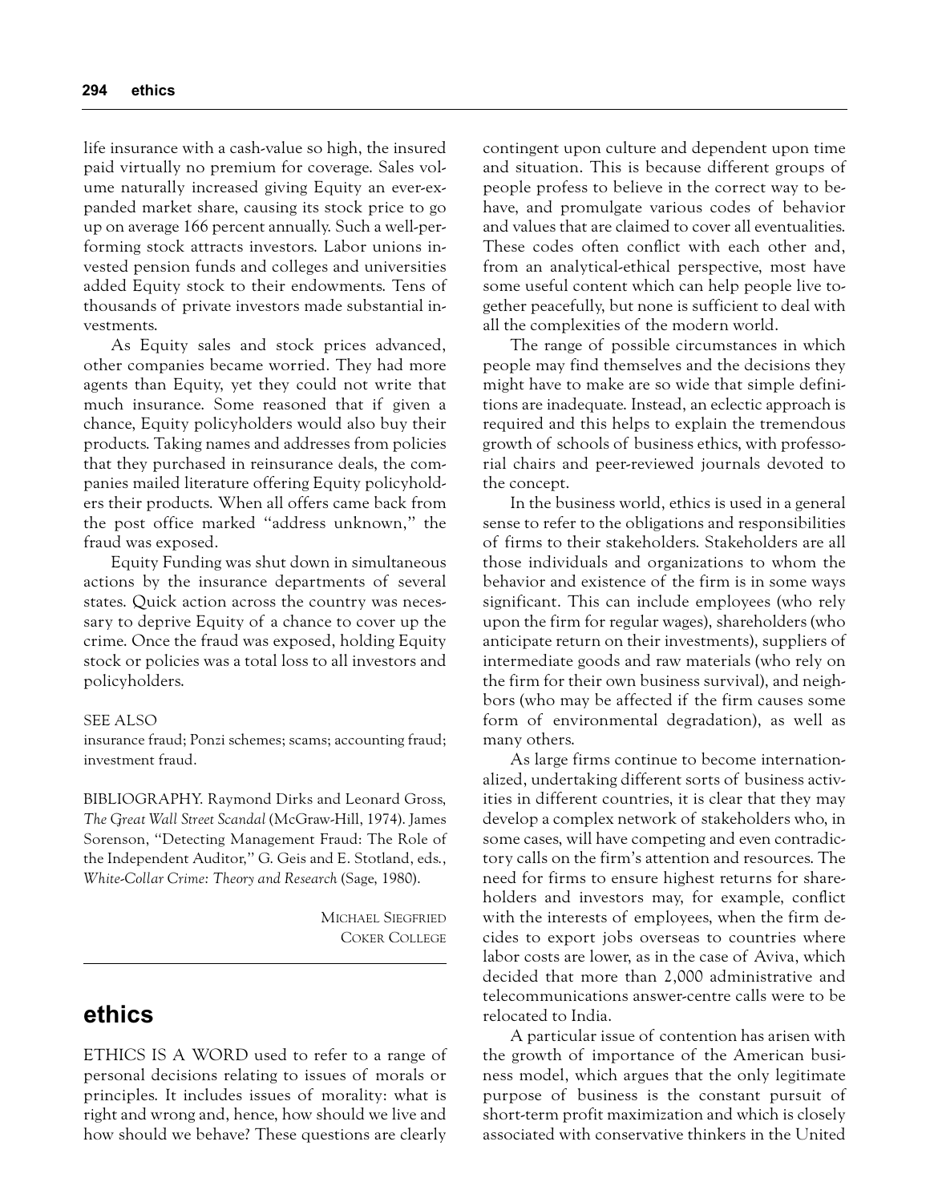life insurance with a cash-value so high, the insured paid virtually no premium for coverage. Sales volume naturally increased giving Equity an ever-expanded market share, causing its stock price to go up on average 166 percent annually. Such a well-performing stock attracts investors. Labor unions invested pension funds and colleges and universities added Equity stock to their endowments. Tens of thousands of private investors made substantial investments.

As Equity sales and stock prices advanced, other companies became worried. They had more agents than Equity, yet they could not write that much insurance. Some reasoned that if given a chance, Equity policyholders would also buy their products. Taking names and addresses from policies that they purchased in reinsurance deals, the companies mailed literature offering Equity policyholders their products. When all offers came back from the post office marked "address unknown," the fraud was exposed.

Equity Funding was shut down in simultaneous actions by the insurance departments of several states. Quick action across the country was necessary to deprive Equity of a chance to cover up the crime. Once the fraud was exposed, holding Equity stock or policies was a total loss to all investors and policyholders.

SEE ALSO
insurance fraud; Ponzi schemes; scams; accounting fraud; investment fraud.

BIBLIOGRAPHY. Raymond Dirks and Leonard Gross, *The Great Wall Street Scandal* (McGraw-Hill, 1974). James Sorenson, "Detecting Management Fraud: The Role of the Independent Auditor," G. Geis and E. Stotland, eds., *White-Collar Crime: Theory and Research* (Sage, 1980).

MICHAEL SIEGFRIED
COKER COLLEGE

## ethics

ETHICS IS A WORD used to refer to a range of personal decisions relating to issues of morals or principles. It includes issues of morality: what is right and wrong and, hence, how should we live and how should we behave? These questions are clearly contingent upon culture and dependent upon time and situation. This is because different groups of people profess to believe in the correct way to behave, and promulgate various codes of behavior and values that are claimed to cover all eventualities. These codes often conflict with each other and, from an analytical-ethical perspective, most have some useful content which can help people live together peacefully, but none is sufficient to deal with all the complexities of the modern world.

The range of possible circumstances in which people may find themselves and the decisions they might have to make are so wide that simple definitions are inadequate. Instead, an eclectic approach is required and this helps to explain the tremendous growth of schools of business ethics, with professorial chairs and peer-reviewed journals devoted to the concept.

In the business world, ethics is used in a general sense to refer to the obligations and responsibilities of firms to their stakeholders. Stakeholders are all those individuals and organizations to whom the behavior and existence of the firm is in some ways significant. This can include employees (who rely upon the firm for regular wages), shareholders (who anticipate return on their investments), suppliers of intermediate goods and raw materials (who rely on the firm for their own business survival), and neighbors (who may be affected if the firm causes some form of environmental degradation), as well as many others.

As large firms continue to become internationalized, undertaking different sorts of business activities in different countries, it is clear that they may develop a complex network of stakeholders who, in some cases, will have competing and even contradictory calls on the firm's attention and resources. The need for firms to ensure highest returns for shareholders and investors may, for example, conflict with the interests of employees, when the firm decides to export jobs overseas to countries where labor costs are lower, as in the case of Aviva, which decided that more than 2,000 administrative and telecommunications answer-centre calls were to be relocated to India.

A particular issue of contention has arisen with the growth of importance of the American business model, which argues that the only legitimate purpose of business is the constant pursuit of short-term profit maximization and which is closely associated with conservative thinkers in the United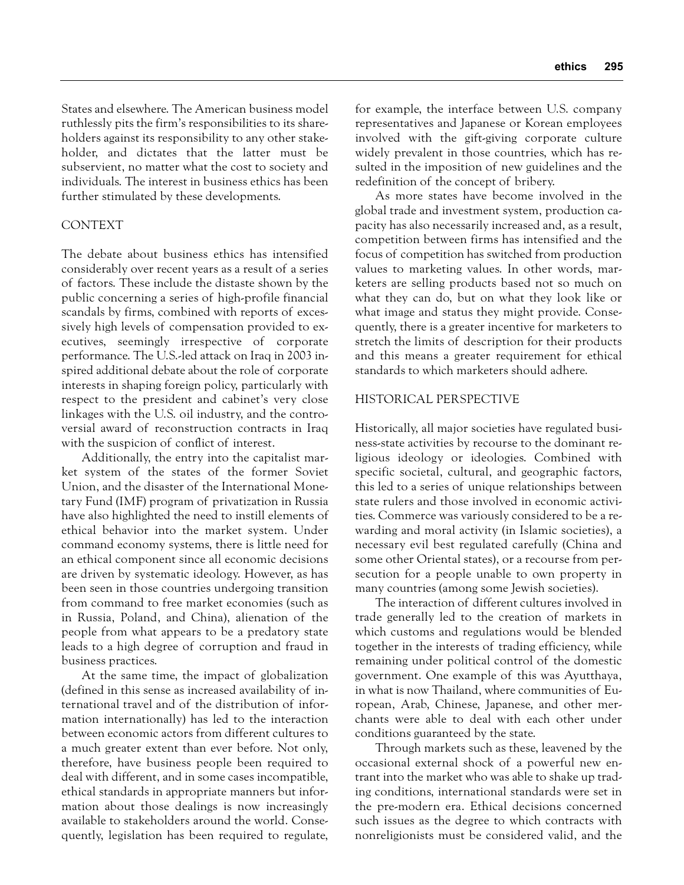States and elsewhere. The American business model ruthlessly pits the firm's responsibilities to its shareholders against its responsibility to any other stakeholder, and dictates that the latter must be subservient, no matter what the cost to society and individuals. The interest in business ethics has been further stimulated by these developments.

## CONTEXT

The debate about business ethics has intensified considerably over recent years as a result of a series of factors. These include the distaste shown by the public concerning a series of high-profile financial scandals by firms, combined with reports of excessively high levels of compensation provided to executives, seemingly irrespective of corporate performance. The U.S.-led attack on Iraq in 2003 inspired additional debate about the role of corporate interests in shaping foreign policy, particularly with respect to the president and cabinet's very close linkages with the U.S. oil industry, and the controversial award of reconstruction contracts in Iraq with the suspicion of conflict of interest.

Additionally, the entry into the capitalist market system of the states of the former Soviet Union, and the disaster of the International Monetary Fund (IMF) program of privatization in Russia have also highlighted the need to instill elements of ethical behavior into the market system. Under command economy systems, there is little need for an ethical component since all economic decisions are driven by systematic ideology. However, as has been seen in those countries undergoing transition from command to free market economies (such as in Russia, Poland, and China), alienation of the people from what appears to be a predatory state leads to a high degree of corruption and fraud in business practices.

At the same time, the impact of globalization (defined in this sense as increased availability of international travel and of the distribution of information internationally) has led to the interaction between economic actors from different cultures to a much greater extent than ever before. Not only, therefore, have business people been required to deal with different, and in some cases incompatible, ethical standards in appropriate manners but information about those dealings is now increasingly available to stakeholders around the world. Consequently, legislation has been required to regulate, for example, the interface between U.S. company representatives and Japanese or Korean employees involved with the gift-giving corporate culture widely prevalent in those countries, which has resulted in the imposition of new guidelines and the redefinition of the concept of bribery.

As more states have become involved in the global trade and investment system, production capacity has also necessarily increased and, as a result, competition between firms has intensified and the focus of competition has switched from production values to marketing values. In other words, marketers are selling products based not so much on what they can do, but on what they look like or what image and status they might provide. Consequently, there is a greater incentive for marketers to stretch the limits of description for their products and this means a greater requirement for ethical standards to which marketers should adhere.

## HISTORICAL PERSPECTIVE

Historically, all major societies have regulated business-state activities by recourse to the dominant religious ideology or ideologies. Combined with specific societal, cultural, and geographic factors, this led to a series of unique relationships between state rulers and those involved in economic activities. Commerce was variously considered to be a rewarding and moral activity (in Islamic societies), a necessary evil best regulated carefully (China and some other Oriental states), or a recourse from persecution for a people unable to own property in many countries (among some Jewish societies).

The interaction of different cultures involved in trade generally led to the creation of markets in which customs and regulations would be blended together in the interests of trading efficiency, while remaining under political control of the domestic government. One example of this was Ayutthaya, in what is now Thailand, where communities of European, Arab, Chinese, Japanese, and other merchants were able to deal with each other under conditions guaranteed by the state.

Through markets such as these, leavened by the occasional external shock of a powerful new entrant into the market who was able to shake up trading conditions, international standards were set in the pre-modern era. Ethical decisions concerned such issues as the degree to which contracts with nonreligionists must be considered valid, and the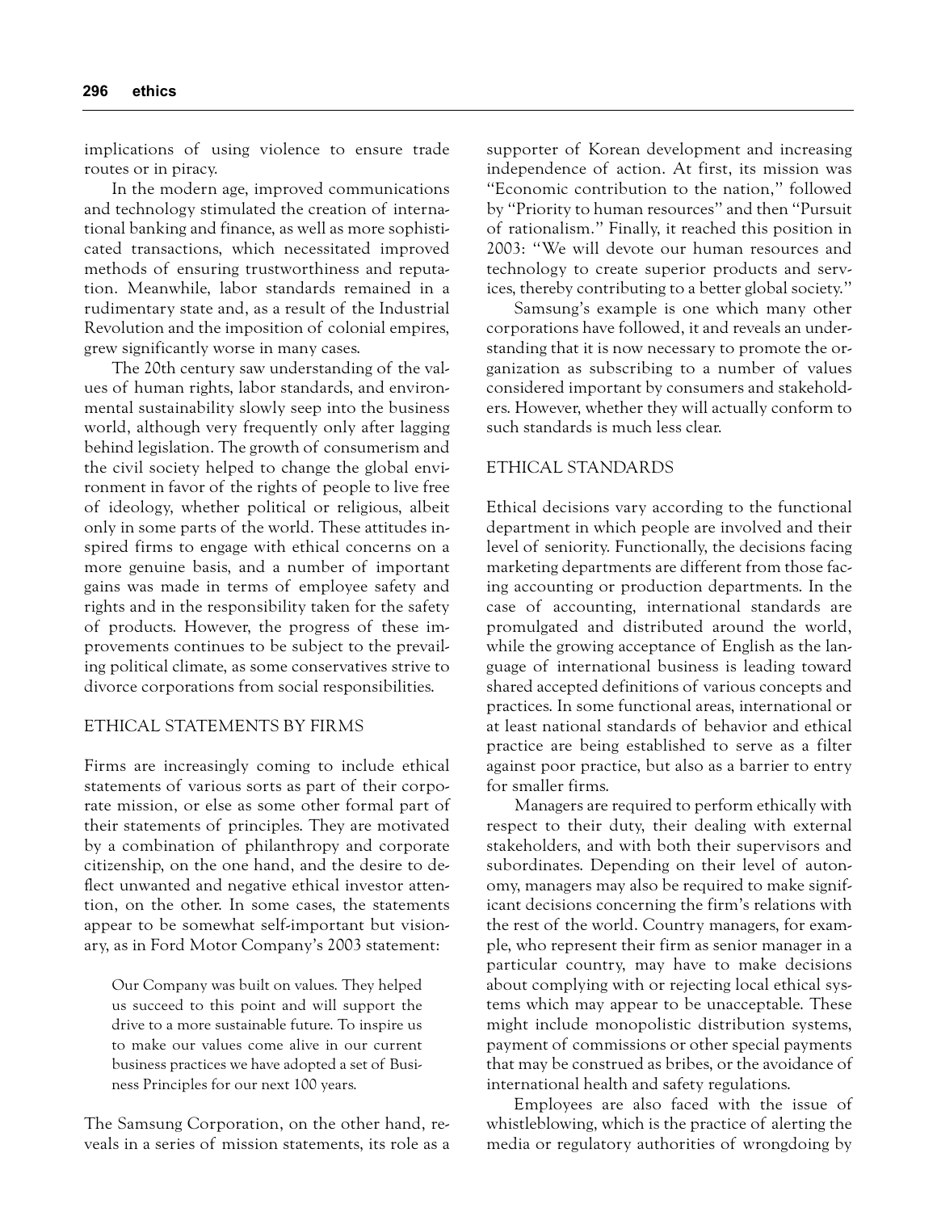implications of using violence to ensure trade routes or in piracy.

In the modern age, improved communications and technology stimulated the creation of international banking and finance, as well as more sophisticated transactions, which necessitated improved methods of ensuring trustworthiness and reputation. Meanwhile, labor standards remained in a rudimentary state and, as a result of the Industrial Revolution and the imposition of colonial empires, grew significantly worse in many cases.

The 20th century saw understanding of the values of human rights, labor standards, and environmental sustainability slowly seep into the business world, although very frequently only after lagging behind legislation. The growth of consumerism and the civil society helped to change the global environment in favor of the rights of people to live free of ideology, whether political or religious, albeit only in some parts of the world. These attitudes inspired firms to engage with ethical concerns on a more genuine basis, and a number of important gains was made in terms of employee safety and rights and in the responsibility taken for the safety of products. However, the progress of these improvements continues to be subject to the prevailing political climate, as some conservatives strive to divorce corporations from social responsibilities.

## ETHICAL STATEMENTS BY FIRMS

Firms are increasingly coming to include ethical statements of various sorts as part of their corporate mission, or else as some other formal part of their statements of principles. They are motivated by a combination of philanthropy and corporate citizenship, on the one hand, and the desire to deflect unwanted and negative ethical investor attention, on the other. In some cases, the statements appear to be somewhat self-important but visionary, as in Ford Motor Company's 2003 statement:

> Our Company was built on values. They helped us succeed to this point and will support the drive to a more sustainable future. To inspire us to make our values come alive in our current business practices we have adopted a set of Business Principles for our next 100 years.

The Samsung Corporation, on the other hand, reveals in a series of mission statements, its role as a supporter of Korean development and increasing independence of action. At first, its mission was "Economic contribution to the nation," followed by "Priority to human resources" and then "Pursuit of rationalism." Finally, it reached this position in 2003: "We will devote our human resources and technology to create superior products and services, thereby contributing to a better global society."

Samsung's example is one which many other corporations have followed, it and reveals an understanding that it is now necessary to promote the organization as subscribing to a number of values considered important by consumers and stakeholders. However, whether they will actually conform to such standards is much less clear.

## ETHICAL STANDARDS

Ethical decisions vary according to the functional department in which people are involved and their level of seniority. Functionally, the decisions facing marketing departments are different from those facing accounting or production departments. In the case of accounting, international standards are promulgated and distributed around the world, while the growing acceptance of English as the language of international business is leading toward shared accepted definitions of various concepts and practices. In some functional areas, international or at least national standards of behavior and ethical practice are being established to serve as a filter against poor practice, but also as a barrier to entry for smaller firms.

Managers are required to perform ethically with respect to their duty, their dealing with external stakeholders, and with both their supervisors and subordinates. Depending on their level of autonomy, managers may also be required to make significant decisions concerning the firm's relations with the rest of the world. Country managers, for example, who represent their firm as senior manager in a particular country, may have to make decisions about complying with or rejecting local ethical systems which may appear to be unacceptable. These might include monopolistic distribution systems, payment of commissions or other special payments that may be construed as bribes, or the avoidance of international health and safety regulations.

Employees are also faced with the issue of whistleblowing, which is the practice of alerting the media or regulatory authorities of wrongdoing by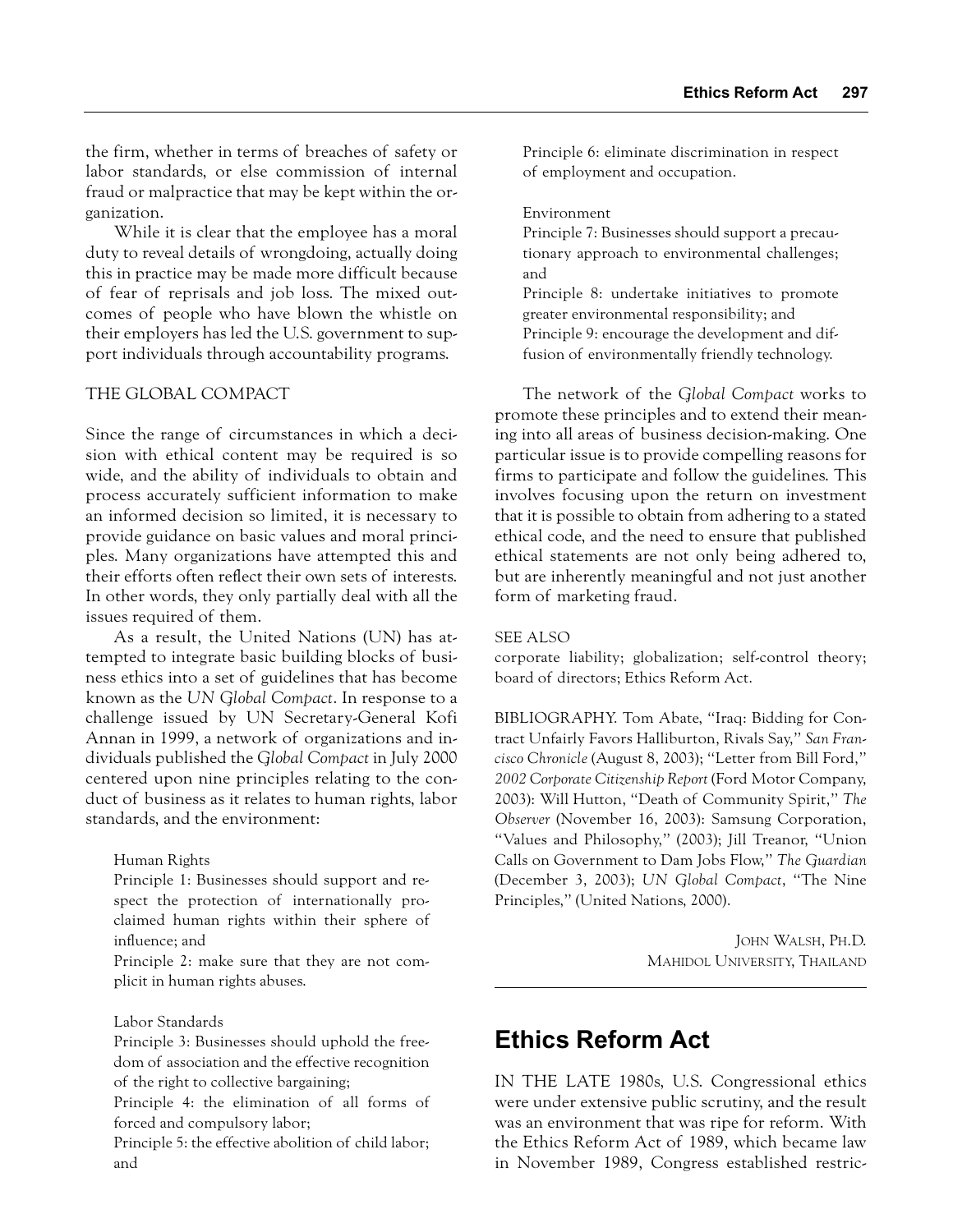the firm, whether in terms of breaches of safety or labor standards, or else commission of internal fraud or malpractice that may be kept within the organization.

While it is clear that the employee has a moral duty to reveal details of wrongdoing, actually doing this in practice may be made more difficult because of fear of reprisals and job loss. The mixed outcomes of people who have blown the whistle on their employers has led the U.S. government to support individuals through accountability programs.

THE GLOBAL COMPACT

Since the range of circumstances in which a decision with ethical content may be required is so wide, and the ability of individuals to obtain and process accurately sufficient information to make an informed decision so limited, it is necessary to provide guidance on basic values and moral principles. Many organizations have attempted this and their efforts often reflect their own sets of interests. In other words, they only partially deal with all the issues required of them.

As a result, the United Nations (UN) has attempted to integrate basic building blocks of business ethics into a set of guidelines that has become known as the *UN Global Compact*. In response to a challenge issued by UN Secretary-General Kofi Annan in 1999, a network of organizations and individuals published the *Global Compact* in July 2000 centered upon nine principles relating to the conduct of business as it relates to human rights, labor standards, and the environment:

> Human Rights
> Principle 1: Businesses should support and respect the protection of internationally proclaimed human rights within their sphere of influence; and
> Principle 2: make sure that they are not complicit in human rights abuses.
>
> Labor Standards
> Principle 3: Businesses should uphold the freedom of association and the effective recognition of the right to collective bargaining;
> Principle 4: the elimination of all forms of forced and compulsory labor;
> Principle 5: the effective abolition of child labor; and
> Principle 6: eliminate discrimination in respect of employment and occupation.
>
> Environment
> Principle 7: Businesses should support a precautionary approach to environmental challenges; and
> Principle 8: undertake initiatives to promote greater environmental responsibility; and
> Principle 9: encourage the development and diffusion of environmentally friendly technology.

The network of the *Global Compact* works to promote these principles and to extend their meaning into all areas of business decision-making. One particular issue is to provide compelling reasons for firms to participate and follow the guidelines. This involves focusing upon the return on investment that it is possible to obtain from adhering to a stated ethical code, and the need to ensure that published ethical statements are not only being adhered to, but are inherently meaningful and not just another form of marketing fraud.

SEE ALSO
corporate liability; globalization; self-control theory; board of directors; Ethics Reform Act.

BIBLIOGRAPHY. Tom Abate, "Iraq: Bidding for Contract Unfairly Favors Halliburton, Rivals Say," *San Francisco Chronicle* (August 8, 2003); "Letter from Bill Ford," *2002 Corporate Citizenship Report* (Ford Motor Company, 2003): Will Hutton, "Death of Community Spirit," *The Observer* (November 16, 2003): Samsung Corporation, "Values and Philosophy," (2003); Jill Treanor, "Union Calls on Government to Dam Jobs Flow," *The Guardian* (December 3, 2003); *UN Global Compact*, "The Nine Principles," (United Nations, 2000).

JOHN WALSH, PH.D.
MAHIDOL UNIVERSITY, THAILAND

# Ethics Reform Act

IN THE LATE 1980s, U.S. Congressional ethics were under extensive public scrutiny, and the result was an environment that was ripe for reform. With the Ethics Reform Act of 1989, which became law in November 1989, Congress established restric-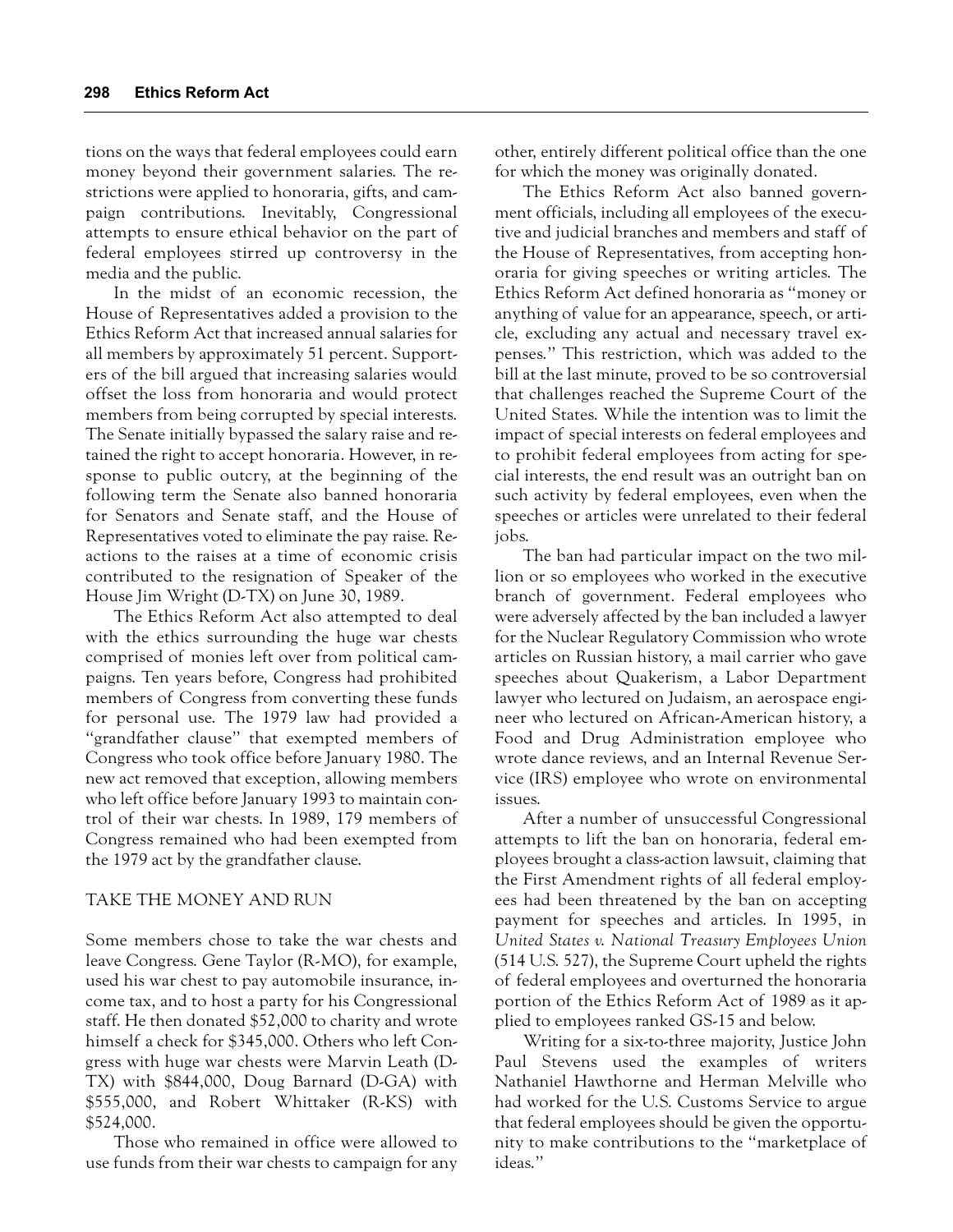tions on the ways that federal employees could earn money beyond their government salaries. The restrictions were applied to honoraria, gifts, and campaign contributions. Inevitably, Congressional attempts to ensure ethical behavior on the part of federal employees stirred up controversy in the media and the public.

In the midst of an economic recession, the House of Representatives added a provision to the Ethics Reform Act that increased annual salaries for all members by approximately 51 percent. Supporters of the bill argued that increasing salaries would offset the loss from honoraria and would protect members from being corrupted by special interests. The Senate initially bypassed the salary raise and retained the right to accept honoraria. However, in response to public outcry, at the beginning of the following term the Senate also banned honoraria for Senators and Senate staff, and the House of Representatives voted to eliminate the pay raise. Reactions to the raises at a time of economic crisis contributed to the resignation of Speaker of the House Jim Wright (D-TX) on June 30, 1989.

The Ethics Reform Act also attempted to deal with the ethics surrounding the huge war chests comprised of monies left over from political campaigns. Ten years before, Congress had prohibited members of Congress from converting these funds for personal use. The 1979 law had provided a "grandfather clause" that exempted members of Congress who took office before January 1980. The new act removed that exception, allowing members who left office before January 1993 to maintain control of their war chests. In 1989, 179 members of Congress remained who had been exempted from the 1979 act by the grandfather clause.

## TAKE THE MONEY AND RUN

Some members chose to take the war chests and leave Congress. Gene Taylor (R-MO), for example, used his war chest to pay automobile insurance, income tax, and to host a party for his Congressional staff. He then donated $52,000 to charity and wrote himself a check for $345,000. Others who left Congress with huge war chests were Marvin Leath (D-TX) with $844,000, Doug Barnard (D-GA) with $555,000, and Robert Whittaker (R-KS) with $524,000.

Those who remained in office were allowed to use funds from their war chests to campaign for any other, entirely different political office than the one for which the money was originally donated.

The Ethics Reform Act also banned government officials, including all employees of the executive and judicial branches and members and staff of the House of Representatives, from accepting honoraria for giving speeches or writing articles. The Ethics Reform Act defined honoraria as "money or anything of value for an appearance, speech, or article, excluding any actual and necessary travel expenses." This restriction, which was added to the bill at the last minute, proved to be so controversial that challenges reached the Supreme Court of the United States. While the intention was to limit the impact of special interests on federal employees and to prohibit federal employees from acting for special interests, the end result was an outright ban on such activity by federal employees, even when the speeches or articles were unrelated to their federal jobs.

The ban had particular impact on the two million or so employees who worked in the executive branch of government. Federal employees who were adversely affected by the ban included a lawyer for the Nuclear Regulatory Commission who wrote articles on Russian history, a mail carrier who gave speeches about Quakerism, a Labor Department lawyer who lectured on Judaism, an aerospace engineer who lectured on African-American history, a Food and Drug Administration employee who wrote dance reviews, and an Internal Revenue Service (IRS) employee who wrote on environmental issues.

After a number of unsuccessful Congressional attempts to lift the ban on honoraria, federal employees brought a class-action lawsuit, claiming that the First Amendment rights of all federal employees had been threatened by the ban on accepting payment for speeches and articles. In 1995, in *United States v. National Treasury Employees Union* (514 U.S. 527), the Supreme Court upheld the rights of federal employees and overturned the honoraria portion of the Ethics Reform Act of 1989 as it applied to employees ranked GS-15 and below.

Writing for a six-to-three majority, Justice John Paul Stevens used the examples of writers Nathaniel Hawthorne and Herman Melville who had worked for the U.S. Customs Service to argue that federal employees should be given the opportunity to make contributions to the "marketplace of ideas."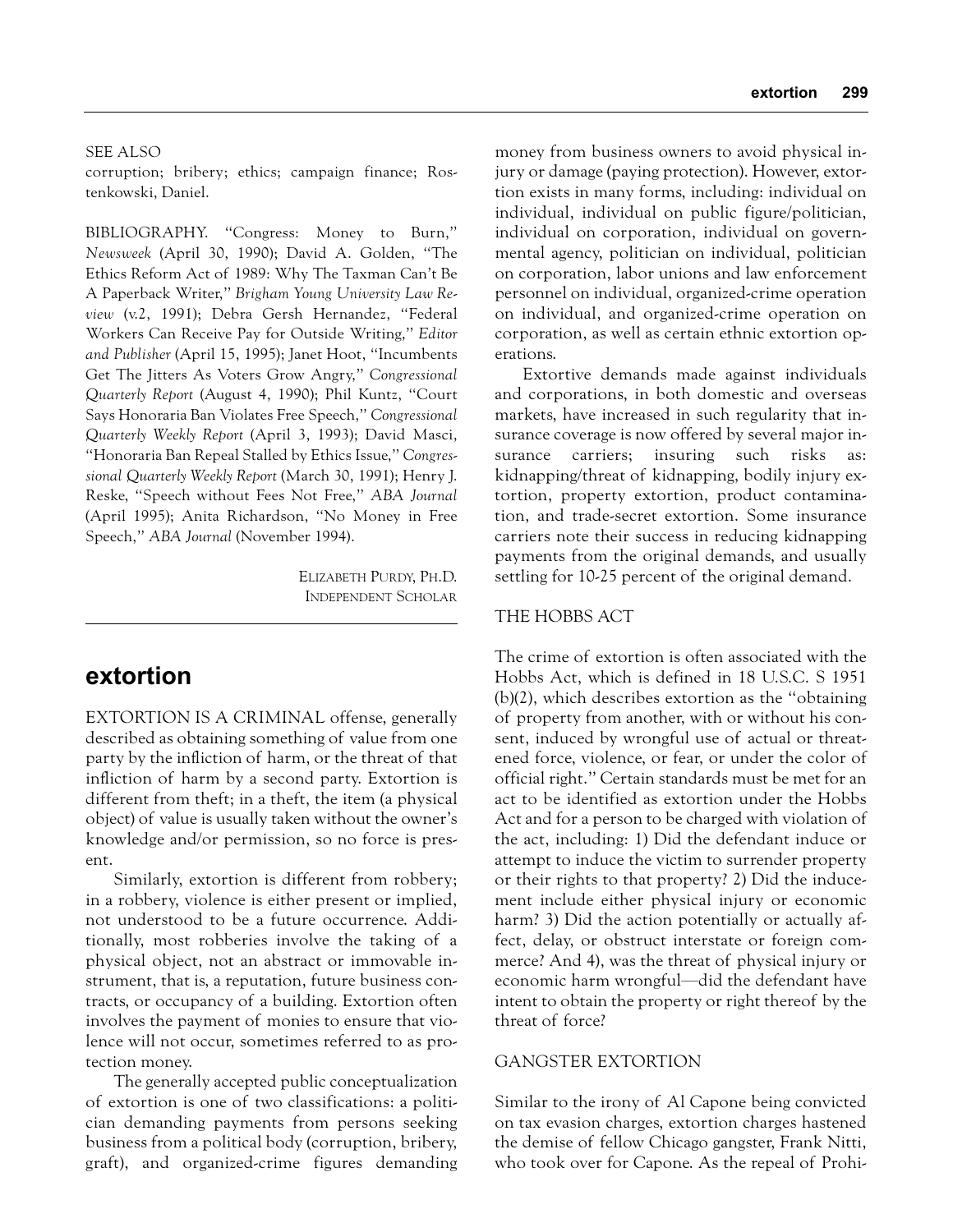SEE ALSO

corruption; bribery; ethics; campaign finance; Rostenkowski, Daniel.

BIBLIOGRAPHY. "Congress: Money to Burn," *Newsweek* (April 30, 1990); David A. Golden, "The Ethics Reform Act of 1989: Why The Taxman Can't Be A Paperback Writer," *Brigham Young University Law Review* (v.2, 1991); Debra Gersh Hernandez, "Federal Workers Can Receive Pay for Outside Writing," *Editor and Publisher* (April 15, 1995); Janet Hoot, "Incumbents Get The Jitters As Voters Grow Angry," *Congressional Quarterly Report* (August 4, 1990); Phil Kuntz, "Court Says Honoraria Ban Violates Free Speech," *Congressional Quarterly Weekly Report* (April 3, 1993); David Masci, "Honoraria Ban Repeal Stalled by Ethics Issue," *Congressional Quarterly Weekly Report* (March 30, 1991); Henry J. Reske, "Speech without Fees Not Free," *ABA Journal* (April 1995); Anita Richardson, "No Money in Free Speech," *ABA Journal* (November 1994).

ELIZABETH PURDY, PH.D.
INDEPENDENT SCHOLAR

# extortion

EXTORTION IS A CRIMINAL offense, generally described as obtaining something of value from one party by the infliction of harm, or the threat of that infliction of harm by a second party. Extortion is different from theft; in a theft, the item (a physical object) of value is usually taken without the owner's knowledge and/or permission, so no force is present.

Similarly, extortion is different from robbery; in a robbery, violence is either present or implied, not understood to be a future occurrence. Additionally, most robberies involve the taking of a physical object, not an abstract or immovable instrument, that is, a reputation, future business contracts, or occupancy of a building. Extortion often involves the payment of monies to ensure that violence will not occur, sometimes referred to as protection money.

The generally accepted public conceptualization of extortion is one of two classifications: a politician demanding payments from persons seeking business from a political body (corruption, bribery, graft), and organized-crime figures demanding money from business owners to avoid physical injury or damage (paying protection). However, extortion exists in many forms, including: individual on individual, individual on public figure/politician, individual on corporation, individual on governmental agency, politician on individual, politician on corporation, labor unions and law enforcement personnel on individual, organized-crime operation on individual, and organized-crime operation on corporation, as well as certain ethnic extortion operations.

Extortive demands made against individuals and corporations, in both domestic and overseas markets, have increased in such regularity that insurance coverage is now offered by several major insurance carriers; insuring such risks as: kidnapping/threat of kidnapping, bodily injury extortion, property extortion, product contamination, and trade-secret extortion. Some insurance carriers note their success in reducing kidnapping payments from the original demands, and usually settling for 10-25 percent of the original demand.

## THE HOBBS ACT

The crime of extortion is often associated with the Hobbs Act, which is defined in 18 U.S.C. S 1951 (b)(2), which describes extortion as the "obtaining of property from another, with or without his consent, induced by wrongful use of actual or threatened force, violence, or fear, or under the color of official right." Certain standards must be met for an act to be identified as extortion under the Hobbs Act and for a person to be charged with violation of the act, including: 1) Did the defendant induce or attempt to induce the victim to surrender property or their rights to that property? 2) Did the inducement include either physical injury or economic harm? 3) Did the action potentially or actually affect, delay, or obstruct interstate or foreign commerce? And 4), was the threat of physical injury or economic harm wrongful—did the defendant have intent to obtain the property or right thereof by the threat of force?

## GANGSTER EXTORTION

Similar to the irony of Al Capone being convicted on tax evasion charges, extortion charges hastened the demise of fellow Chicago gangster, Frank Nitti, who took over for Capone. As the repeal of Prohi-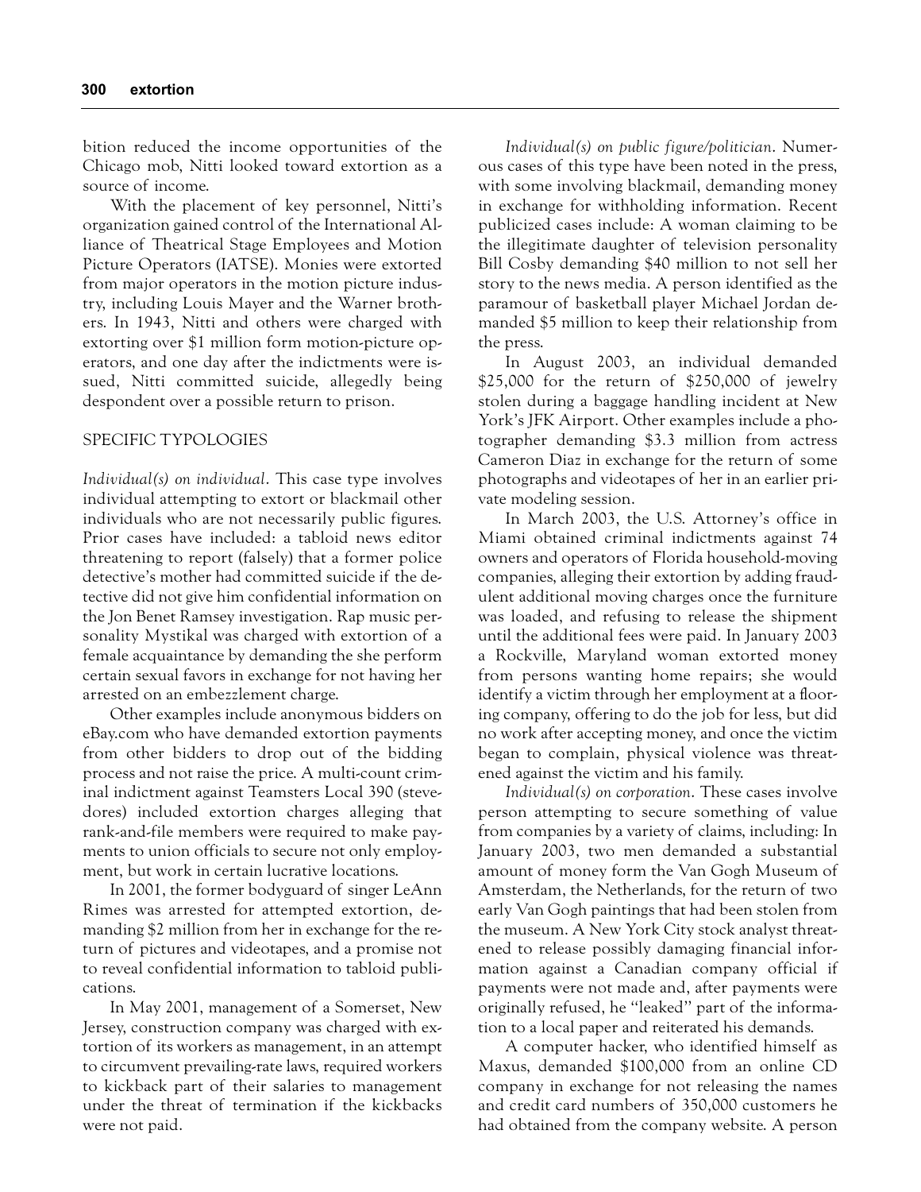bition reduced the income opportunities of the Chicago mob, Nitti looked toward extortion as a source of income.

With the placement of key personnel, Nitti's organization gained control of the International Alliance of Theatrical Stage Employees and Motion Picture Operators (IATSE). Monies were extorted from major operators in the motion picture industry, including Louis Mayer and the Warner brothers. In 1943, Nitti and others were charged with extorting over $1 million form motion-picture operators, and one day after the indictments were issued, Nitti committed suicide, allegedly being despondent over a possible return to prison.

## SPECIFIC TYPOLOGIES

*Individual(s) on individual*. This case type involves individual attempting to extort or blackmail other individuals who are not necessarily public figures. Prior cases have included: a tabloid news editor threatening to report (falsely) that a former police detective's mother had committed suicide if the detective did not give him confidential information on the Jon Benet Ramsey investigation. Rap music personality Mystikal was charged with extortion of a female acquaintance by demanding the she perform certain sexual favors in exchange for not having her arrested on an embezzlement charge.

Other examples include anonymous bidders on eBay.com who have demanded extortion payments from other bidders to drop out of the bidding process and not raise the price. A multi-count criminal indictment against Teamsters Local 390 (stevedores) included extortion charges alleging that rank-and-file members were required to make payments to union officials to secure not only employment, but work in certain lucrative locations.

In 2001, the former bodyguard of singer LeAnn Rimes was arrested for attempted extortion, demanding $2 million from her in exchange for the return of pictures and videotapes, and a promise not to reveal confidential information to tabloid publications.

In May 2001, management of a Somerset, New Jersey, construction company was charged with extortion of its workers as management, in an attempt to circumvent prevailing-rate laws, required workers to kickback part of their salaries to management under the threat of termination if the kickbacks were not paid.

*Individual(s) on public figure/politician*. Numerous cases of this type have been noted in the press, with some involving blackmail, demanding money in exchange for withholding information. Recent publicized cases include: A woman claiming to be the illegitimate daughter of television personality Bill Cosby demanding $40 million to not sell her story to the news media. A person identified as the paramour of basketball player Michael Jordan demanded $5 million to keep their relationship from the press.

In August 2003, an individual demanded $25,000 for the return of $250,000 of jewelry stolen during a baggage handling incident at New York's JFK Airport. Other examples include a photographer demanding $3.3 million from actress Cameron Diaz in exchange for the return of some photographs and videotapes of her in an earlier private modeling session.

In March 2003, the U.S. Attorney's office in Miami obtained criminal indictments against 74 owners and operators of Florida household-moving companies, alleging their extortion by adding fraudulent additional moving charges once the furniture was loaded, and refusing to release the shipment until the additional fees were paid. In January 2003 a Rockville, Maryland woman extorted money from persons wanting home repairs; she would identify a victim through her employment at a flooring company, offering to do the job for less, but did no work after accepting money, and once the victim began to complain, physical violence was threatened against the victim and his family.

*Individual(s) on corporation*. These cases involve person attempting to secure something of value from companies by a variety of claims, including: In January 2003, two men demanded a substantial amount of money form the Van Gogh Museum of Amsterdam, the Netherlands, for the return of two early Van Gogh paintings that had been stolen from the museum. A New York City stock analyst threatened to release possibly damaging financial information against a Canadian company official if payments were not made and, after payments were originally refused, he "leaked" part of the information to a local paper and reiterated his demands.

A computer hacker, who identified himself as Maxus, demanded $100,000 from an online CD company in exchange for not releasing the names and credit card numbers of 350,000 customers he had obtained from the company website. A person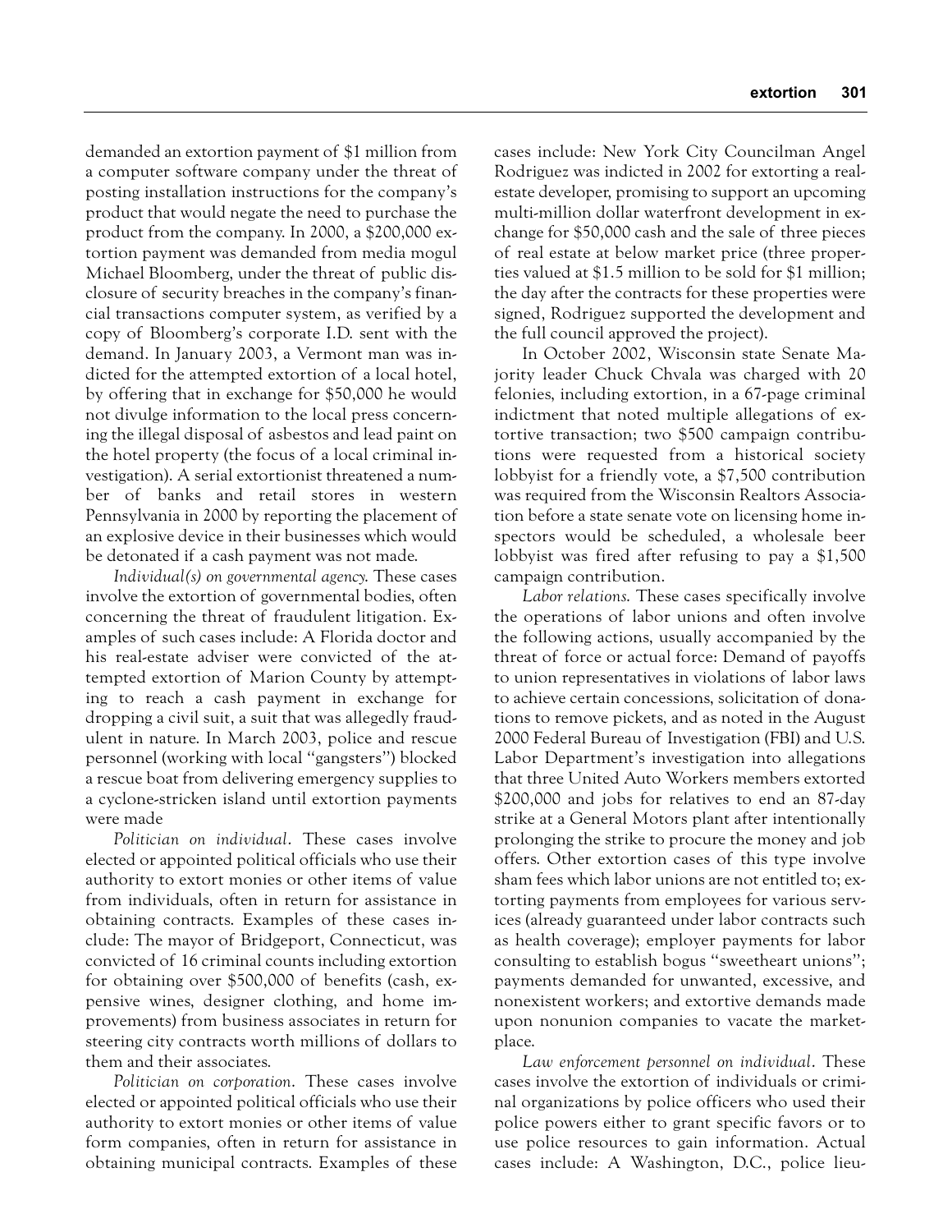demanded an extortion payment of $1 million from a computer software company under the threat of posting installation instructions for the company's product that would negate the need to purchase the product from the company. In 2000, a $200,000 extortion payment was demanded from media mogul Michael Bloomberg, under the threat of public disclosure of security breaches in the company's financial transactions computer system, as verified by a copy of Bloomberg's corporate I.D. sent with the demand. In January 2003, a Vermont man was indicted for the attempted extortion of a local hotel, by offering that in exchange for $50,000 he would not divulge information to the local press concerning the illegal disposal of asbestos and lead paint on the hotel property (the focus of a local criminal investigation). A serial extortionist threatened a number of banks and retail stores in western Pennsylvania in 2000 by reporting the placement of an explosive device in their businesses which would be detonated if a cash payment was not made.

*Individual(s) on governmental agency.* These cases involve the extortion of governmental bodies, often concerning the threat of fraudulent litigation. Examples of such cases include: A Florida doctor and his real-estate adviser were convicted of the attempted extortion of Marion County by attempting to reach a cash payment in exchange for dropping a civil suit, a suit that was allegedly fraudulent in nature. In March 2003, police and rescue personnel (working with local "gangsters") blocked a rescue boat from delivering emergency supplies to a cyclone-stricken island until extortion payments were made

*Politician on individual.* These cases involve elected or appointed political officials who use their authority to extort monies or other items of value from individuals, often in return for assistance in obtaining contracts. Examples of these cases include: The mayor of Bridgeport, Connecticut, was convicted of 16 criminal counts including extortion for obtaining over $500,000 of benefits (cash, expensive wines, designer clothing, and home improvements) from business associates in return for steering city contracts worth millions of dollars to them and their associates.

*Politician on corporation.* These cases involve elected or appointed political officials who use their authority to extort monies or other items of value form companies, often in return for assistance in obtaining municipal contracts. Examples of these cases include: New York City Councilman Angel Rodriguez was indicted in 2002 for extorting a real-estate developer, promising to support an upcoming multi-million dollar waterfront development in exchange for $50,000 cash and the sale of three pieces of real estate at below market price (three properties valued at $1.5 million to be sold for $1 million; the day after the contracts for these properties were signed, Rodriguez supported the development and the full council approved the project).

In October 2002, Wisconsin state Senate Majority leader Chuck Chvala was charged with 20 felonies, including extortion, in a 67-page criminal indictment that noted multiple allegations of extortive transaction; two $500 campaign contributions were requested from a historical society lobbyist for a friendly vote, a $7,500 contribution was required from the Wisconsin Realtors Association before a state senate vote on licensing home inspectors would be scheduled, a wholesale beer lobbyist was fired after refusing to pay a $1,500 campaign contribution.

*Labor relations.* These cases specifically involve the operations of labor unions and often involve the following actions, usually accompanied by the threat of force or actual force: Demand of payoffs to union representatives in violations of labor laws to achieve certain concessions, solicitation of donations to remove pickets, and as noted in the August 2000 Federal Bureau of Investigation (FBI) and U.S. Labor Department's investigation into allegations that three United Auto Workers members extorted $200,000 and jobs for relatives to end an 87-day strike at a General Motors plant after intentionally prolonging the strike to procure the money and job offers. Other extortion cases of this type involve sham fees which labor unions are not entitled to; extorting payments from employees for various services (already guaranteed under labor contracts such as health coverage); employer payments for labor consulting to establish bogus "sweetheart unions"; payments demanded for unwanted, excessive, and nonexistent workers; and extortive demands made upon nonunion companies to vacate the marketplace.

*Law enforcement personnel on individual.* These cases involve the extortion of individuals or criminal organizations by police officers who used their police powers either to grant specific favors or to use police resources to gain information. Actual cases include: A Washington, D.C., police lieu-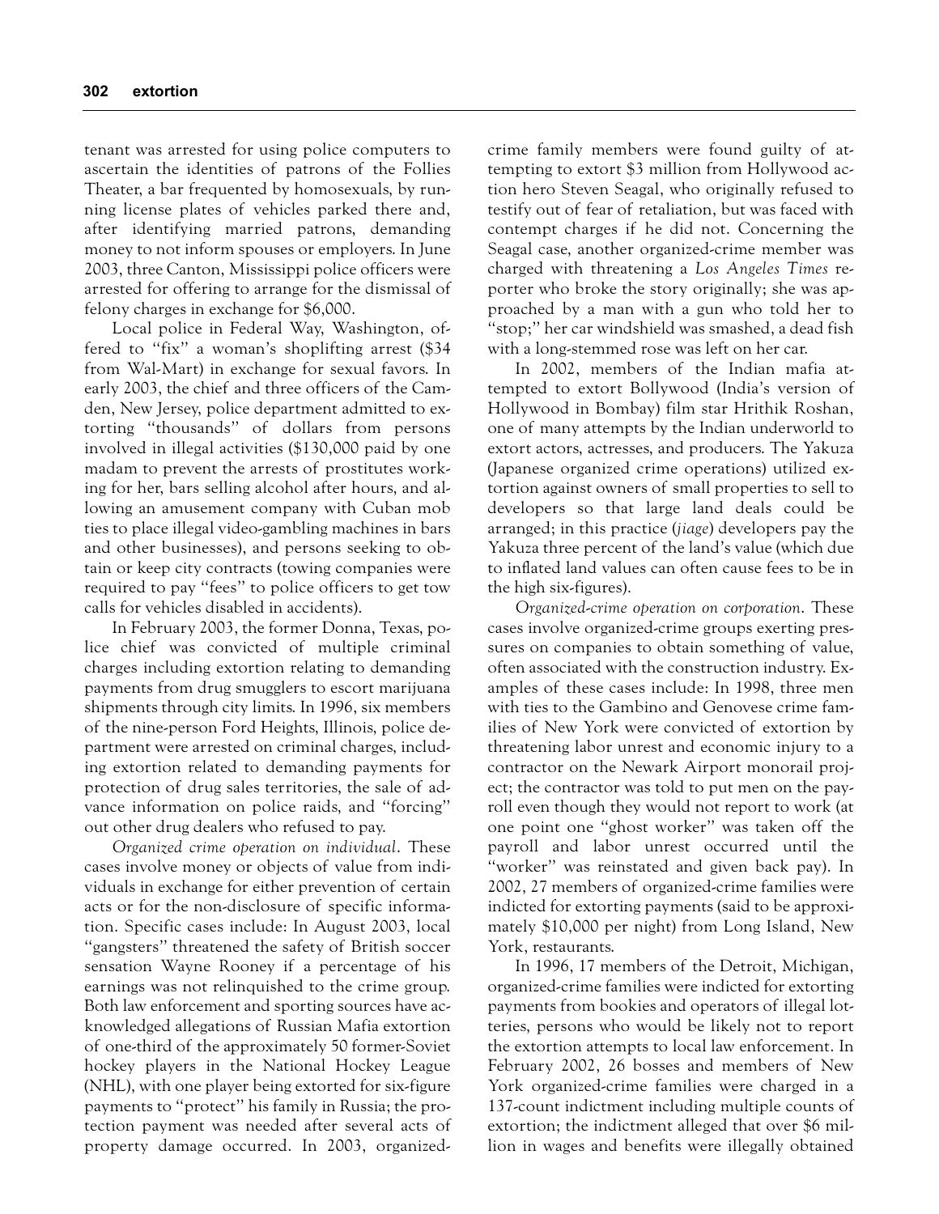tenant was arrested for using police computers to ascertain the identities of patrons of the Follies Theater, a bar frequented by homosexuals, by running license plates of vehicles parked there and, after identifying married patrons, demanding money to not inform spouses or employers. In June 2003, three Canton, Mississippi police officers were arrested for offering to arrange for the dismissal of felony charges in exchange for $6,000.

Local police in Federal Way, Washington, offered to "fix" a woman's shoplifting arrest ($34 from Wal-Mart) in exchange for sexual favors. In early 2003, the chief and three officers of the Camden, New Jersey, police department admitted to extorting "thousands" of dollars from persons involved in illegal activities ($130,000 paid by one madam to prevent the arrests of prostitutes working for her, bars selling alcohol after hours, and allowing an amusement company with Cuban mob ties to place illegal video-gambling machines in bars and other businesses), and persons seeking to obtain or keep city contracts (towing companies were required to pay "fees" to police officers to get tow calls for vehicles disabled in accidents).

In February 2003, the former Donna, Texas, police chief was convicted of multiple criminal charges including extortion relating to demanding payments from drug smugglers to escort marijuana shipments through city limits. In 1996, six members of the nine-person Ford Heights, Illinois, police department were arrested on criminal charges, including extortion related to demanding payments for protection of drug sales territories, the sale of advance information on police raids, and "forcing" out other drug dealers who refused to pay.

*Organized crime operation on individual*. These cases involve money or objects of value from individuals in exchange for either prevention of certain acts or for the non-disclosure of specific information. Specific cases include: In August 2003, local "gangsters" threatened the safety of British soccer sensation Wayne Rooney if a percentage of his earnings was not relinquished to the crime group. Both law enforcement and sporting sources have acknowledged allegations of Russian Mafia extortion of one-third of the approximately 50 former-Soviet hockey players in the National Hockey League (NHL), with one player being extorted for six-figure payments to "protect" his family in Russia; the protection payment was needed after several acts of property damage occurred. In 2003, organized-crime family members were found guilty of attempting to extort $3 million from Hollywood action hero Steven Seagal, who originally refused to testify out of fear of retaliation, but was faced with contempt charges if he did not. Concerning the Seagal case, another organized-crime member was charged with threatening a *Los Angeles Times* reporter who broke the story originally; she was approached by a man with a gun who told her to "stop;" her car windshield was smashed, a dead fish with a long-stemmed rose was left on her car.

In 2002, members of the Indian mafia attempted to extort Bollywood (India's version of Hollywood in Bombay) film star Hrithik Roshan, one of many attempts by the Indian underworld to extort actors, actresses, and producers. The Yakuza (Japanese organized crime operations) utilized extortion against owners of small properties to sell to developers so that large land deals could be arranged; in this practice (*jiage*) developers pay the Yakuza three percent of the land's value (which due to inflated land values can often cause fees to be in the high six-figures).

*Organized-crime operation on corporation*. These cases involve organized-crime groups exerting pressures on companies to obtain something of value, often associated with the construction industry. Examples of these cases include: In 1998, three men with ties to the Gambino and Genovese crime families of New York were convicted of extortion by threatening labor unrest and economic injury to a contractor on the Newark Airport monorail project; the contractor was told to put men on the payroll even though they would not report to work (at one point one "ghost worker" was taken off the payroll and labor unrest occurred until the "worker" was reinstated and given back pay). In 2002, 27 members of organized-crime families were indicted for extorting payments (said to be approximately $10,000 per night) from Long Island, New York, restaurants.

In 1996, 17 members of the Detroit, Michigan, organized-crime families were indicted for extorting payments from bookies and operators of illegal lotteries, persons who would be likely not to report the extortion attempts to local law enforcement. In February 2002, 26 bosses and members of New York organized-crime families were charged in a 137-count indictment including multiple counts of extortion; the indictment alleged that over $6 million in wages and benefits were illegally obtained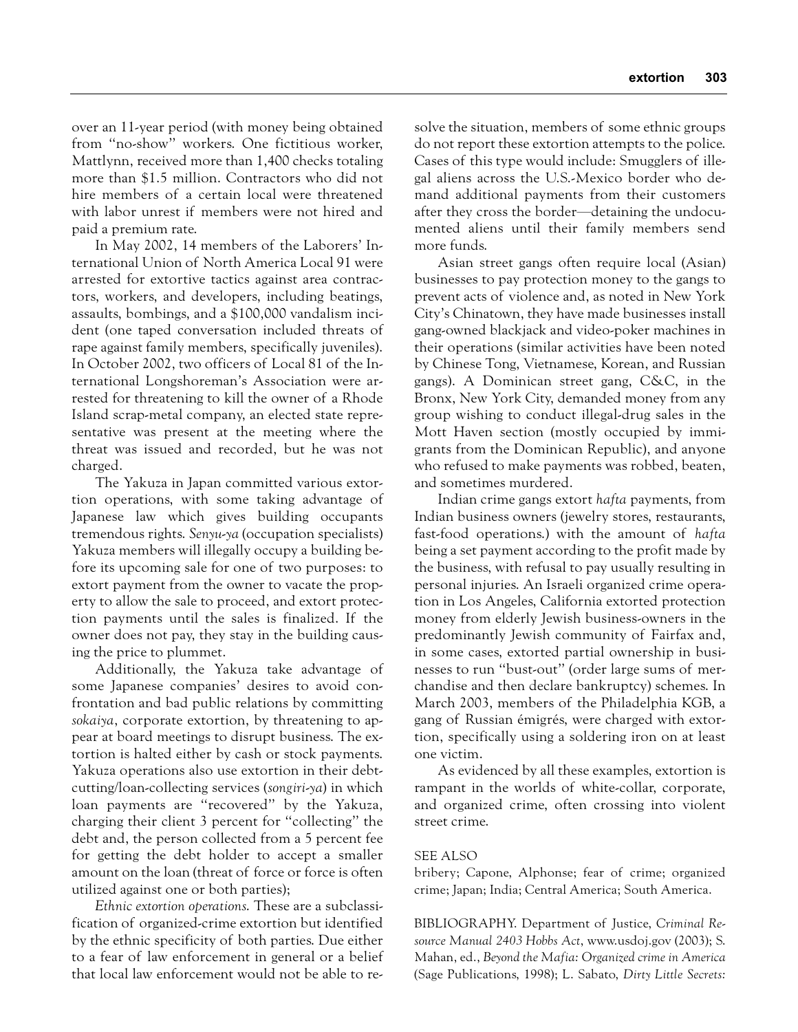over an 11-year period (with money being obtained from "no-show" workers. One fictitious worker, Mattlynn, received more than 1,400 checks totaling more than $1.5 million. Contractors who did not hire members of a certain local were threatened with labor unrest if members were not hired and paid a premium rate.

In May 2002, 14 members of the Laborers' International Union of North America Local 91 were arrested for extortive tactics against area contractors, workers, and developers, including beatings, assaults, bombings, and a $100,000 vandalism incident (one taped conversation included threats of rape against family members, specifically juveniles). In October 2002, two officers of Local 81 of the International Longshoreman's Association were arrested for threatening to kill the owner of a Rhode Island scrap-metal company, an elected state representative was present at the meeting where the threat was issued and recorded, but he was not charged.

The Yakuza in Japan committed various extortion operations, with some taking advantage of Japanese law which gives building occupants tremendous rights. *Senyu-ya* (occupation specialists) Yakuza members will illegally occupy a building before its upcoming sale for one of two purposes: to extort payment from the owner to vacate the property to allow the sale to proceed, and extort protection payments until the sales is finalized. If the owner does not pay, they stay in the building causing the price to plummet.

Additionally, the Yakuza take advantage of some Japanese companies' desires to avoid confrontation and bad public relations by committing *sokaiya*, corporate extortion, by threatening to appear at board meetings to disrupt business. The extortion is halted either by cash or stock payments. Yakuza operations also use extortion in their debt-cutting/loan-collecting services (*songiri-ya*) in which loan payments are "recovered" by the Yakuza, charging their client 3 percent for "collecting" the debt and, the person collected from a 5 percent fee for getting the debt holder to accept a smaller amount on the loan (threat of force or force is often utilized against one or both parties);

*Ethnic extortion operations.* These are a subclassification of organized-crime extortion but identified by the ethnic specificity of both parties. Due either to a fear of law enforcement in general or a belief that local law enforcement would not be able to resolve the situation, members of some ethnic groups do not report these extortion attempts to the police. Cases of this type would include: Smugglers of illegal aliens across the U.S.-Mexico border who demand additional payments from their customers after they cross the border—detaining the undocumented aliens until their family members send more funds.

Asian street gangs often require local (Asian) businesses to pay protection money to the gangs to prevent acts of violence and, as noted in New York City's Chinatown, they have made businesses install gang-owned blackjack and video-poker machines in their operations (similar activities have been noted by Chinese Tong, Vietnamese, Korean, and Russian gangs). A Dominican street gang, C&C, in the Bronx, New York City, demanded money from any group wishing to conduct illegal-drug sales in the Mott Haven section (mostly occupied by immigrants from the Dominican Republic), and anyone who refused to make payments was robbed, beaten, and sometimes murdered.

Indian crime gangs extort *hafta* payments, from Indian business owners (jewelry stores, restaurants, fast-food operations.) with the amount of *hafta* being a set payment according to the profit made by the business, with refusal to pay usually resulting in personal injuries. An Israeli organized crime operation in Los Angeles, California extorted protection money from elderly Jewish business-owners in the predominantly Jewish community of Fairfax and, in some cases, extorted partial ownership in businesses to run "bust-out" (order large sums of merchandise and then declare bankruptcy) schemes. In March 2003, members of the Philadelphia KGB, a gang of Russian émigrés, were charged with extortion, specifically using a soldering iron on at least one victim.

As evidenced by all these examples, extortion is rampant in the worlds of white-collar, corporate, and organized crime, often crossing into violent street crime.

SEE ALSO

bribery; Capone, Alphonse; fear of crime; organized crime; Japan; India; Central America; South America.

BIBLIOGRAPHY. Department of Justice, *Criminal Resource Manual 2403 Hobbs Act*, www.usdoj.gov (2003); S. Mahan, ed., *Beyond the Mafia: Organized crime in America* (Sage Publications, 1998); L. Sabato, *Dirty Little Secrets:*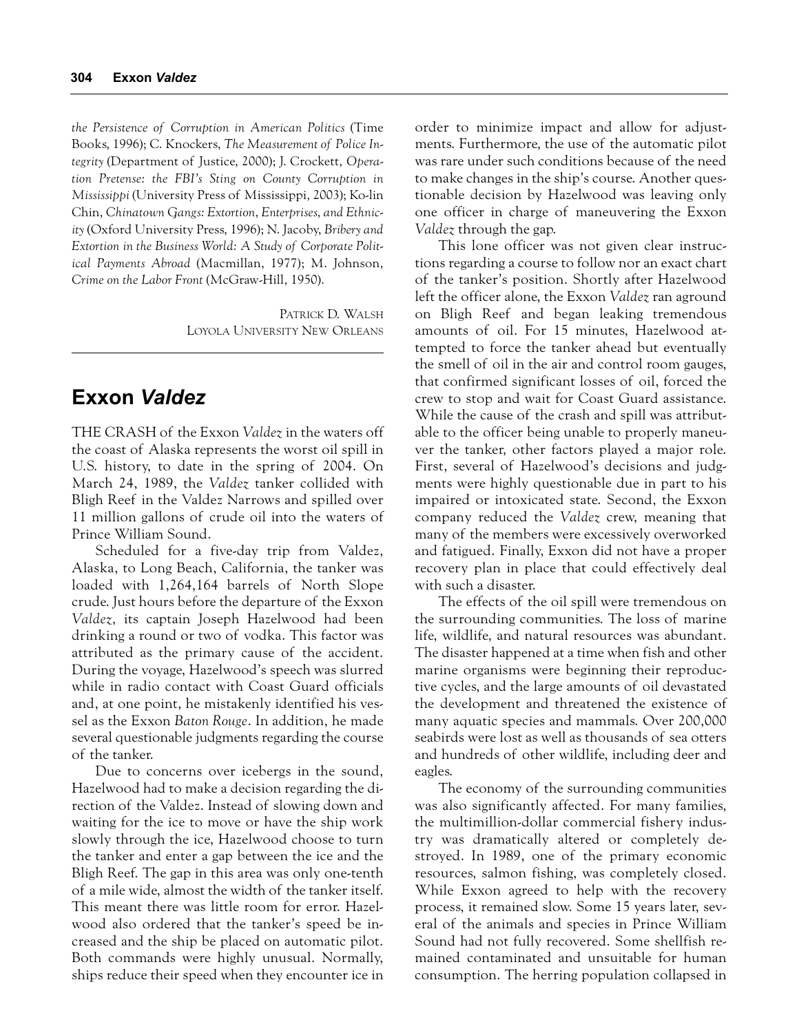*the Persistence of Corruption in American Politics* (Time Books, 1996); C. Knockers, *The Measurement of Police Integrity* (Department of Justice, 2000); J. Crockett, *Operation Pretense: the FBI's Sting on County Corruption in Mississippi* (University Press of Mississippi, 2003); Ko-lin Chin, *Chinatown Gangs: Extortion, Enterprises, and Ethnicity* (Oxford University Press, 1996); N. Jacoby, *Bribery and Extortion in the Business World: A Study of Corporate Political Payments Abroad* (Macmillan, 1977); M. Johnson, *Crime on the Labor Front* (McGraw-Hill, 1950).

PATRICK D. WALSH
LOYOLA UNIVERSITY NEW ORLEANS

## Exxon *Valdez*

THE CRASH of the Exxon *Valdez* in the waters off the coast of Alaska represents the worst oil spill in U.S. history, to date in the spring of 2004. On March 24, 1989, the *Valdez* tanker collided with Bligh Reef in the Valdez Narrows and spilled over 11 million gallons of crude oil into the waters of Prince William Sound.

Scheduled for a five-day trip from Valdez, Alaska, to Long Beach, California, the tanker was loaded with 1,264,164 barrels of North Slope crude. Just hours before the departure of the Exxon *Valdez*, its captain Joseph Hazelwood had been drinking a round or two of vodka. This factor was attributed as the primary cause of the accident. During the voyage, Hazelwood's speech was slurred while in radio contact with Coast Guard officials and, at one point, he mistakenly identified his vessel as the Exxon *Baton Rouge*. In addition, he made several questionable judgments regarding the course of the tanker.

Due to concerns over icebergs in the sound, Hazelwood had to make a decision regarding the direction of the Valdez. Instead of slowing down and waiting for the ice to move or have the ship work slowly through the ice, Hazelwood choose to turn the tanker and enter a gap between the ice and the Bligh Reef. The gap in this area was only one-tenth of a mile wide, almost the width of the tanker itself. This meant there was little room for error. Hazelwood also ordered that the tanker's speed be increased and the ship be placed on automatic pilot. Both commands were highly unusual. Normally, ships reduce their speed when they encounter ice in order to minimize impact and allow for adjustments. Furthermore, the use of the automatic pilot was rare under such conditions because of the need to make changes in the ship's course. Another questionable decision by Hazelwood was leaving only one officer in charge of maneuvering the Exxon *Valdez* through the gap.

This lone officer was not given clear instructions regarding a course to follow nor an exact chart of the tanker's position. Shortly after Hazelwood left the officer alone, the Exxon *Valdez* ran aground on Bligh Reef and began leaking tremendous amounts of oil. For 15 minutes, Hazelwood attempted to force the tanker ahead but eventually the smell of oil in the air and control room gauges, that confirmed significant losses of oil, forced the crew to stop and wait for Coast Guard assistance. While the cause of the crash and spill was attributable to the officer being unable to properly maneuver the tanker, other factors played a major role. First, several of Hazelwood's decisions and judgments were highly questionable due in part to his impaired or intoxicated state. Second, the Exxon company reduced the *Valdez* crew, meaning that many of the members were excessively overworked and fatigued. Finally, Exxon did not have a proper recovery plan in place that could effectively deal with such a disaster.

The effects of the oil spill were tremendous on the surrounding communities. The loss of marine life, wildlife, and natural resources was abundant. The disaster happened at a time when fish and other marine organisms were beginning their reproductive cycles, and the large amounts of oil devastated the development and threatened the existence of many aquatic species and mammals. Over 200,000 seabirds were lost as well as thousands of sea otters and hundreds of other wildlife, including deer and eagles.

The economy of the surrounding communities was also significantly affected. For many families, the multimillion-dollar commercial fishery industry was dramatically altered or completely destroyed. In 1989, one of the primary economic resources, salmon fishing, was completely closed. While Exxon agreed to help with the recovery process, it remained slow. Some 15 years later, several of the animals and species in Prince William Sound had not fully recovered. Some shellfish remained contaminated and unsuitable for human consumption. The herring population collapsed in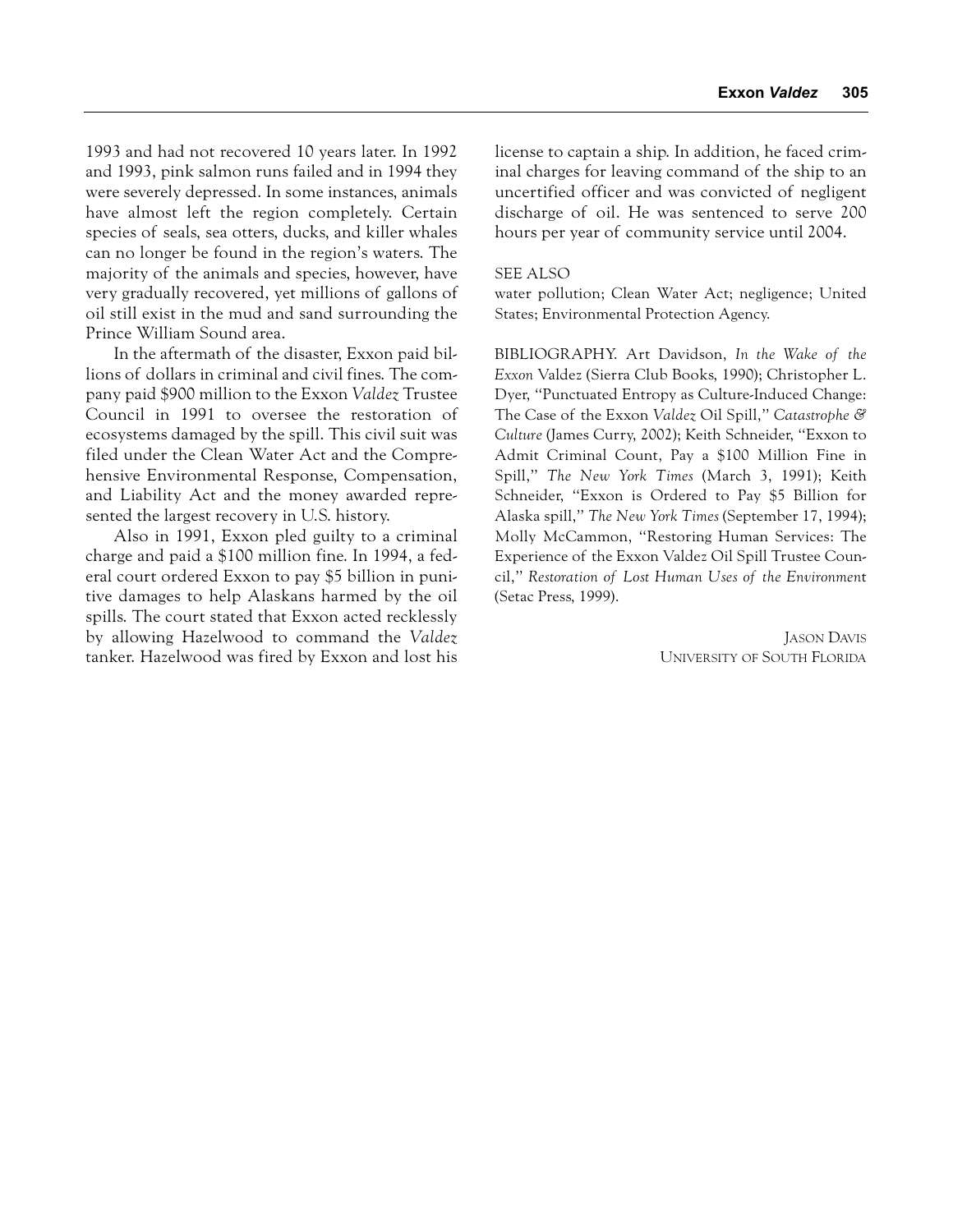1993 and had not recovered 10 years later. In 1992 and 1993, pink salmon runs failed and in 1994 they were severely depressed. In some instances, animals have almost left the region completely. Certain species of seals, sea otters, ducks, and killer whales can no longer be found in the region's waters. The majority of the animals and species, however, have very gradually recovered, yet millions of gallons of oil still exist in the mud and sand surrounding the Prince William Sound area.

In the aftermath of the disaster, Exxon paid billions of dollars in criminal and civil fines. The company paid $900 million to the Exxon *Valdez* Trustee Council in 1991 to oversee the restoration of ecosystems damaged by the spill. This civil suit was filed under the Clean Water Act and the Comprehensive Environmental Response, Compensation, and Liability Act and the money awarded represented the largest recovery in U.S. history.

Also in 1991, Exxon pled guilty to a criminal charge and paid a $100 million fine. In 1994, a federal court ordered Exxon to pay $5 billion in punitive damages to help Alaskans harmed by the oil spills. The court stated that Exxon acted recklessly by allowing Hazelwood to command the *Valdez* tanker. Hazelwood was fired by Exxon and lost his license to captain a ship. In addition, he faced criminal charges for leaving command of the ship to an uncertified officer and was convicted of negligent discharge of oil. He was sentenced to serve 200 hours per year of community service until 2004.

SEE ALSO

water pollution; Clean Water Act; negligence; United States; Environmental Protection Agency.

BIBLIOGRAPHY. Art Davidson, *In the Wake of the Exxon* Valdez (Sierra Club Books, 1990); Christopher L. Dyer, "Punctuated Entropy as Culture-Induced Change: The Case of the Exxon *Valdez* Oil Spill," *Catastrophe & Culture* (James Curry, 2002); Keith Schneider, "Exxon to Admit Criminal Count, Pay a $100 Million Fine in Spill," *The New York Times* (March 3, 1991); Keith Schneider, "Exxon is Ordered to Pay $5 Billion for Alaska spill," *The New York Times* (September 17, 1994); Molly McCammon, "Restoring Human Services: The Experience of the Exxon Valdez Oil Spill Trustee Council," *Restoration of Lost Human Uses of the Environment* (Setac Press, 1999).

JASON DAVIS
UNIVERSITY OF SOUTH FLORIDA